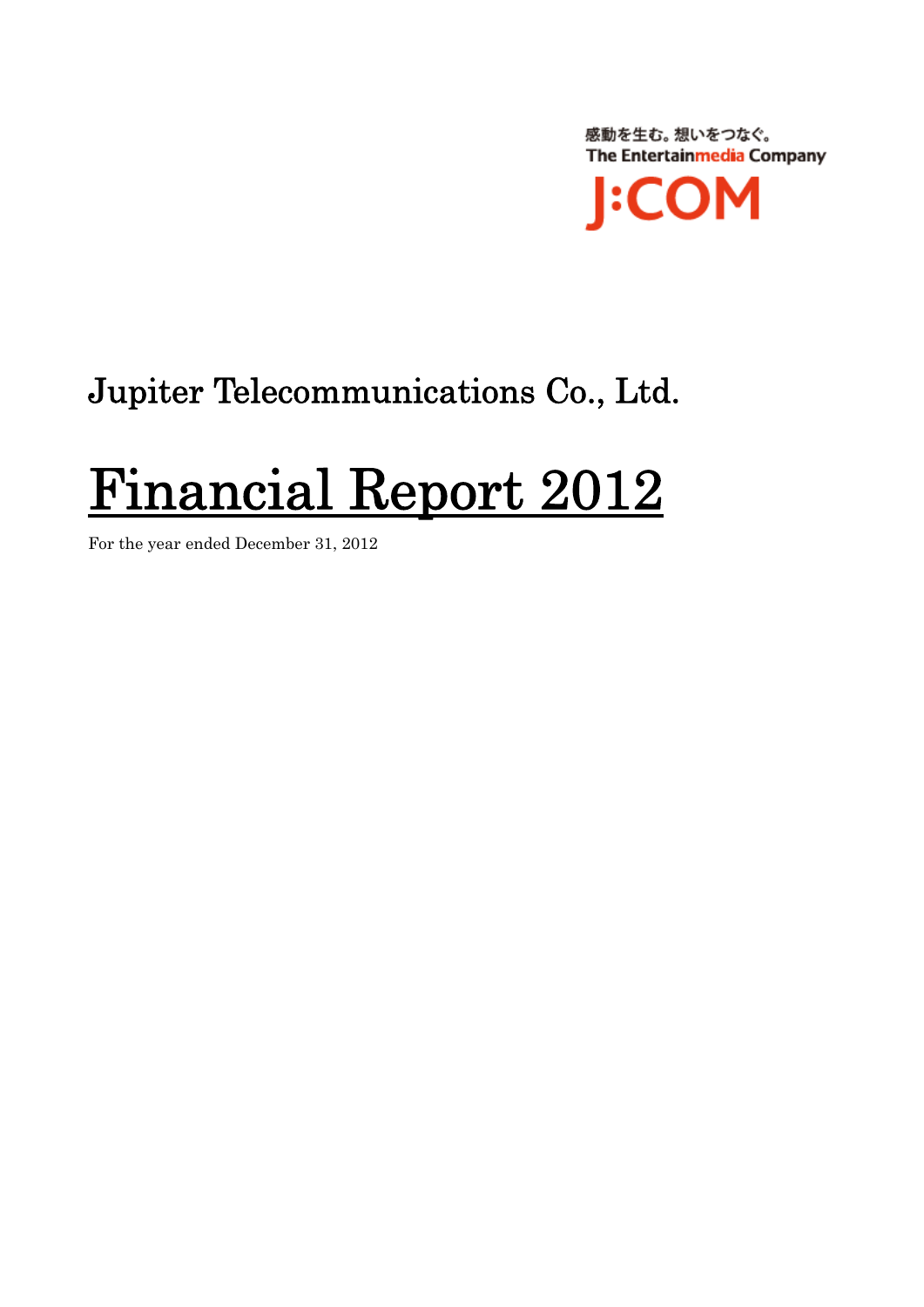感動を生む。想いをつなぐ。
The Entertainmedia Company

J:COM

# Jupiter Telecommunications Co., Ltd.

# Financial Report 2012

For the year ended December 31, 2012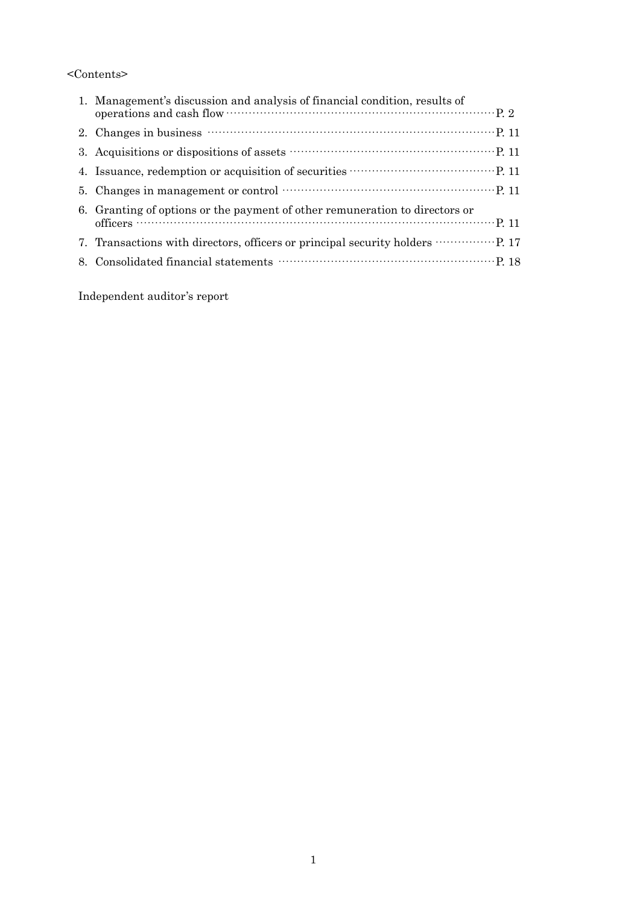<Contents>

1. Management's discussion and analysis of financial condition, results of operations and cash flow ······ P. 2
2. Changes in business ······ P. 11
3. Acquisitions or dispositions of assets ······ P. 11
4. Issuance, redemption or acquisition of securities ······ P. 11
5. Changes in management or control ······ P. 11
6. Granting of options or the payment of other remuneration to directors or officers ······ P. 11
7. Transactions with directors, officers or principal security holders ······ P. 17
8. Consolidated financial statements ······ P. 18

Independent auditor's report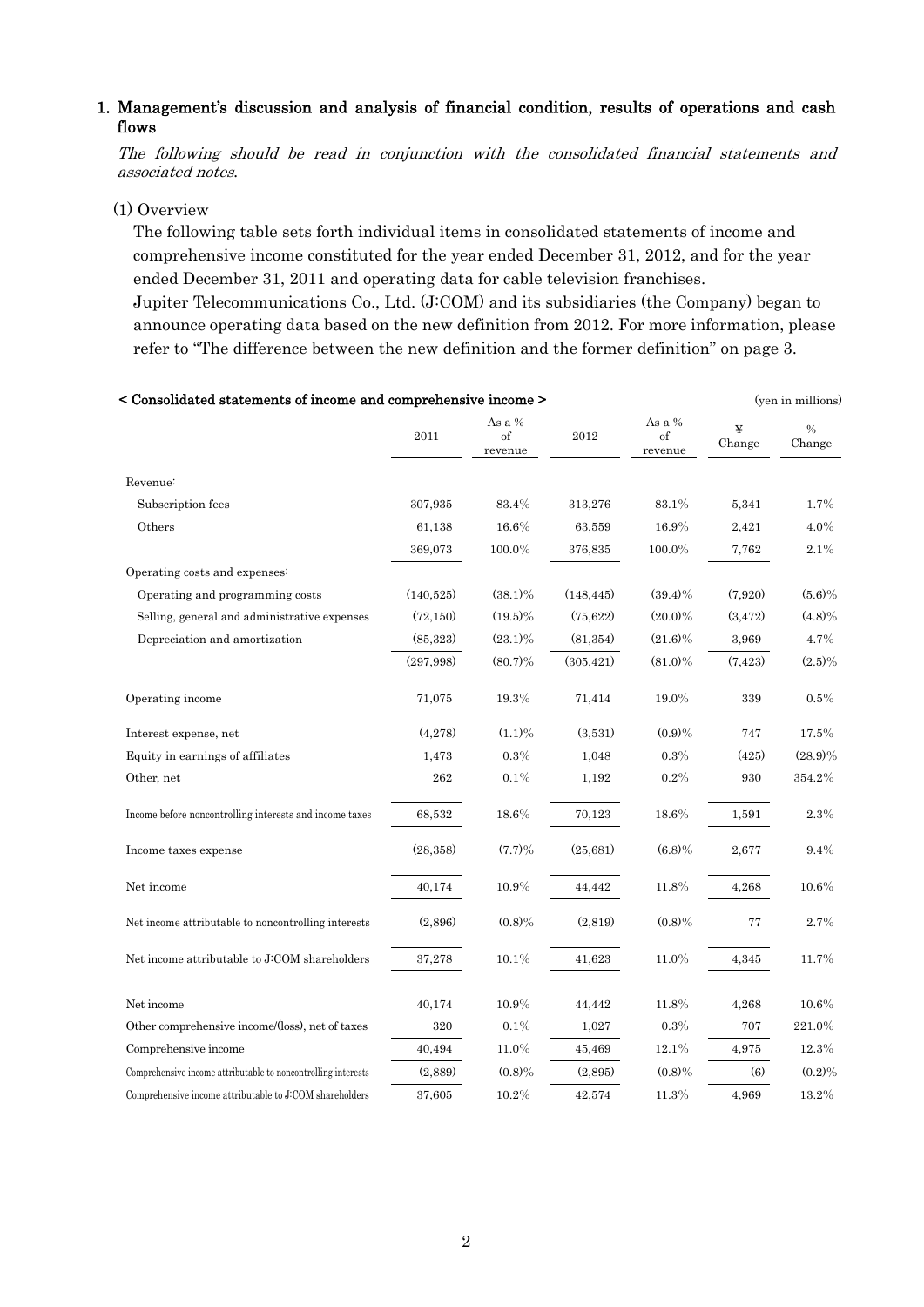## 1. Management's discussion and analysis of financial condition, results of operations and cash flows

*The following should be read in conjunction with the consolidated financial statements and associated notes.*

### (1) Overview

The following table sets forth individual items in consolidated statements of income and comprehensive income constituted for the year ended December 31, 2012, and for the year ended December 31, 2011 and operating data for cable television franchises.

Jupiter Telecommunications Co., Ltd. (J:COM) and its subsidiaries (the Company) began to announce operating data based on the new definition from 2012. For more information, please refer to "The difference between the new definition and the former definition" on page 3.

**< Consolidated statements of income and comprehensive income >** (yen in millions)

| | 2011 | As a % of revenue | 2012 | As a % of revenue | ¥ Change | % Change |
|---|---|---|---|---|---|---|
| Revenue: | | | | | | |
| Subscription fees | 307,935 | 83.4% | 313,276 | 83.1% | 5,341 | 1.7% |
| Others | 61,138 | 16.6% | 63,559 | 16.9% | 2,421 | 4.0% |
| | 369,073 | 100.0% | 376,835 | 100.0% | 7,762 | 2.1% |
| Operating costs and expenses: | | | | | | |
| Operating and programming costs | (140,525) | (38.1)% | (148,445) | (39.4)% | (7,920) | (5.6)% |
| Selling, general and administrative expenses | (72,150) | (19.5)% | (75,622) | (20.0)% | (3,472) | (4.8)% |
| Depreciation and amortization | (85,323) | (23.1)% | (81,354) | (21.6)% | 3,969 | 4.7% |
| | (297,998) | (80.7)% | (305,421) | (81.0)% | (7,423) | (2.5)% |
| Operating income | 71,075 | 19.3% | 71,414 | 19.0% | 339 | 0.5% |
| Interest expense, net | (4,278) | (1.1)% | (3,531) | (0.9)% | 747 | 17.5% |
| Equity in earnings of affiliates | 1,473 | 0.3% | 1,048 | 0.3% | (425) | (28.9)% |
| Other, net | 262 | 0.1% | 1,192 | 0.2% | 930 | 354.2% |
| Income before noncontrolling interests and income taxes | 68,532 | 18.6% | 70,123 | 18.6% | 1,591 | 2.3% |
| Income taxes expense | (28,358) | (7.7)% | (25,681) | (6.8)% | 2,677 | 9.4% |
| Net income | 40,174 | 10.9% | 44,442 | 11.8% | 4,268 | 10.6% |
| Net income attributable to noncontrolling interests | (2,896) | (0.8)% | (2,819) | (0.8)% | 77 | 2.7% |
| Net income attributable to J:COM shareholders | 37,278 | 10.1% | 41,623 | 11.0% | 4,345 | 11.7% |
| Net income | 40,174 | 10.9% | 44,442 | 11.8% | 4,268 | 10.6% |
| Other comprehensive income/(loss), net of taxes | 320 | 0.1% | 1,027 | 0.3% | 707 | 221.0% |
| Comprehensive income | 40,494 | 11.0% | 45,469 | 12.1% | 4,975 | 12.3% |
| Comprehensive income attributable to noncontrolling interests | (2,889) | (0.8)% | (2,895) | (0.8)% | (6) | (0.2)% |
| Comprehensive income attributable to J:COM shareholders | 37,605 | 10.2% | 42,574 | 11.3% | 4,969 | 13.2% |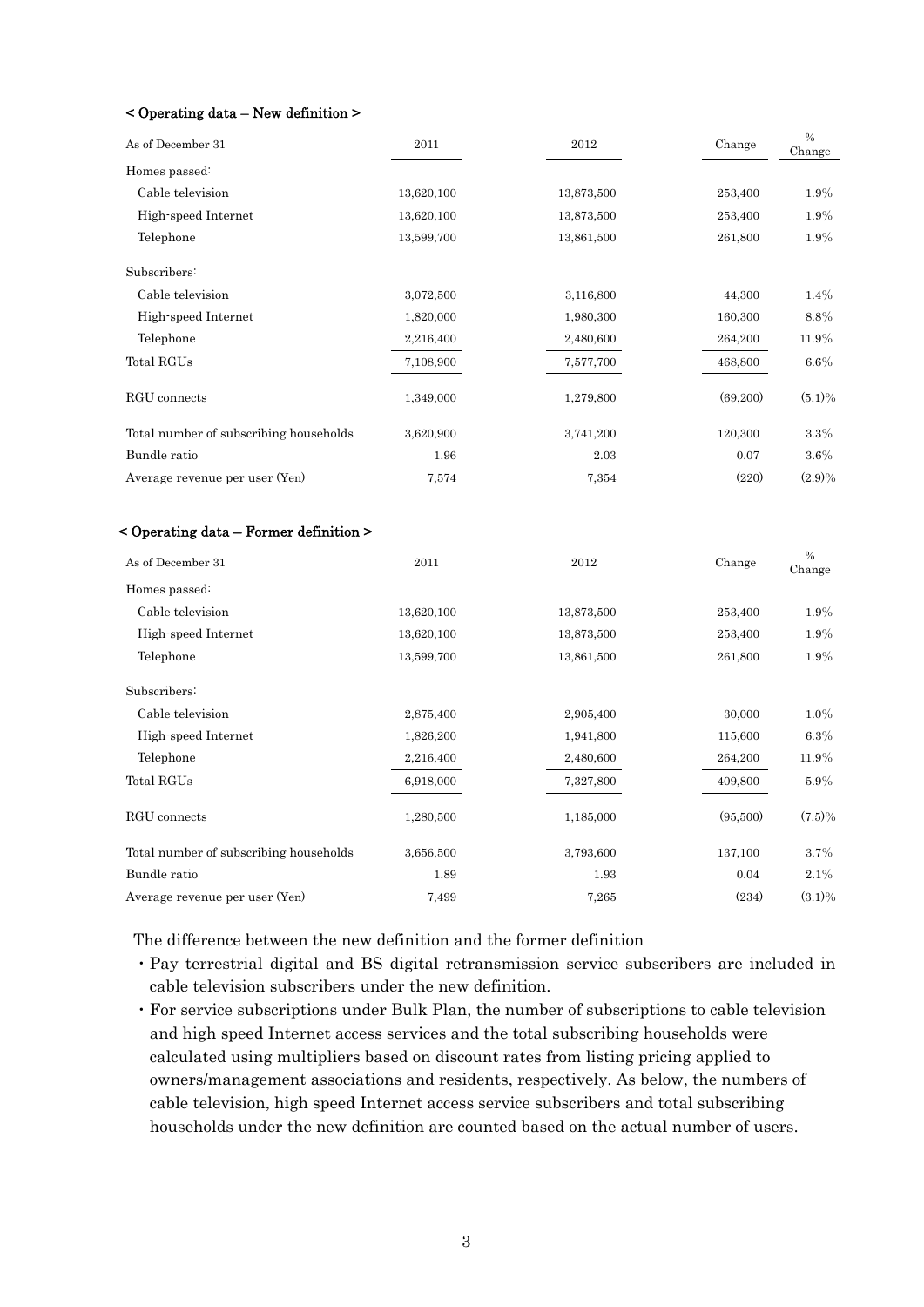**< Operating data – New definition >**

| As of December 31 | 2011 | 2012 | Change | % Change |
|---|---|---|---|---|
| Homes passed: | | | | |
| Cable television | 13,620,100 | 13,873,500 | 253,400 | 1.9% |
| High-speed Internet | 13,620,100 | 13,873,500 | 253,400 | 1.9% |
| Telephone | 13,599,700 | 13,861,500 | 261,800 | 1.9% |
| Subscribers: | | | | |
| Cable television | 3,072,500 | 3,116,800 | 44,300 | 1.4% |
| High-speed Internet | 1,820,000 | 1,980,300 | 160,300 | 8.8% |
| Telephone | 2,216,400 | 2,480,600 | 264,200 | 11.9% |
| Total RGUs | 7,108,900 | 7,577,700 | 468,800 | 6.6% |
| RGU connects | 1,349,000 | 1,279,800 | (69,200) | (5.1)% |
| Total number of subscribing households | 3,620,900 | 3,741,200 | 120,300 | 3.3% |
| Bundle ratio | 1.96 | 2.03 | 0.07 | 3.6% |
| Average revenue per user (Yen) | 7,574 | 7,354 | (220) | (2.9)% |

**< Operating data – Former definition >**

| As of December 31 | 2011 | 2012 | Change | % Change |
|---|---|---|---|---|
| Homes passed: | | | | |
| Cable television | 13,620,100 | 13,873,500 | 253,400 | 1.9% |
| High-speed Internet | 13,620,100 | 13,873,500 | 253,400 | 1.9% |
| Telephone | 13,599,700 | 13,861,500 | 261,800 | 1.9% |
| Subscribers: | | | | |
| Cable television | 2,875,400 | 2,905,400 | 30,000 | 1.0% |
| High-speed Internet | 1,826,200 | 1,941,800 | 115,600 | 6.3% |
| Telephone | 2,216,400 | 2,480,600 | 264,200 | 11.9% |
| Total RGUs | 6,918,000 | 7,327,800 | 409,800 | 5.9% |
| RGU connects | 1,280,500 | 1,185,000 | (95,500) | (7.5)% |
| Total number of subscribing households | 3,656,500 | 3,793,600 | 137,100 | 3.7% |
| Bundle ratio | 1.89 | 1.93 | 0.04 | 2.1% |
| Average revenue per user (Yen) | 7,499 | 7,265 | (234) | (3.1)% |

The difference between the new definition and the former definition

- Pay terrestrial digital and BS digital retransmission service subscribers are included in cable television subscribers under the new definition.
- For service subscriptions under Bulk Plan, the number of subscriptions to cable television and high speed Internet access services and the total subscribing households were calculated using multipliers based on discount rates from listing pricing applied to owners/management associations and residents, respectively. As below, the numbers of cable television, high speed Internet access service subscribers and total subscribing households under the new definition are counted based on the actual number of users.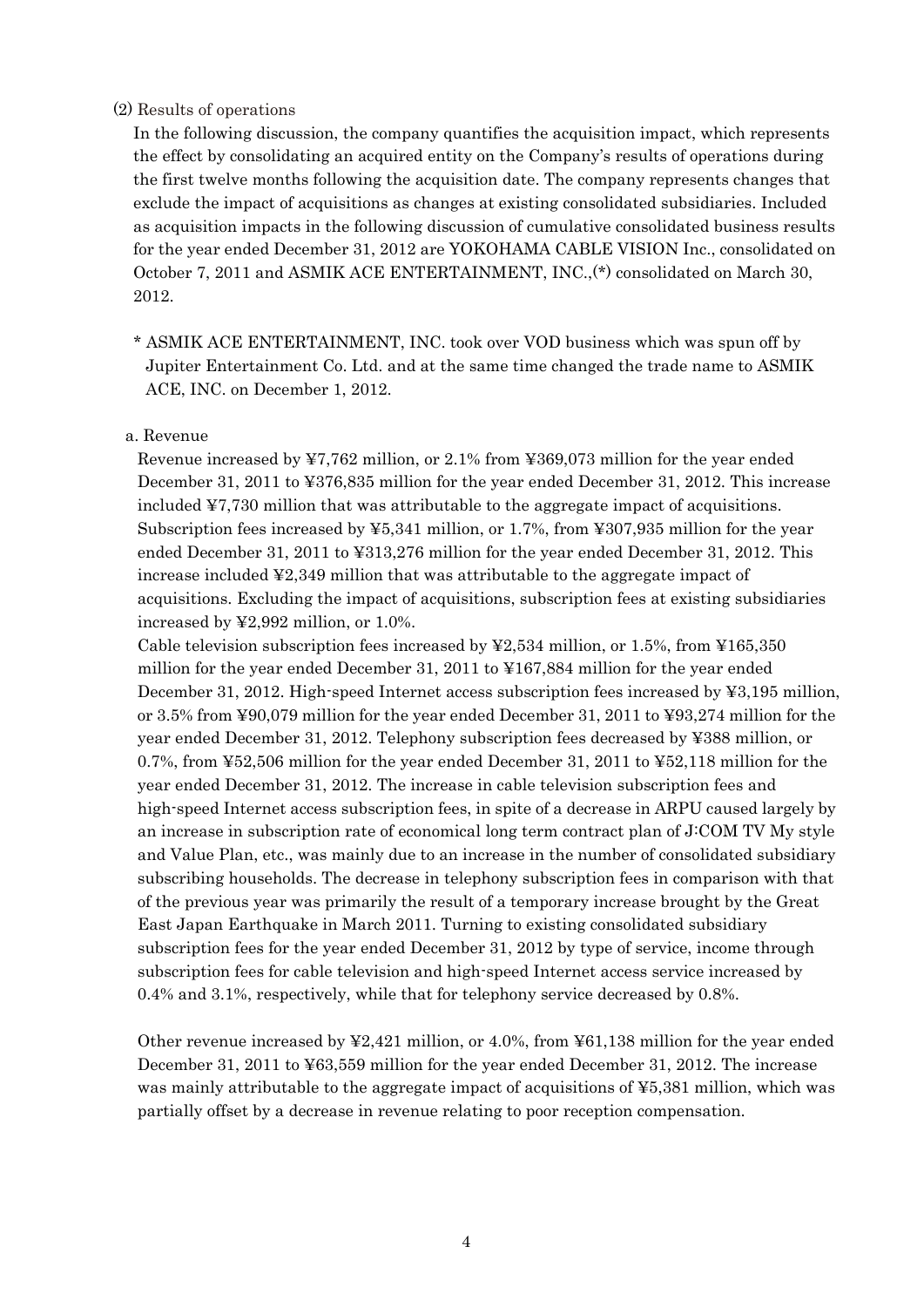(2) Results of operations

In the following discussion, the company quantifies the acquisition impact, which represents the effect by consolidating an acquired entity on the Company's results of operations during the first twelve months following the acquisition date. The company represents changes that exclude the impact of acquisitions as changes at existing consolidated subsidiaries. Included as acquisition impacts in the following discussion of cumulative consolidated business results for the year ended December 31, 2012 are YOKOHAMA CABLE VISION Inc., consolidated on October 7, 2011 and ASMIK ACE ENTERTAINMENT, INC.,(*) consolidated on March 30, 2012.

\* ASMIK ACE ENTERTAINMENT, INC. took over VOD business which was spun off by Jupiter Entertainment Co. Ltd. and at the same time changed the trade name to ASMIK ACE, INC. on December 1, 2012.

a. Revenue

Revenue increased by ¥7,762 million, or 2.1% from ¥369,073 million for the year ended December 31, 2011 to ¥376,835 million for the year ended December 31, 2012. This increase included ¥7,730 million that was attributable to the aggregate impact of acquisitions. Subscription fees increased by ¥5,341 million, or 1.7%, from ¥307,935 million for the year ended December 31, 2011 to ¥313,276 million for the year ended December 31, 2012. This increase included ¥2,349 million that was attributable to the aggregate impact of acquisitions. Excluding the impact of acquisitions, subscription fees at existing subsidiaries increased by ¥2,992 million, or 1.0%.

Cable television subscription fees increased by ¥2,534 million, or 1.5%, from ¥165,350 million for the year ended December 31, 2011 to ¥167,884 million for the year ended December 31, 2012. High-speed Internet access subscription fees increased by ¥3,195 million, or 3.5% from ¥90,079 million for the year ended December 31, 2011 to ¥93,274 million for the year ended December 31, 2012. Telephony subscription fees decreased by ¥388 million, or 0.7%, from ¥52,506 million for the year ended December 31, 2011 to ¥52,118 million for the year ended December 31, 2012. The increase in cable television subscription fees and high-speed Internet access subscription fees, in spite of a decrease in ARPU caused largely by an increase in subscription rate of economical long term contract plan of J:COM TV My style and Value Plan, etc., was mainly due to an increase in the number of consolidated subsidiary subscribing households. The decrease in telephony subscription fees in comparison with that of the previous year was primarily the result of a temporary increase brought by the Great East Japan Earthquake in March 2011. Turning to existing consolidated subsidiary subscription fees for the year ended December 31, 2012 by type of service, income through subscription fees for cable television and high-speed Internet access service increased by 0.4% and 3.1%, respectively, while that for telephony service decreased by 0.8%.

Other revenue increased by ¥2,421 million, or 4.0%, from ¥61,138 million for the year ended December 31, 2011 to ¥63,559 million for the year ended December 31, 2012. The increase was mainly attributable to the aggregate impact of acquisitions of ¥5,381 million, which was partially offset by a decrease in revenue relating to poor reception compensation.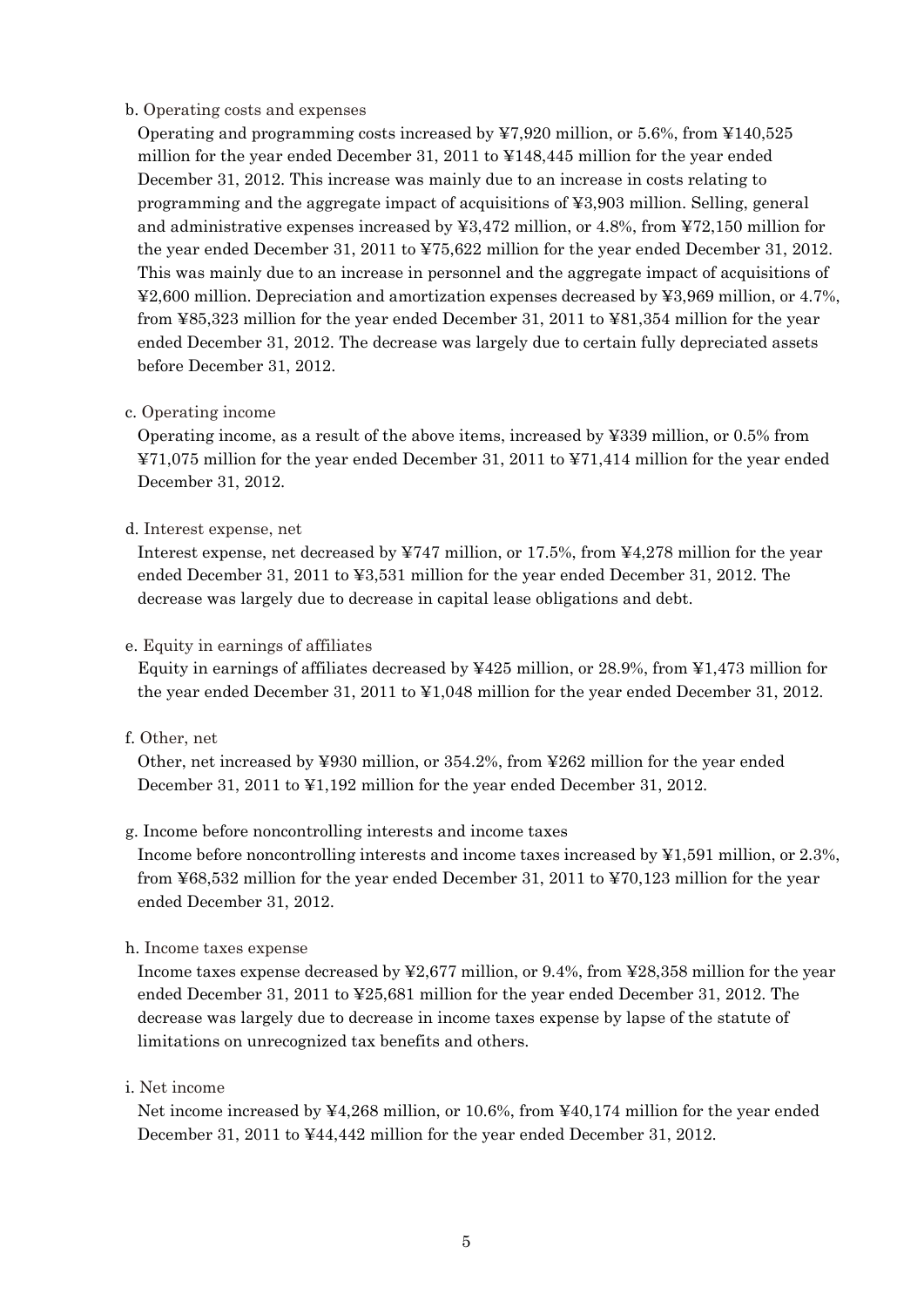b. Operating costs and expenses

Operating and programming costs increased by ¥7,920 million, or 5.6%, from ¥140,525 million for the year ended December 31, 2011 to ¥148,445 million for the year ended December 31, 2012. This increase was mainly due to an increase in costs relating to programming and the aggregate impact of acquisitions of ¥3,903 million. Selling, general and administrative expenses increased by ¥3,472 million, or 4.8%, from ¥72,150 million for the year ended December 31, 2011 to ¥75,622 million for the year ended December 31, 2012. This was mainly due to an increase in personnel and the aggregate impact of acquisitions of ¥2,600 million. Depreciation and amortization expenses decreased by ¥3,969 million, or 4.7%, from ¥85,323 million for the year ended December 31, 2011 to ¥81,354 million for the year ended December 31, 2012. The decrease was largely due to certain fully depreciated assets before December 31, 2012.

c. Operating income

Operating income, as a result of the above items, increased by ¥339 million, or 0.5% from ¥71,075 million for the year ended December 31, 2011 to ¥71,414 million for the year ended December 31, 2012.

d. Interest expense, net

Interest expense, net decreased by ¥747 million, or 17.5%, from ¥4,278 million for the year ended December 31, 2011 to ¥3,531 million for the year ended December 31, 2012. The decrease was largely due to decrease in capital lease obligations and debt.

e. Equity in earnings of affiliates

Equity in earnings of affiliates decreased by ¥425 million, or 28.9%, from ¥1,473 million for the year ended December 31, 2011 to ¥1,048 million for the year ended December 31, 2012.

f. Other, net

Other, net increased by ¥930 million, or 354.2%, from ¥262 million for the year ended December 31, 2011 to ¥1,192 million for the year ended December 31, 2012.

g. Income before noncontrolling interests and income taxes

Income before noncontrolling interests and income taxes increased by ¥1,591 million, or 2.3%, from ¥68,532 million for the year ended December 31, 2011 to ¥70,123 million for the year ended December 31, 2012.

h. Income taxes expense

Income taxes expense decreased by ¥2,677 million, or 9.4%, from ¥28,358 million for the year ended December 31, 2011 to ¥25,681 million for the year ended December 31, 2012. The decrease was largely due to decrease in income taxes expense by lapse of the statute of limitations on unrecognized tax benefits and others.

i. Net income

Net income increased by ¥4,268 million, or 10.6%, from ¥40,174 million for the year ended December 31, 2011 to ¥44,442 million for the year ended December 31, 2012.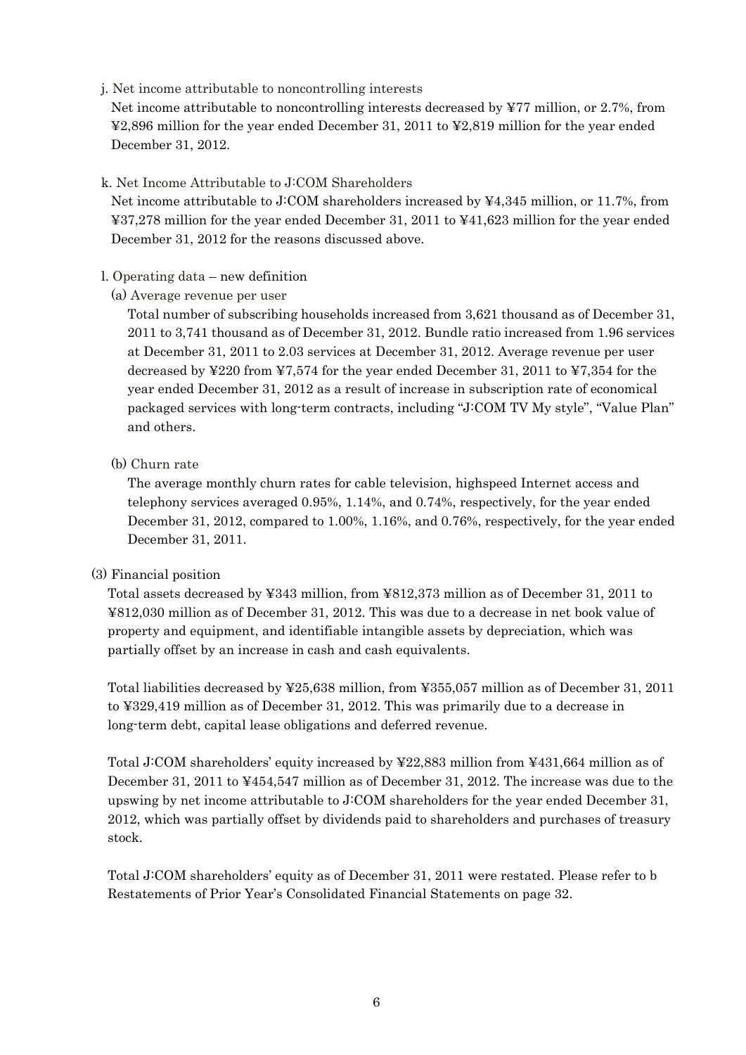j. Net income attributable to noncontrolling interests

Net income attributable to noncontrolling interests decreased by ¥77 million, or 2.7%, from ¥2,896 million for the year ended December 31, 2011 to ¥2,819 million for the year ended December 31, 2012.

k. Net Income Attributable to J:COM Shareholders

Net income attributable to J:COM shareholders increased by ¥4,345 million, or 11.7%, from ¥37,278 million for the year ended December 31, 2011 to ¥41,623 million for the year ended December 31, 2012 for the reasons discussed above.

l. Operating data – new definition

(a) Average revenue per user

Total number of subscribing households increased from 3,621 thousand as of December 31, 2011 to 3,741 thousand as of December 31, 2012. Bundle ratio increased from 1.96 services at December 31, 2011 to 2.03 services at December 31, 2012. Average revenue per user decreased by ¥220 from ¥7,574 for the year ended December 31, 2011 to ¥7,354 for the year ended December 31, 2012 as a result of increase in subscription rate of economical packaged services with long-term contracts, including "J:COM TV My style", "Value Plan" and others.

(b) Churn rate

The average monthly churn rates for cable television, highspeed Internet access and telephony services averaged 0.95%, 1.14%, and 0.74%, respectively, for the year ended December 31, 2012, compared to 1.00%, 1.16%, and 0.76%, respectively, for the year ended December 31, 2011.

(3) Financial position

Total assets decreased by ¥343 million, from ¥812,373 million as of December 31, 2011 to ¥812,030 million as of December 31, 2012. This was due to a decrease in net book value of property and equipment, and identifiable intangible assets by depreciation, which was partially offset by an increase in cash and cash equivalents.

Total liabilities decreased by ¥25,638 million, from ¥355,057 million as of December 31, 2011 to ¥329,419 million as of December 31, 2012. This was primarily due to a decrease in long-term debt, capital lease obligations and deferred revenue.

Total J:COM shareholders' equity increased by ¥22,883 million from ¥431,664 million as of December 31, 2011 to ¥454,547 million as of December 31, 2012. The increase was due to the upswing by net income attributable to J:COM shareholders for the year ended December 31, 2012, which was partially offset by dividends paid to shareholders and purchases of treasury stock.

Total J:COM shareholders' equity as of December 31, 2011 were restated. Please refer to b Restatements of Prior Year's Consolidated Financial Statements on page 32.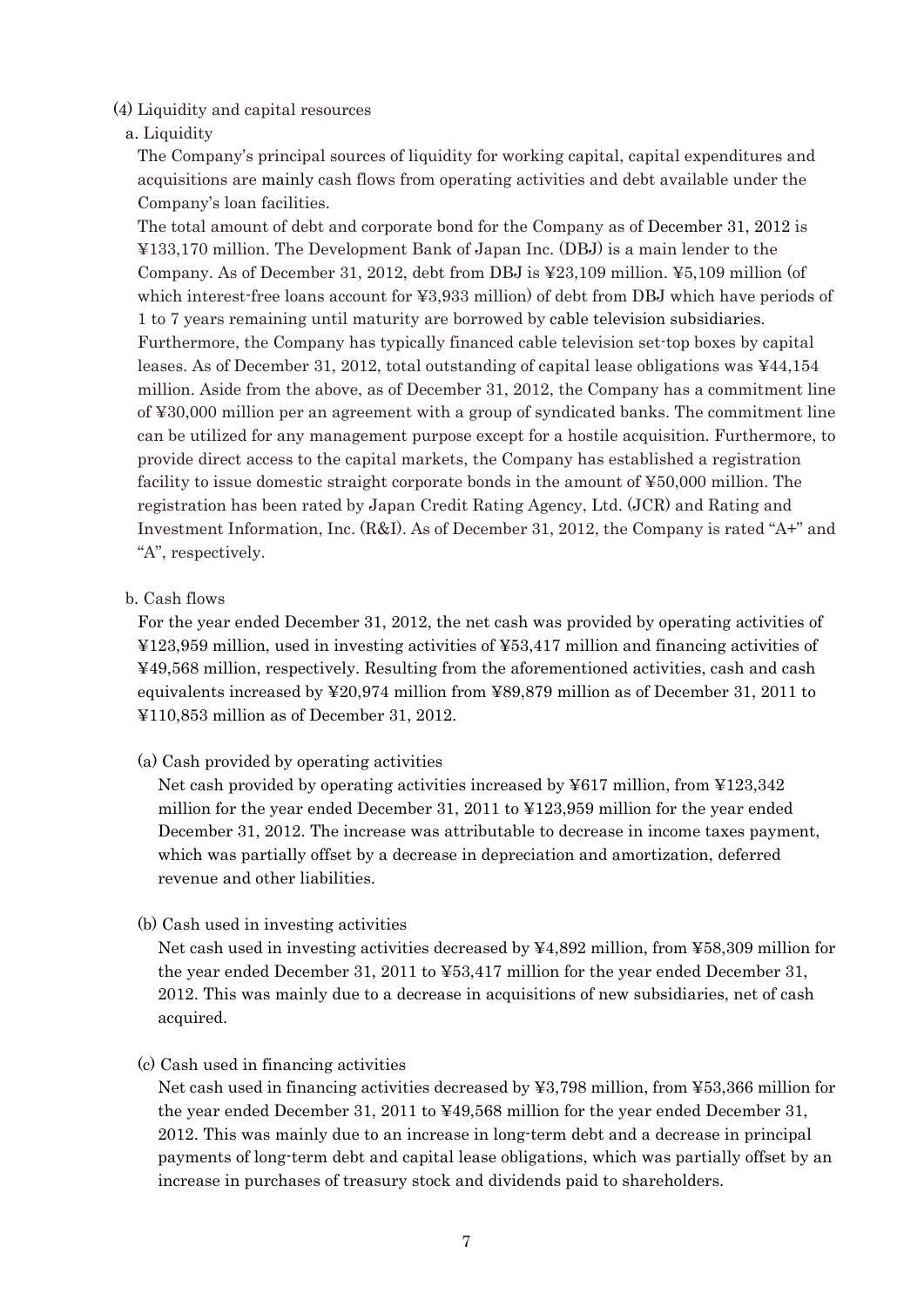### (4) Liquidity and capital resources

#### a. Liquidity

The Company's principal sources of liquidity for working capital, capital expenditures and acquisitions are mainly cash flows from operating activities and debt available under the Company's loan facilities.

The total amount of debt and corporate bond for the Company as of December 31, 2012 is ¥133,170 million. The Development Bank of Japan Inc. (DBJ) is a main lender to the Company. As of December 31, 2012, debt from DBJ is ¥23,109 million. ¥5,109 million (of which interest-free loans account for ¥3,933 million) of debt from DBJ which have periods of 1 to 7 years remaining until maturity are borrowed by cable television subsidiaries. Furthermore, the Company has typically financed cable television set-top boxes by capital leases. As of December 31, 2012, total outstanding of capital lease obligations was ¥44,154 million. Aside from the above, as of December 31, 2012, the Company has a commitment line of ¥30,000 million per an agreement with a group of syndicated banks. The commitment line can be utilized for any management purpose except for a hostile acquisition. Furthermore, to provide direct access to the capital markets, the Company has established a registration facility to issue domestic straight corporate bonds in the amount of ¥50,000 million. The registration has been rated by Japan Credit Rating Agency, Ltd. (JCR) and Rating and Investment Information, Inc. (R&I). As of December 31, 2012, the Company is rated "A+" and "A", respectively.

#### b. Cash flows

For the year ended December 31, 2012, the net cash was provided by operating activities of ¥123,959 million, used in investing activities of ¥53,417 million and financing activities of ¥49,568 million, respectively. Resulting from the aforementioned activities, cash and cash equivalents increased by ¥20,974 million from ¥89,879 million as of December 31, 2011 to ¥110,853 million as of December 31, 2012.

(a) Cash provided by operating activities

Net cash provided by operating activities increased by ¥617 million, from ¥123,342 million for the year ended December 31, 2011 to ¥123,959 million for the year ended December 31, 2012. The increase was attributable to decrease in income taxes payment, which was partially offset by a decrease in depreciation and amortization, deferred revenue and other liabilities.

(b) Cash used in investing activities

Net cash used in investing activities decreased by ¥4,892 million, from ¥58,309 million for the year ended December 31, 2011 to ¥53,417 million for the year ended December 31, 2012. This was mainly due to a decrease in acquisitions of new subsidiaries, net of cash acquired.

(c) Cash used in financing activities

Net cash used in financing activities decreased by ¥3,798 million, from ¥53,366 million for the year ended December 31, 2011 to ¥49,568 million for the year ended December 31, 2012. This was mainly due to an increase in long-term debt and a decrease in principal payments of long-term debt and capital lease obligations, which was partially offset by an increase in purchases of treasury stock and dividends paid to shareholders.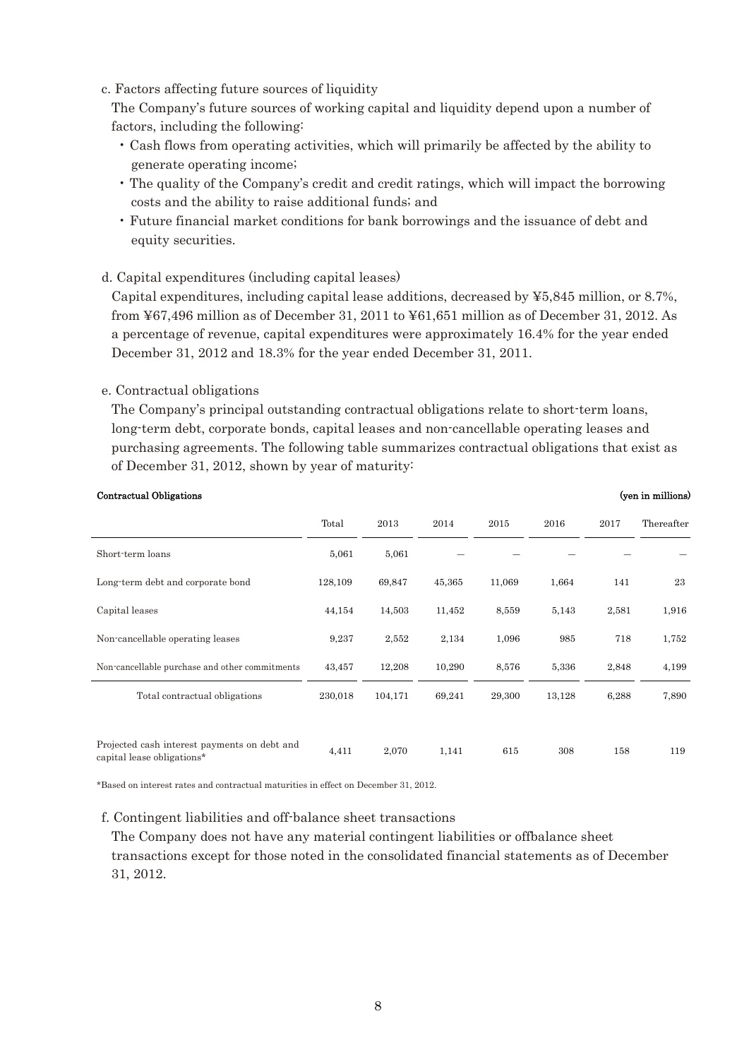c. Factors affecting future sources of liquidity

The Company's future sources of working capital and liquidity depend upon a number of factors, including the following:

- Cash flows from operating activities, which will primarily be affected by the ability to generate operating income;
- The quality of the Company's credit and credit ratings, which will impact the borrowing costs and the ability to raise additional funds; and
- Future financial market conditions for bank borrowings and the issuance of debt and equity securities.

d. Capital expenditures (including capital leases)

Capital expenditures, including capital lease additions, decreased by ¥5,845 million, or 8.7%, from ¥67,496 million as of December 31, 2011 to ¥61,651 million as of December 31, 2012. As a percentage of revenue, capital expenditures were approximately 16.4% for the year ended December 31, 2012 and 18.3% for the year ended December 31, 2011.

e. Contractual obligations

The Company's principal outstanding contractual obligations relate to short-term loans, long-term debt, corporate bonds, capital leases and non-cancellable operating leases and purchasing agreements. The following table summarizes contractual obligations that exist as of December 31, 2012, shown by year of maturity:

**Contractual Obligations** (yen in millions)

| | Total | 2013 | 2014 | 2015 | 2016 | 2017 | Thereafter |
|---|---|---|---|---|---|---|---|
| Short-term loans | 5,061 | 5,061 | – | – | – | – | – |
| Long-term debt and corporate bond | 128,109 | 69,847 | 45,365 | 11,069 | 1,664 | 141 | 23 |
| Capital leases | 44,154 | 14,503 | 11,452 | 8,559 | 5,143 | 2,581 | 1,916 |
| Non-cancellable operating leases | 9,237 | 2,552 | 2,134 | 1,096 | 985 | 718 | 1,752 |
| Non-cancellable purchase and other commitments | 43,457 | 12,208 | 10,290 | 8,576 | 5,336 | 2,848 | 4,199 |
| Total contractual obligations | 230,018 | 104,171 | 69,241 | 29,300 | 13,128 | 6,288 | 7,890 |
| | | | | | | | |
| Projected cash interest payments on debt and capital lease obligations* | 4,411 | 2,070 | 1,141 | 615 | 308 | 158 | 119 |

*Based on interest rates and contractual maturities in effect on December 31, 2012.

f. Contingent liabilities and off-balance sheet transactions

The Company does not have any material contingent liabilities or offbalance sheet transactions except for those noted in the consolidated financial statements as of December 31, 2012.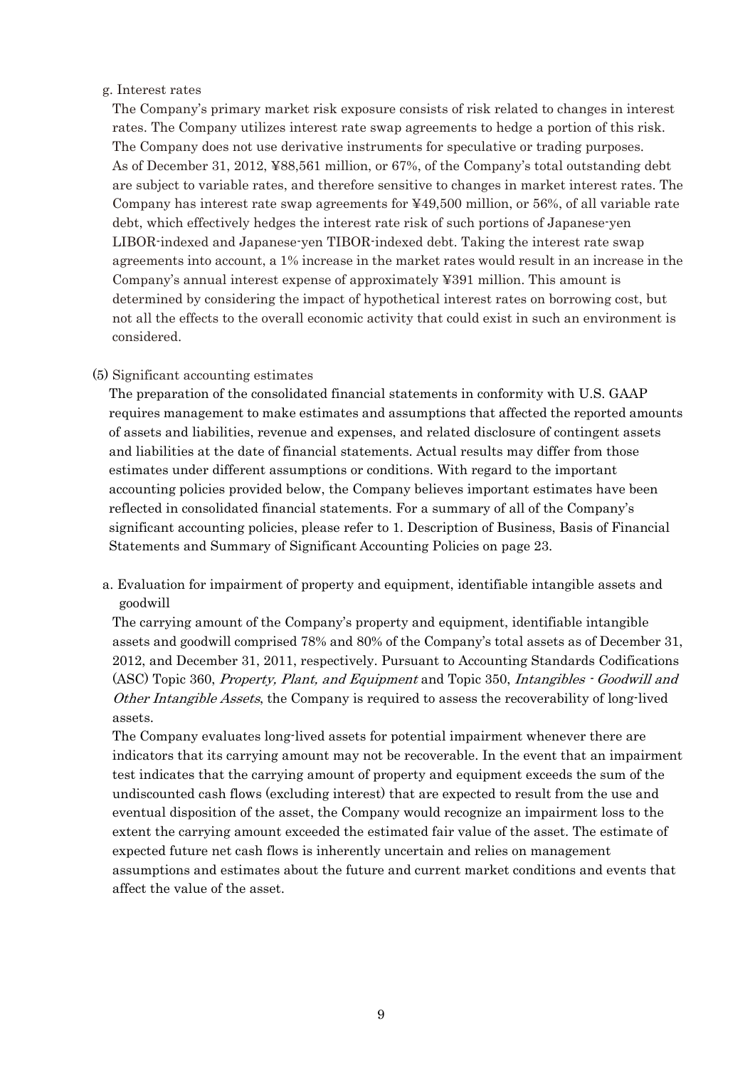g. Interest rates

The Company's primary market risk exposure consists of risk related to changes in interest rates. The Company utilizes interest rate swap agreements to hedge a portion of this risk. The Company does not use derivative instruments for speculative or trading purposes. As of December 31, 2012, ¥88,561 million, or 67%, of the Company's total outstanding debt are subject to variable rates, and therefore sensitive to changes in market interest rates. The Company has interest rate swap agreements for ¥49,500 million, or 56%, of all variable rate debt, which effectively hedges the interest rate risk of such portions of Japanese-yen LIBOR-indexed and Japanese-yen TIBOR-indexed debt. Taking the interest rate swap agreements into account, a 1% increase in the market rates would result in an increase in the Company's annual interest expense of approximately ¥391 million. This amount is determined by considering the impact of hypothetical interest rates on borrowing cost, but not all the effects to the overall economic activity that could exist in such an environment is considered.

(5) Significant accounting estimates

The preparation of the consolidated financial statements in conformity with U.S. GAAP requires management to make estimates and assumptions that affected the reported amounts of assets and liabilities, revenue and expenses, and related disclosure of contingent assets and liabilities at the date of financial statements. Actual results may differ from those estimates under different assumptions or conditions. With regard to the important accounting policies provided below, the Company believes important estimates have been reflected in consolidated financial statements. For a summary of all of the Company's significant accounting policies, please refer to 1. Description of Business, Basis of Financial Statements and Summary of Significant Accounting Policies on page 23.

a. Evaluation for impairment of property and equipment, identifiable intangible assets and goodwill

The carrying amount of the Company's property and equipment, identifiable intangible assets and goodwill comprised 78% and 80% of the Company's total assets as of December 31, 2012, and December 31, 2011, respectively. Pursuant to Accounting Standards Codifications (ASC) Topic 360, *Property, Plant, and Equipment* and Topic 350, *Intangibles - Goodwill and Other Intangible Assets*, the Company is required to assess the recoverability of long-lived assets.

The Company evaluates long-lived assets for potential impairment whenever there are indicators that its carrying amount may not be recoverable. In the event that an impairment test indicates that the carrying amount of property and equipment exceeds the sum of the undiscounted cash flows (excluding interest) that are expected to result from the use and eventual disposition of the asset, the Company would recognize an impairment loss to the extent the carrying amount exceeded the estimated fair value of the asset. The estimate of expected future net cash flows is inherently uncertain and relies on management assumptions and estimates about the future and current market conditions and events that affect the value of the asset.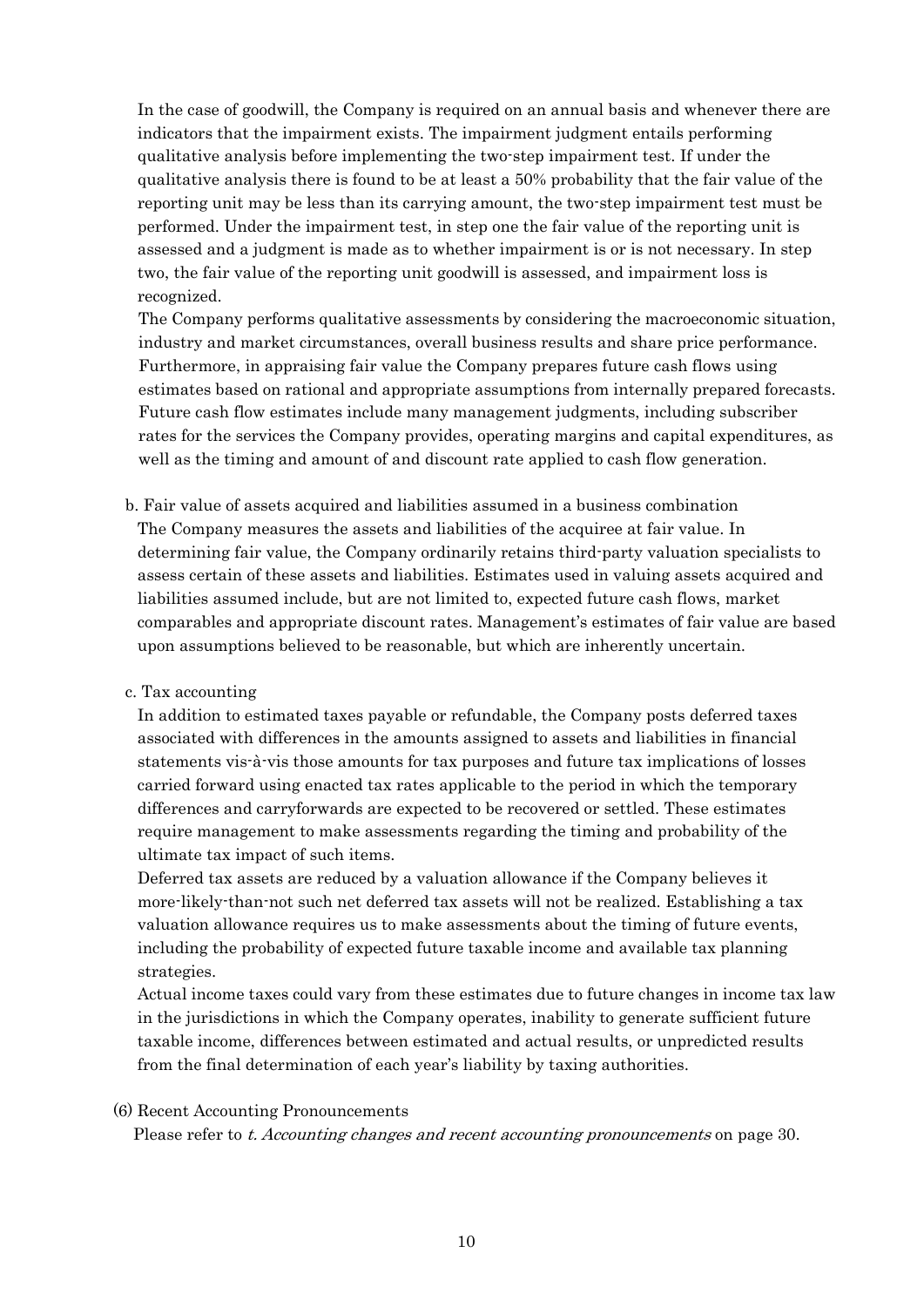In the case of goodwill, the Company is required on an annual basis and whenever there are indicators that the impairment exists. The impairment judgment entails performing qualitative analysis before implementing the two-step impairment test. If under the qualitative analysis there is found to be at least a 50% probability that the fair value of the reporting unit may be less than its carrying amount, the two-step impairment test must be performed. Under the impairment test, in step one the fair value of the reporting unit is assessed and a judgment is made as to whether impairment is or is not necessary. In step two, the fair value of the reporting unit goodwill is assessed, and impairment loss is recognized.

The Company performs qualitative assessments by considering the macroeconomic situation, industry and market circumstances, overall business results and share price performance. Furthermore, in appraising fair value the Company prepares future cash flows using estimates based on rational and appropriate assumptions from internally prepared forecasts. Future cash flow estimates include many management judgments, including subscriber rates for the services the Company provides, operating margins and capital expenditures, as well as the timing and amount of and discount rate applied to cash flow generation.

b. Fair value of assets acquired and liabilities assumed in a business combination

The Company measures the assets and liabilities of the acquiree at fair value. In determining fair value, the Company ordinarily retains third-party valuation specialists to assess certain of these assets and liabilities. Estimates used in valuing assets acquired and liabilities assumed include, but are not limited to, expected future cash flows, market comparables and appropriate discount rates. Management's estimates of fair value are based upon assumptions believed to be reasonable, but which are inherently uncertain.

c. Tax accounting

In addition to estimated taxes payable or refundable, the Company posts deferred taxes associated with differences in the amounts assigned to assets and liabilities in financial statements vis-à-vis those amounts for tax purposes and future tax implications of losses carried forward using enacted tax rates applicable to the period in which the temporary differences and carryforwards are expected to be recovered or settled. These estimates require management to make assessments regarding the timing and probability of the ultimate tax impact of such items.

Deferred tax assets are reduced by a valuation allowance if the Company believes it more-likely-than-not such net deferred tax assets will not be realized. Establishing a tax valuation allowance requires us to make assessments about the timing of future events, including the probability of expected future taxable income and available tax planning strategies.

Actual income taxes could vary from these estimates due to future changes in income tax law in the jurisdictions in which the Company operates, inability to generate sufficient future taxable income, differences between estimated and actual results, or unpredicted results from the final determination of each year's liability by taxing authorities.

(6) Recent Accounting Pronouncements

Please refer to *t. Accounting changes and recent accounting pronouncements* on page 30.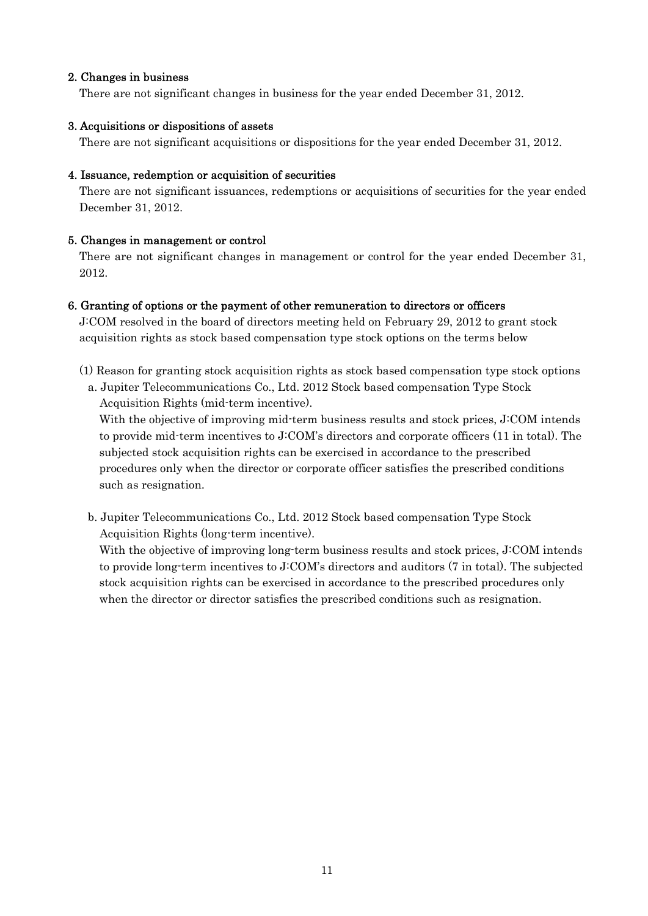## 2. Changes in business

There are not significant changes in business for the year ended December 31, 2012.

## 3. Acquisitions or dispositions of assets

There are not significant acquisitions or dispositions for the year ended December 31, 2012.

## 4. Issuance, redemption or acquisition of securities

There are not significant issuances, redemptions or acquisitions of securities for the year ended December 31, 2012.

## 5. Changes in management or control

There are not significant changes in management or control for the year ended December 31, 2012.

## 6. Granting of options or the payment of other remuneration to directors or officers

J:COM resolved in the board of directors meeting held on February 29, 2012 to grant stock acquisition rights as stock based compensation type stock options on the terms below

(1) Reason for granting stock acquisition rights as stock based compensation type stock options

a. Jupiter Telecommunications Co., Ltd. 2012 Stock based compensation Type Stock Acquisition Rights (mid-term incentive).
With the objective of improving mid-term business results and stock prices, J:COM intends to provide mid-term incentives to J:COM's directors and corporate officers (11 in total). The subjected stock acquisition rights can be exercised in accordance to the prescribed procedures only when the director or corporate officer satisfies the prescribed conditions such as resignation.

b. Jupiter Telecommunications Co., Ltd. 2012 Stock based compensation Type Stock Acquisition Rights (long-term incentive).
With the objective of improving long-term business results and stock prices, J:COM intends to provide long-term incentives to J:COM's directors and auditors (7 in total). The subjected stock acquisition rights can be exercised in accordance to the prescribed procedures only when the director or director satisfies the prescribed conditions such as resignation.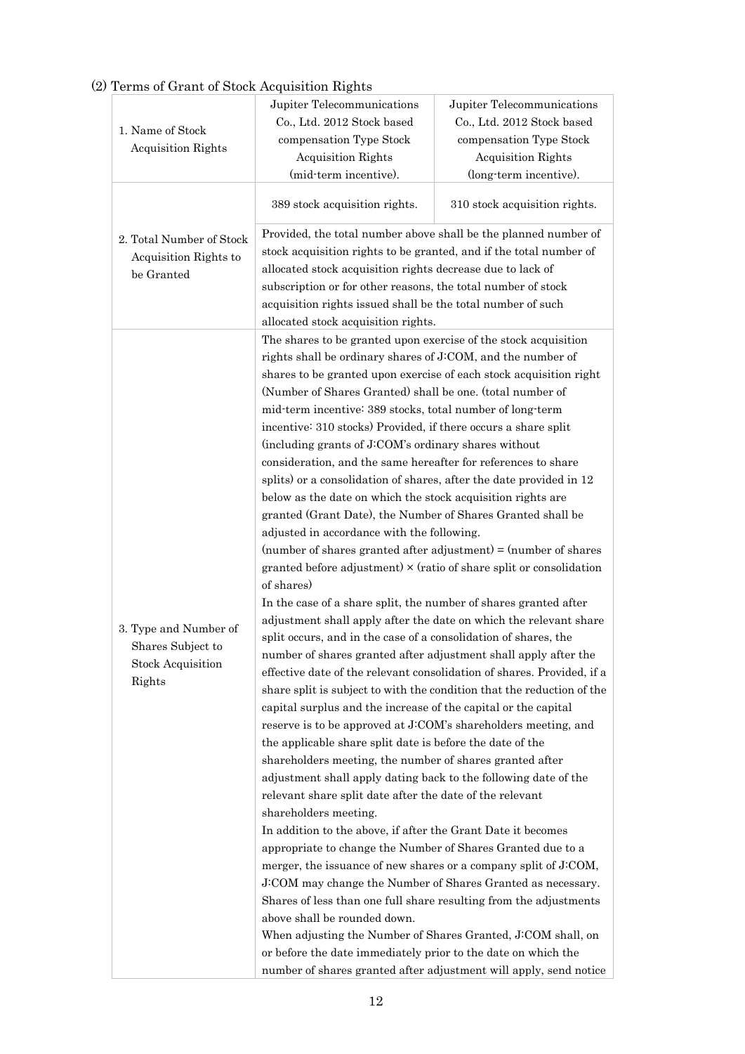(2) Terms of Grant of Stock Acquisition Rights

| | | |
|---|---|---|
| 1. Name of Stock Acquisition Rights | Jupiter Telecommunications Co., Ltd. 2012 Stock based compensation Type Stock Acquisition Rights (mid-term incentive). | Jupiter Telecommunications Co., Ltd. 2012 Stock based compensation Type Stock Acquisition Rights (long-term incentive). |
| 2. Total Number of Stock Acquisition Rights to be Granted | 389 stock acquisition rights. | 310 stock acquisition rights. |
| | Provided, the total number above shall be the planned number of stock acquisition rights to be granted, and if the total number of allocated stock acquisition rights decrease due to lack of subscription or for other reasons, the total number of stock acquisition rights issued shall be the total number of such allocated stock acquisition rights. | |
| 3. Type and Number of Shares Subject to Stock Acquisition Rights | The shares to be granted upon exercise of the stock acquisition rights shall be ordinary shares of J:COM, and the number of shares to be granted upon exercise of each stock acquisition right (Number of Shares Granted) shall be one. (total number of mid-term incentive: 389 stocks, total number of long-term incentive: 310 stocks) Provided, if there occurs a share split (including grants of J:COM's ordinary shares without consideration, and the same hereafter for references to share splits) or a consolidation of shares, after the date provided in 12 below as the date on which the stock acquisition rights are granted (Grant Date), the Number of Shares Granted shall be adjusted in accordance with the following.<br>(number of shares granted after adjustment) = (number of shares granted before adjustment) × (ratio of share split or consolidation of shares)<br>In the case of a share split, the number of shares granted after adjustment shall apply after the date on which the relevant share split occurs, and in the case of a consolidation of shares, the number of shares granted after adjustment shall apply after the effective date of the relevant consolidation of shares. Provided, if a share split is subject to with the condition that the reduction of the capital surplus and the increase of the capital or the capital reserve is to be approved at J:COM's shareholders meeting, and the applicable share split date is before the date of the shareholders meeting, the number of shares granted after adjustment shall apply dating back to the following date of the relevant share split date after the date of the relevant shareholders meeting.<br>In addition to the above, if after the Grant Date it becomes appropriate to change the Number of Shares Granted due to a merger, the issuance of new shares or a company split of J:COM, J:COM may change the Number of Shares Granted as necessary. Shares of less than one full share resulting from the adjustments above shall be rounded down.<br>When adjusting the Number of Shares Granted, J:COM shall, on or before the date immediately prior to the date on which the number of shares granted after adjustment will apply, send notice | |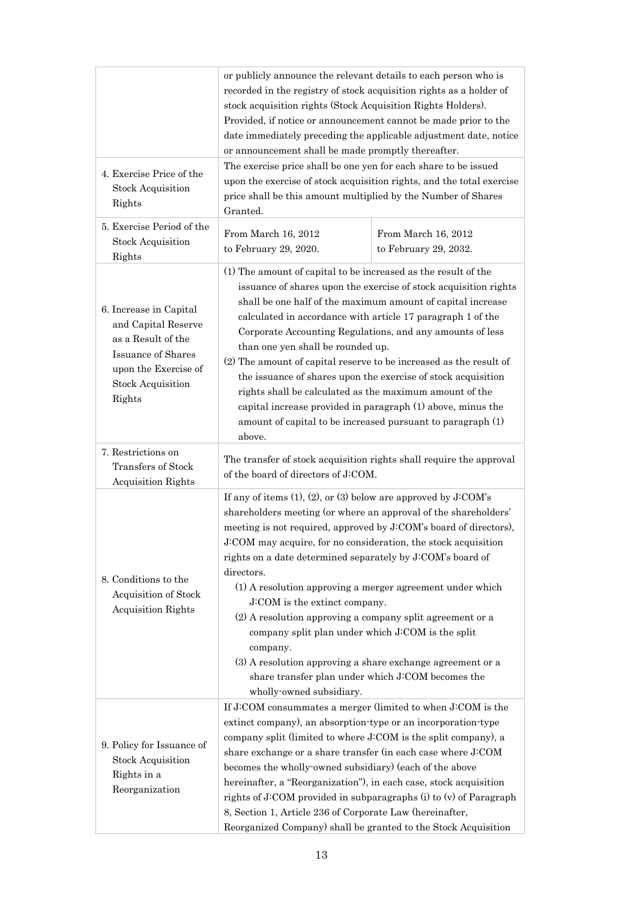| | | |
|---|---|---|
| | or publicly announce the relevant details to each person who is recorded in the registry of stock acquisition rights as a holder of stock acquisition rights (Stock Acquisition Rights Holders). Provided, if notice or announcement cannot be made prior to the date immediately preceding the applicable adjustment date, notice or announcement shall be made promptly thereafter. | |
| 4. Exercise Price of the Stock Acquisition Rights | The exercise price shall be one yen for each share to be issued upon the exercise of stock acquisition rights, and the total exercise price shall be this amount multiplied by the Number of Shares Granted. | |
| 5. Exercise Period of the Stock Acquisition Rights | From March 16, 2012 to February 29, 2020. | From March 16, 2012 to February 29, 2032. |
| 6. Increase in Capital and Capital Reserve as a Result of the Issuance of Shares upon the Exercise of Stock Acquisition Rights | (1) The amount of capital to be increased as the result of the issuance of shares upon the exercise of stock acquisition rights shall be one half of the maximum amount of capital increase calculated in accordance with article 17 paragraph 1 of the Corporate Accounting Regulations, and any amounts of less than one yen shall be rounded up.<br>(2) The amount of capital reserve to be increased as the result of the issuance of shares upon the exercise of stock acquisition rights shall be calculated as the maximum amount of the capital increase provided in paragraph (1) above, minus the amount of capital to be increased pursuant to paragraph (1) above. | |
| 7. Restrictions on Transfers of Stock Acquisition Rights | The transfer of stock acquisition rights shall require the approval of the board of directors of J:COM. | |
| 8. Conditions to the Acquisition of Stock Acquisition Rights | If any of items (1), (2), or (3) below are approved by J:COM's shareholders meeting (or where an approval of the shareholders' meeting is not required, approved by J:COM's board of directors), J:COM may acquire, for no consideration, the stock acquisition rights on a date determined separately by J:COM's board of directors.<br>(1) A resolution approving a merger agreement under which J:COM is the extinct company.<br>(2) A resolution approving a company split agreement or a company split plan under which J:COM is the split company.<br>(3) A resolution approving a share exchange agreement or a share transfer plan under which J:COM becomes the wholly-owned subsidiary. | |
| 9. Policy for Issuance of Stock Acquisition Rights in a Reorganization | If J:COM consummates a merger (limited to when J:COM is the extinct company), an absorption-type or an incorporation-type company split (limited to where J:COM is the split company), a share exchange or a share transfer (in each case where J:COM becomes the wholly-owned subsidiary) (each of the above hereinafter, a "Reorganization"), in each case, stock acquisition rights of J:COM provided in subparagraphs (i) to (v) of Paragraph 8, Section 1, Article 236 of Corporate Law (hereinafter, Reorganized Company) shall be granted to the Stock Acquisition | |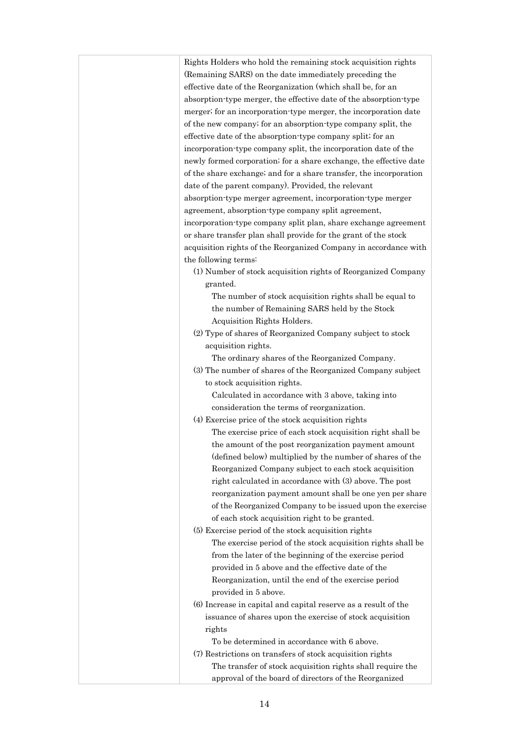| | Rights Holders who hold the remaining stock acquisition rights (Remaining SARS) on the date immediately preceding the effective date of the Reorganization (which shall be, for an absorption-type merger, the effective date of the absorption-type merger; for an incorporation-type merger, the incorporation date of the new company; for an absorption-type company split, the effective date of the absorption-type company split; for an incorporation-type company split, the incorporation date of the newly formed corporation; for a share exchange, the effective date of the share exchange; and for a share transfer, the incorporation date of the parent company). Provided, the relevant absorption-type merger agreement, incorporation-type merger agreement, absorption-type company split agreement, incorporation-type company split plan, share exchange agreement or share transfer plan shall provide for the grant of the stock acquisition rights of the Reorganized Company in accordance with the following terms:<br>(1) Number of stock acquisition rights of Reorganized Company granted.<br>The number of stock acquisition rights shall be equal to the number of Remaining SARS held by the Stock Acquisition Rights Holders.<br>(2) Type of shares of Reorganized Company subject to stock acquisition rights.<br>The ordinary shares of the Reorganized Company.<br>(3) The number of shares of the Reorganized Company subject to stock acquisition rights.<br>Calculated in accordance with 3 above, taking into consideration the terms of reorganization.<br>(4) Exercise price of the stock acquisition rights<br>The exercise price of each stock acquisition right shall be the amount of the post reorganization payment amount (defined below) multiplied by the number of shares of the Reorganized Company subject to each stock acquisition right calculated in accordance with (3) above. The post reorganization payment amount shall be one yen per share of the Reorganized Company to be issued upon the exercise of each stock acquisition right to be granted.<br>(5) Exercise period of the stock acquisition rights<br>The exercise period of the stock acquisition rights shall be from the later of the beginning of the exercise period provided in 5 above and the effective date of the Reorganization, until the end of the exercise period provided in 5 above.<br>(6) Increase in capital and capital reserve as a result of the issuance of shares upon the exercise of stock acquisition rights<br>To be determined in accordance with 6 above.<br>(7) Restrictions on transfers of stock acquisition rights<br>The transfer of stock acquisition rights shall require the approval of the board of directors of the Reorganized |
|---|---|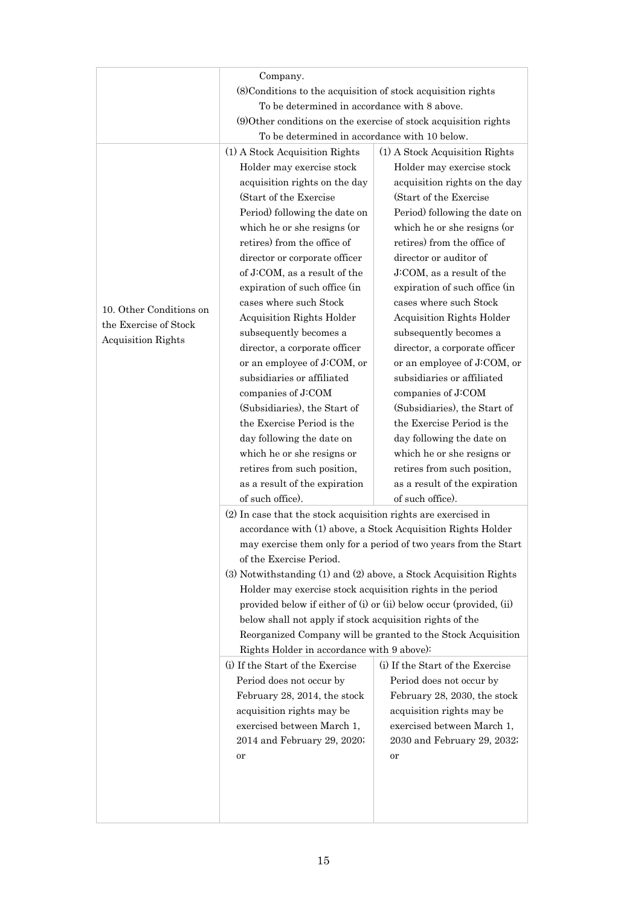| | | |
|---|---|---|
| | Company.<br>(8)Conditions to the acquisition of stock acquisition rights<br>To be determined in accordance with 8 above.<br>(9)Other conditions on the exercise of stock acquisition rights<br>To be determined in accordance with 10 below. | |
| 10. Other Conditions on the Exercise of Stock Acquisition Rights | (1) A Stock Acquisition Rights Holder may exercise stock acquisition rights on the day (Start of the Exercise Period) following the date on which he or she resigns (or retires) from the office of director or corporate officer of J:COM, as a result of the expiration of such office (in cases where such Stock Acquisition Rights Holder subsequently becomes a director, a corporate officer or an employee of J:COM, or subsidiaries or affiliated companies of J:COM (Subsidiaries), the Start of the Exercise Period is the day following the date on which he or she resigns or retires from such position, as a result of the expiration of such office). | (1) A Stock Acquisition Rights Holder may exercise stock acquisition rights on the day (Start of the Exercise Period) following the date on which he or she resigns (or retires) from the office of director or auditor of J:COM, as a result of the expiration of such office (in cases where such Stock Acquisition Rights Holder subsequently becomes a director, a corporate officer or an employee of J:COM, or subsidiaries or affiliated companies of J:COM (Subsidiaries), the Start of the Exercise Period is the day following the date on which he or she resigns or retires from such position, as a result of the expiration of such office). |
| | (2) In case that the stock acquisition rights are exercised in accordance with (1) above, a Stock Acquisition Rights Holder may exercise them only for a period of two years from the Start of the Exercise Period.<br>(3) Notwithstanding (1) and (2) above, a Stock Acquisition Rights Holder may exercise stock acquisition rights in the period provided below if either of (i) or (ii) below occur (provided, (ii) below shall not apply if stock acquisition rights of the Reorganized Company will be granted to the Stock Acquisition Rights Holder in accordance with 9 above): | |
| | (i) If the Start of the Exercise Period does not occur by February 28, 2014, the stock acquisition rights may be exercised between March 1, 2014 and February 29, 2020; or | (i) If the Start of the Exercise Period does not occur by February 28, 2030, the stock acquisition rights may be exercised between March 1, 2030 and February 29, 2032; or |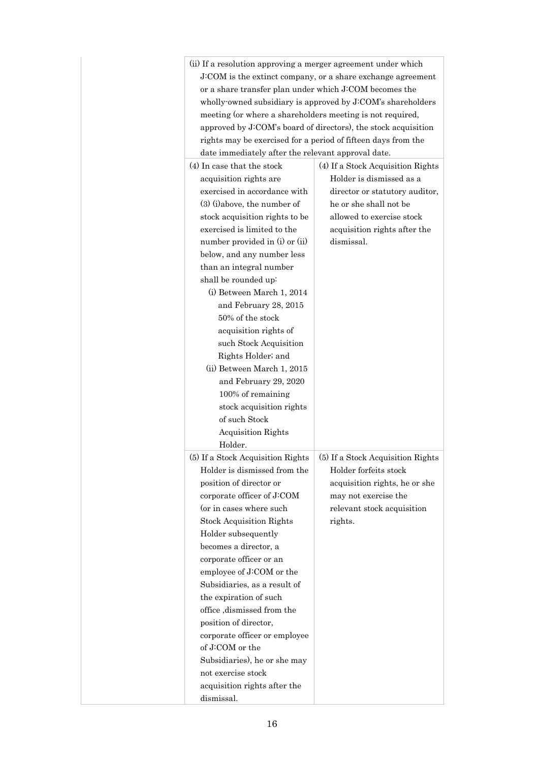| | | |
|---|---|---|
| | (ii) If a resolution approving a merger agreement under which J:COM is the extinct company, or a share exchange agreement or a share transfer plan under which J:COM becomes the wholly-owned subsidiary is approved by J:COM's shareholders meeting (or where a shareholders meeting is not required, approved by J:COM's board of directors), the stock acquisition rights may be exercised for a period of fifteen days from the date immediately after the relevant approval date. | |
| | (4) In case that the stock acquisition rights are exercised in accordance with (3) (i)above, the number of stock acquisition rights to be exercised is limited to the number provided in (i) or (ii) below, and any number less than an integral number shall be rounded up:<br>(i) Between March 1, 2014 and February 28, 2015 50% of the stock acquisition rights of such Stock Acquisition Rights Holder; and<br>(ii) Between March 1, 2015 and February 29, 2020 100% of remaining stock acquisition rights of such Stock Acquisition Rights Holder. | (4) If a Stock Acquisition Rights Holder is dismissed as a director or statutory auditor, he or she shall not be allowed to exercise stock acquisition rights after the dismissal. |
| | (5) If a Stock Acquisition Rights Holder is dismissed from the position of director or corporate officer of J:COM (or in cases where such Stock Acquisition Rights Holder subsequently becomes a director, a corporate officer or an employee of J:COM or the Subsidiaries, as a result of the expiration of such office ,dismissed from the position of director, corporate officer or employee of J:COM or the Subsidiaries), he or she may not exercise stock acquisition rights after the dismissal. | (5) If a Stock Acquisition Rights Holder forfeits stock acquisition rights, he or she may not exercise the relevant stock acquisition rights. |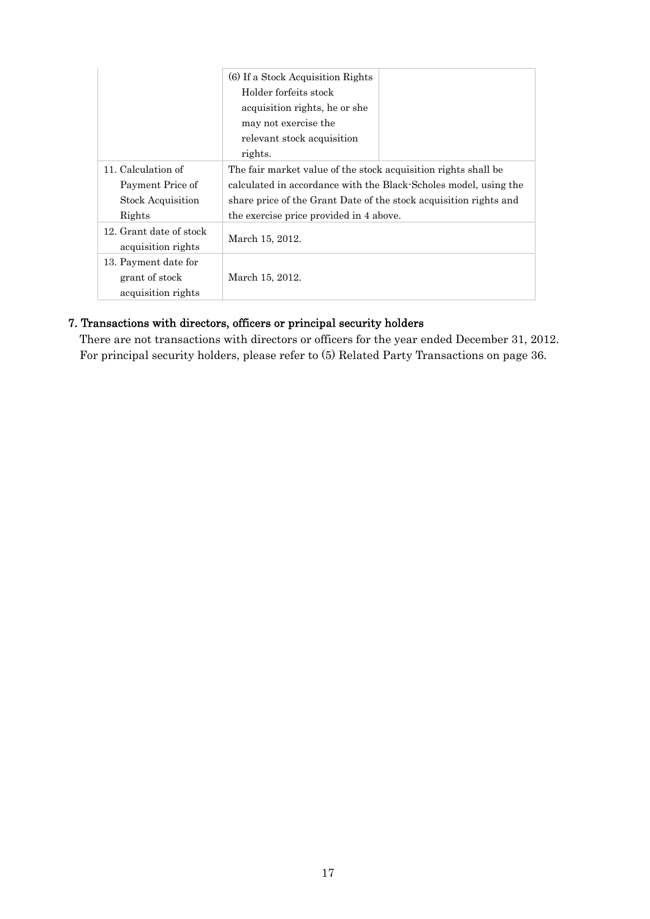| | | |
|---|---|---|
| | (6) If a Stock Acquisition Rights Holder forfeits stock acquisition rights, he or she may not exercise the relevant stock acquisition rights. | |
| 11. Calculation of Payment Price of Stock Acquisition Rights | The fair market value of the stock acquisition rights shall be calculated in accordance with the Black-Scholes model, using the share price of the Grant Date of the stock acquisition rights and the exercise price provided in 4 above. | |
| 12. Grant date of stock acquisition rights | March 15, 2012. | |
| 13. Payment date for grant of stock acquisition rights | March 15, 2012. | |

## 7. Transactions with directors, officers or principal security holders

There are not transactions with directors or officers for the year ended December 31, 2012. For principal security holders, please refer to (5) Related Party Transactions on page 36.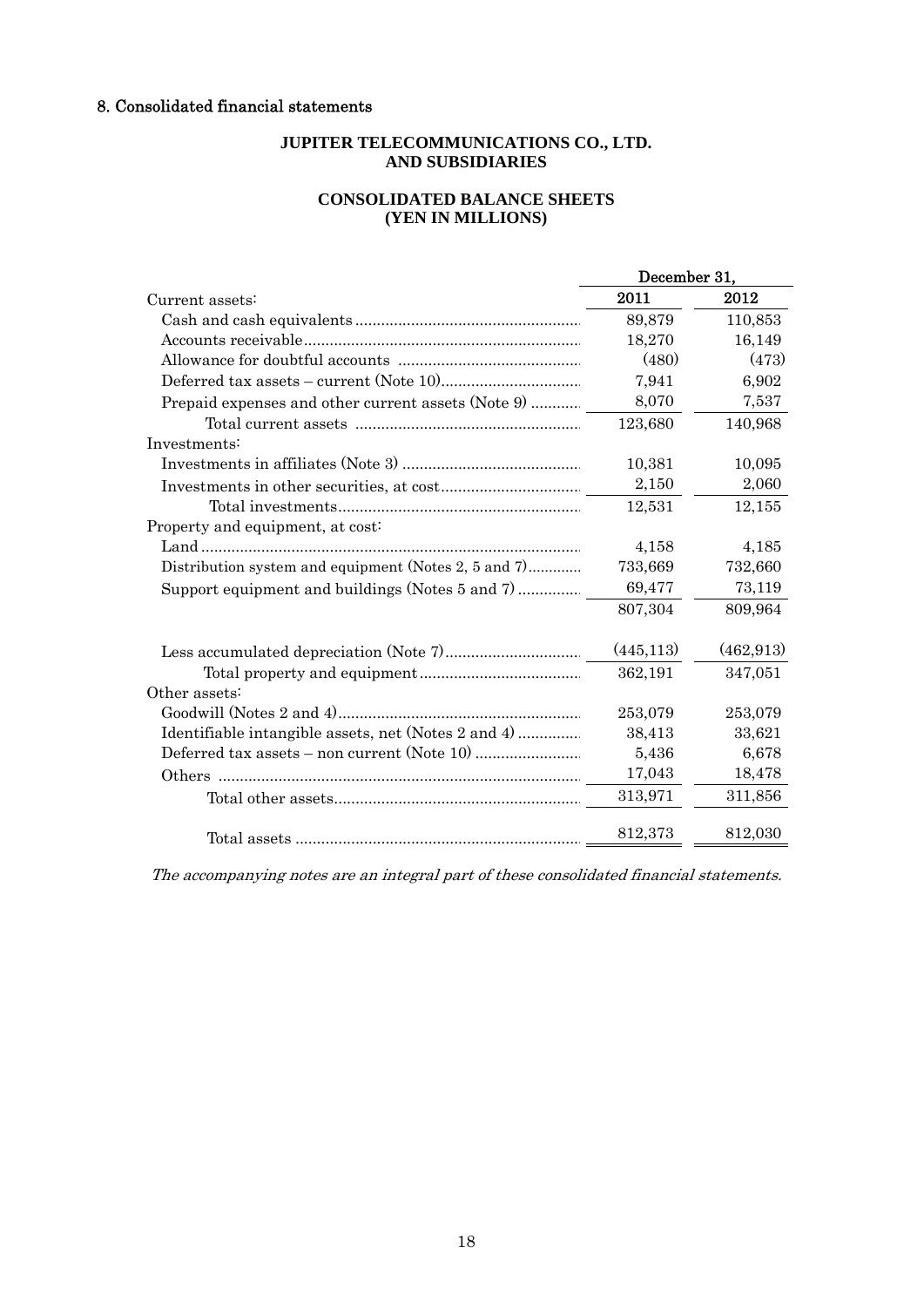## 8. Consolidated financial statements

**JUPITER TELECOMMUNICATIONS CO., LTD.**
**AND SUBSIDIARIES**

**CONSOLIDATED BALANCE SHEETS**
**(YEN IN MILLIONS)**

| | December 31, | |
|---|---|---|
| Current assets: | 2011 | 2012 |
| Cash and cash equivalents | 89,879 | 110,853 |
| Accounts receivable | 18,270 | 16,149 |
| Allowance for doubtful accounts | (480) | (473) |
| Deferred tax assets – current (Note 10) | 7,941 | 6,902 |
| Prepaid expenses and other current assets (Note 9) | 8,070 | 7,537 |
| Total current assets | 123,680 | 140,968 |
| Investments: | | |
| Investments in affiliates (Note 3) | 10,381 | 10,095 |
| Investments in other securities, at cost | 2,150 | 2,060 |
| Total investments | 12,531 | 12,155 |
| Property and equipment, at cost: | | |
| Land | 4,158 | 4,185 |
| Distribution system and equipment (Notes 2, 5 and 7) | 733,669 | 732,660 |
| Support equipment and buildings (Notes 5 and 7) | 69,477 | 73,119 |
| | 807,304 | 809,964 |
| Less accumulated depreciation (Note 7) | (445,113) | (462,913) |
| Total property and equipment | 362,191 | 347,051 |
| Other assets: | | |
| Goodwill (Notes 2 and 4) | 253,079 | 253,079 |
| Identifiable intangible assets, net (Notes 2 and 4) | 38,413 | 33,621 |
| Deferred tax assets – non current (Note 10) | 5,436 | 6,678 |
| Others | 17,043 | 18,478 |
| Total other assets | 313,971 | 311,856 |
| Total assets | 812,373 | 812,030 |

*The accompanying notes are an integral part of these consolidated financial statements.*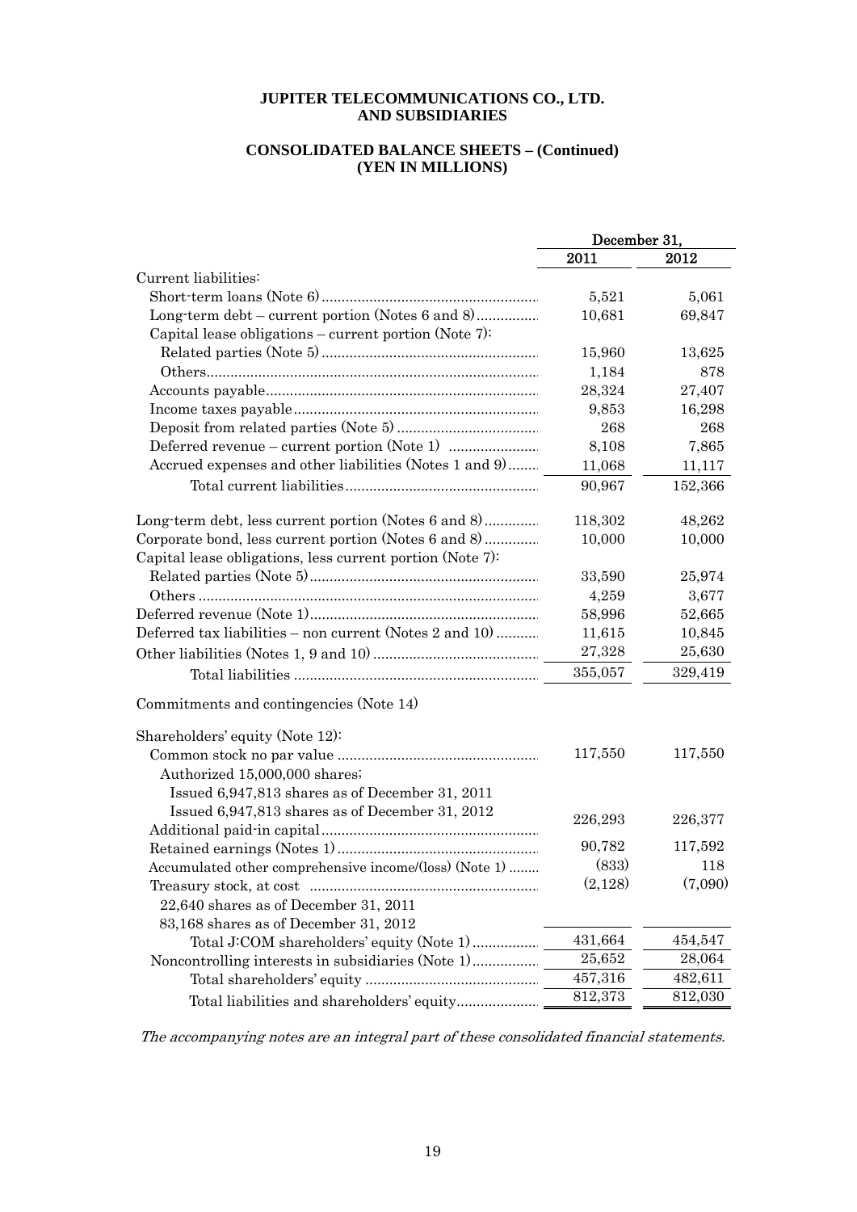**JUPITER TELECOMMUNICATIONS CO., LTD.**
**AND SUBSIDIARIES**

**CONSOLIDATED BALANCE SHEETS – (Continued)**
**(YEN IN MILLIONS)**

| | December 31, | |
|---|---|---|
| | 2011 | 2012 |
| Current liabilities: | | |
| Short-term loans (Note 6) | 5,521 | 5,061 |
| Long-term debt – current portion (Notes 6 and 8) | 10,681 | 69,847 |
| Capital lease obligations – current portion (Note 7): | | |
| Related parties (Note 5) | 15,960 | 13,625 |
| Others | 1,184 | 878 |
| Accounts payable | 28,324 | 27,407 |
| Income taxes payable | 9,853 | 16,298 |
| Deposit from related parties (Note 5) | 268 | 268 |
| Deferred revenue – current portion (Note 1) | 8,108 | 7,865 |
| Accrued expenses and other liabilities (Notes 1 and 9) | 11,068 | 11,117 |
| Total current liabilities | 90,967 | 152,366 |
| Long-term debt, less current portion (Notes 6 and 8) | 118,302 | 48,262 |
| Corporate bond, less current portion (Notes 6 and 8) | 10,000 | 10,000 |
| Capital lease obligations, less current portion (Note 7): | | |
| Related parties (Note 5) | 33,590 | 25,974 |
| Others | 4,259 | 3,677 |
| Deferred revenue (Note 1) | 58,996 | 52,665 |
| Deferred tax liabilities – non current (Notes 2 and 10) | 11,615 | 10,845 |
| Other liabilities (Notes 1, 9 and 10) | 27,328 | 25,630 |
| Total liabilities | 355,057 | 329,419 |
| Commitments and contingencies (Note 14) | | |
| Shareholders' equity (Note 12): | | |
| Common stock no par value | 117,550 | 117,550 |
| Authorized 15,000,000 shares; | | |
| Issued 6,947,813 shares as of December 31, 2011 | | |
| Issued 6,947,813 shares as of December 31, 2012 | | |
| Additional paid-in capital | 226,293 | 226,377 |
| Retained earnings (Notes 1) | 90,782 | 117,592 |
| Accumulated other comprehensive income/(loss) (Note 1) | (833) | 118 |
| Treasury stock, at cost | (2,128) | (7,090) |
| 22,640 shares as of December 31, 2011 | | |
| 83,168 shares as of December 31, 2012 | | |
| Total J:COM shareholders' equity (Note 1) | 431,664 | 454,547 |
| Noncontrolling interests in subsidiaries (Note 1) | 25,652 | 28,064 |
| Total shareholders' equity | 457,316 | 482,611 |
| Total liabilities and shareholders' equity | 812,373 | 812,030 |

*The accompanying notes are an integral part of these consolidated financial statements.*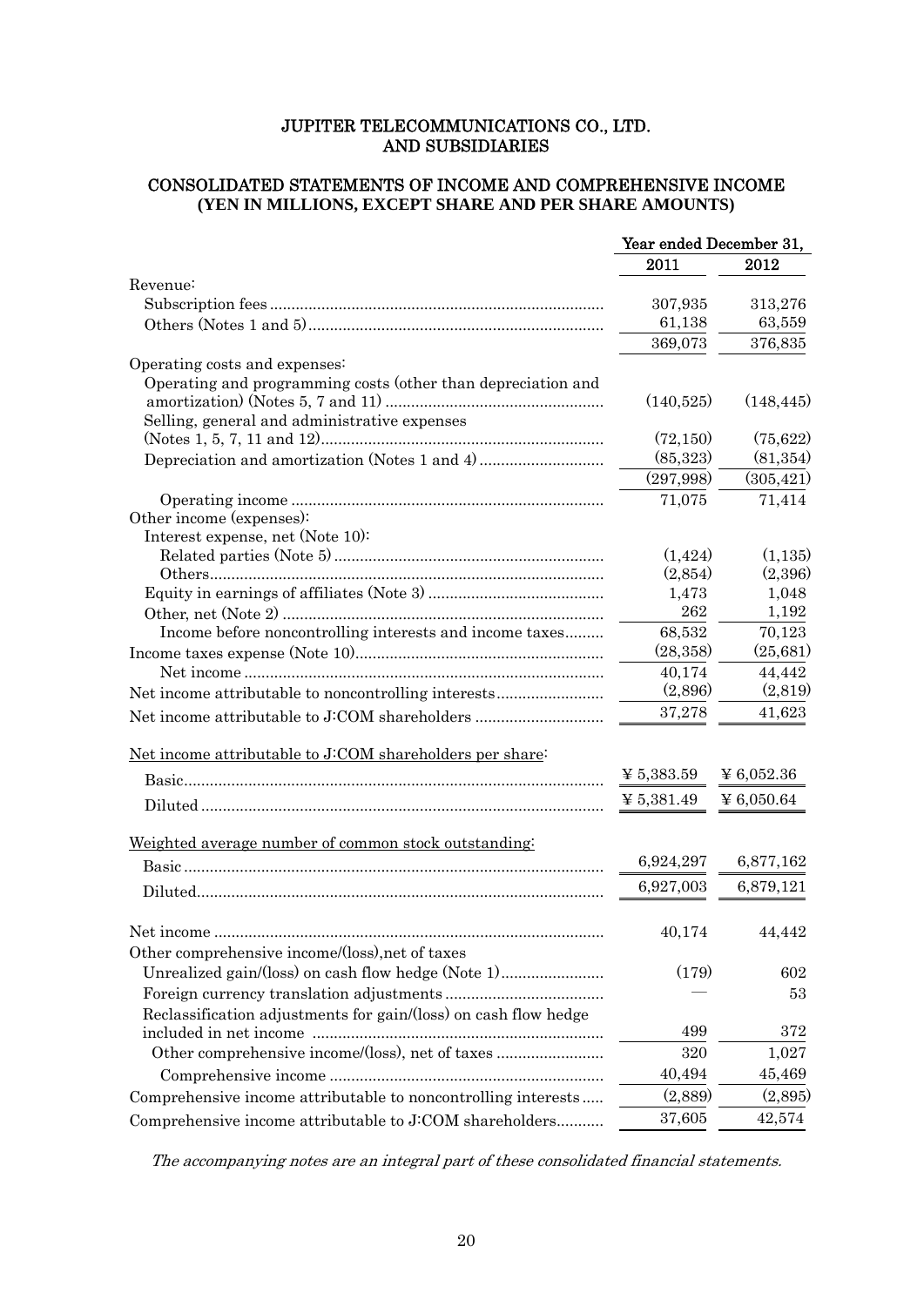# JUPITER TELECOMMUNICATIONS CO., LTD.
# AND SUBSIDIARIES

## CONSOLIDATED STATEMENTS OF INCOME AND COMPREHENSIVE INCOME
**(YEN IN MILLIONS, EXCEPT SHARE AND PER SHARE AMOUNTS)**

| | Year ended December 31, | |
|---|---|---|
| | 2011 | 2012 |
| Revenue: | | |
| Subscription fees | 307,935 | 313,276 |
| Others (Notes 1 and 5) | 61,138 | 63,559 |
| | 369,073 | 376,835 |
| Operating costs and expenses: | | |
| Operating and programming costs (other than depreciation and amortization) (Notes 5, 7 and 11) | (140,525) | (148,445) |
| Selling, general and administrative expenses (Notes 1, 5, 7, 11 and 12) | (72,150) | (75,622) |
| Depreciation and amortization (Notes 1 and 4) | (85,323) | (81,354) |
| | (297,998) | (305,421) |
| Operating income | 71,075 | 71,414 |
| Other income (expenses): | | |
| Interest expense, net (Note 10): | | |
| Related parties (Note 5) | (1,424) | (1,135) |
| Others | (2,854) | (2,396) |
| Equity in earnings of affiliates (Note 3) | 1,473 | 1,048 |
| Other, net (Note 2) | 262 | 1,192 |
| Income before noncontrolling interests and income taxes | 68,532 | 70,123 |
| Income taxes expense (Note 10) | (28,358) | (25,681) |
| Net income | 40,174 | 44,442 |
| Net income attributable to noncontrolling interests | (2,896) | (2,819) |
| Net income attributable to J:COM shareholders | 37,278 | 41,623 |
| Net income attributable to J:COM shareholders per share: | | |
| Basic | ¥ 5,383.59 | ¥ 6,052.36 |
| Diluted | ¥ 5,381.49 | ¥ 6,050.64 |
| Weighted average number of common stock outstanding: | | |
| Basic | 6,924,297 | 6,877,162 |
| Diluted | 6,927,003 | 6,879,121 |
| Net income | 40,174 | 44,442 |
| Other comprehensive income/(loss),net of taxes | | |
| Unrealized gain/(loss) on cash flow hedge (Note 1) | (179) | 602 |
| Foreign currency translation adjustments | — | 53 |
| Reclassification adjustments for gain/(loss) on cash flow hedge included in net income | 499 | 372 |
| Other comprehensive income/(loss), net of taxes | 320 | 1,027 |
| Comprehensive income | 40,494 | 45,469 |
| Comprehensive income attributable to noncontrolling interests | (2,889) | (2,895) |
| Comprehensive income attributable to J:COM shareholders | 37,605 | 42,574 |

*The accompanying notes are an integral part of these consolidated financial statements.*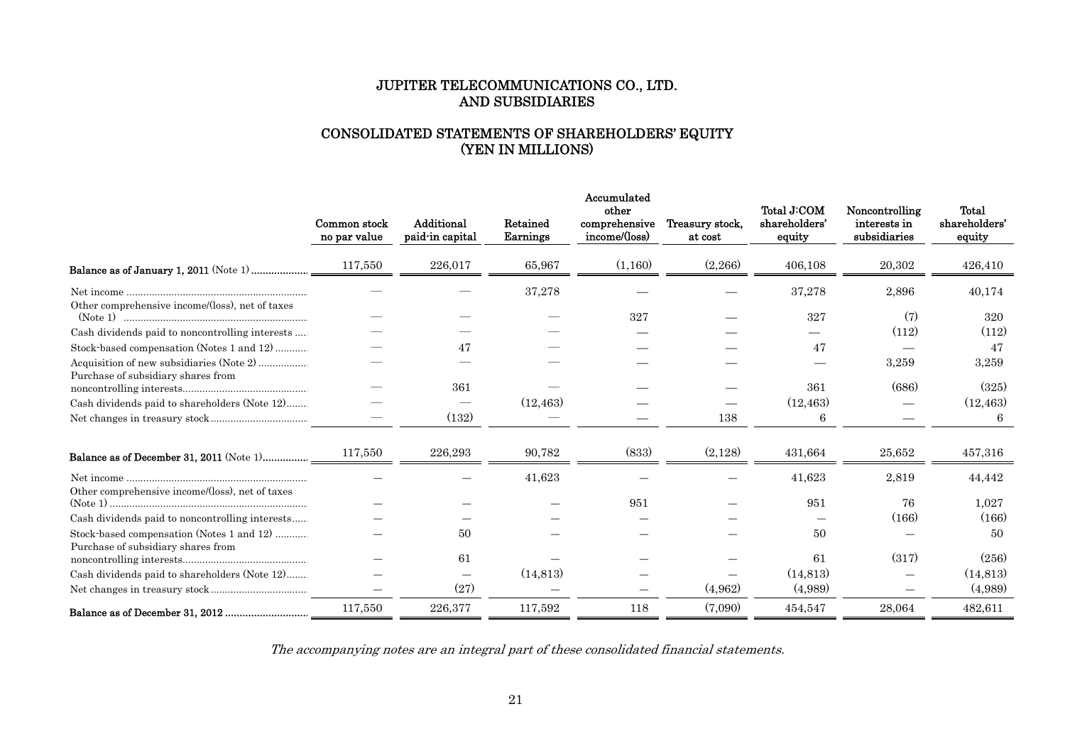# JUPITER TELECOMMUNICATIONS CO., LTD.
# AND SUBSIDIARIES

## CONSOLIDATED STATEMENTS OF SHAREHOLDERS' EQUITY
## (YEN IN MILLIONS)

| | Common stock no par value | Additional paid-in capital | Retained Earnings | Accumulated other comprehensive income/(loss) | Treasury stock, at cost | Total J:COM shareholders' equity | Noncontrolling interests in subsidiaries | Total shareholders' equity |
|---|---|---|---|---|---|---|---|---|
| **Balance as of January 1, 2011** (Note 1) | 117,550 | 226,017 | 65,967 | (1,160) | (2,266) | 406,108 | 20,302 | 426,410 |
| Net income | — | — | 37,278 | — | — | 37,278 | 2,896 | 40,174 |
| Other comprehensive income/(loss), net of taxes (Note 1) | — | — | — | 327 | — | 327 | (7) | 320 |
| Cash dividends paid to noncontrolling interests | — | — | — | — | — | — | (112) | (112) |
| Stock-based compensation (Notes 1 and 12) | — | 47 | — | — | — | 47 | — | 47 |
| Acquisition of new subsidiaries (Note 2) | — | — | — | — | — | — | 3,259 | 3,259 |
| Purchase of subsidiary shares from noncontrolling interests | — | 361 | — | — | — | 361 | (686) | (325) |
| Cash dividends paid to shareholders (Note 12) | — | — | (12,463) | — | — | (12,463) | — | (12,463) |
| Net changes in treasury stock | — | (132) | — | — | 138 | 6 | — | 6 |
| **Balance as of December 31, 2011** (Note 1) | 117,550 | 226,293 | 90,782 | (833) | (2,128) | 431,664 | 25,652 | 457,316 |
| Net income | — | — | 41,623 | — | — | 41,623 | 2,819 | 44,442 |
| Other comprehensive income/(loss), net of taxes (Note 1) | — | — | — | 951 | — | 951 | 76 | 1,027 |
| Cash dividends paid to noncontrolling interests | — | — | — | — | — | — | (166) | (166) |
| Stock-based compensation (Notes 1 and 12) | — | 50 | — | — | — | 50 | — | 50 |
| Purchase of subsidiary shares from noncontrolling interests | — | 61 | — | — | — | 61 | (317) | (256) |
| Cash dividends paid to shareholders (Note 12) | — | — | (14,813) | — | — | (14,813) | — | (14,813) |
| Net changes in treasury stock | — | (27) | — | — | (4,962) | (4,989) | — | (4,989) |
| **Balance as of December 31, 2012** | 117,550 | 226,377 | 117,592 | 118 | (7,090) | 454,547 | 28,064 | 482,611 |

*The accompanying notes are an integral part of these consolidated financial statements.*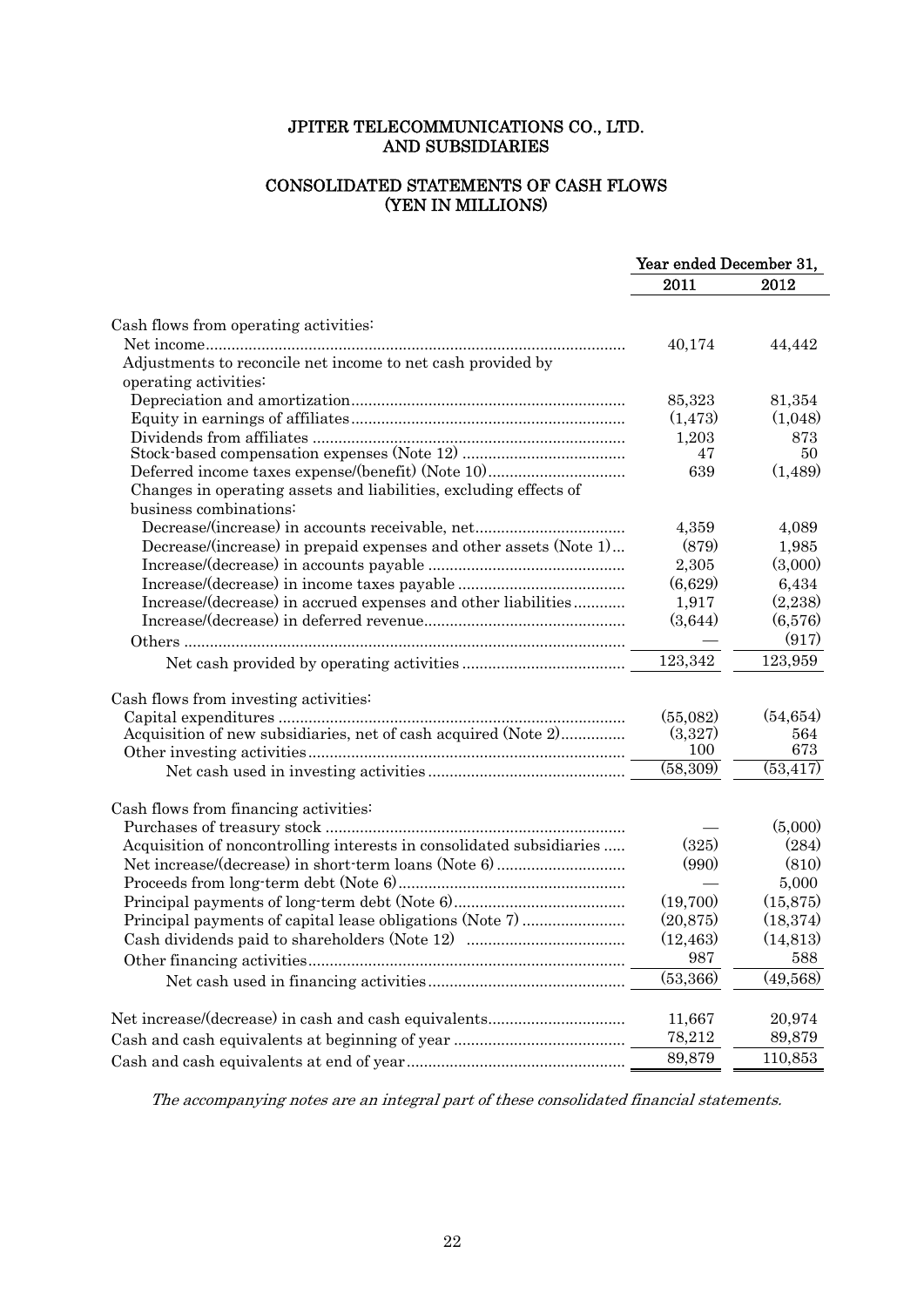# JPITER TELECOMMUNICATIONS CO., LTD. AND SUBSIDIARIES

## CONSOLIDATED STATEMENTS OF CASH FLOWS (YEN IN MILLIONS)

| | Year ended December 31, | |
|---|---|---|
| | 2011 | 2012 |
| Cash flows from operating activities: | | |
| Net income | 40,174 | 44,442 |
| Adjustments to reconcile net income to net cash provided by operating activities: | | |
| Depreciation and amortization | 85,323 | 81,354 |
| Equity in earnings of affiliates | (1,473) | (1,048) |
| Dividends from affiliates | 1,203 | 873 |
| Stock-based compensation expenses (Note 12) | 47 | 50 |
| Deferred income taxes expense/(benefit) (Note 10) | 639 | (1,489) |
| Changes in operating assets and liabilities, excluding effects of business combinations: | | |
| Decrease/(increase) in accounts receivable, net | 4,359 | 4,089 |
| Decrease/(increase) in prepaid expenses and other assets (Note 1) | (879) | 1,985 |
| Increase/(decrease) in accounts payable | 2,305 | (3,000) |
| Increase/(decrease) in income taxes payable | (6,629) | 6,434 |
| Increase/(decrease) in accrued expenses and other liabilities | 1,917 | (2,238) |
| Increase/(decrease) in deferred revenue | (3,644) | (6,576) |
| Others | — | (917) |
| Net cash provided by operating activities | 123,342 | 123,959 |
| Cash flows from investing activities: | | |
| Capital expenditures | (55,082) | (54,654) |
| Acquisition of new subsidiaries, net of cash acquired (Note 2) | (3,327) | 564 |
| Other investing activities | 100 | 673 |
| Net cash used in investing activities | (58,309) | (53,417) |
| Cash flows from financing activities: | | |
| Purchases of treasury stock | — | (5,000) |
| Acquisition of noncontrolling interests in consolidated subsidiaries | (325) | (284) |
| Net increase/(decrease) in short-term loans (Note 6) | (990) | (810) |
| Proceeds from long-term debt (Note 6) | — | 5,000 |
| Principal payments of long-term debt (Note 6) | (19,700) | (15,875) |
| Principal payments of capital lease obligations (Note 7) | (20,875) | (18,374) |
| Cash dividends paid to shareholders (Note 12) | (12,463) | (14,813) |
| Other financing activities | 987 | 588 |
| Net cash used in financing activities | (53,366) | (49,568) |
| Net increase/(decrease) in cash and cash equivalents | 11,667 | 20,974 |
| Cash and cash equivalents at beginning of year | 78,212 | 89,879 |
| Cash and cash equivalents at end of year | 89,879 | 110,853 |

*The accompanying notes are an integral part of these consolidated financial statements.*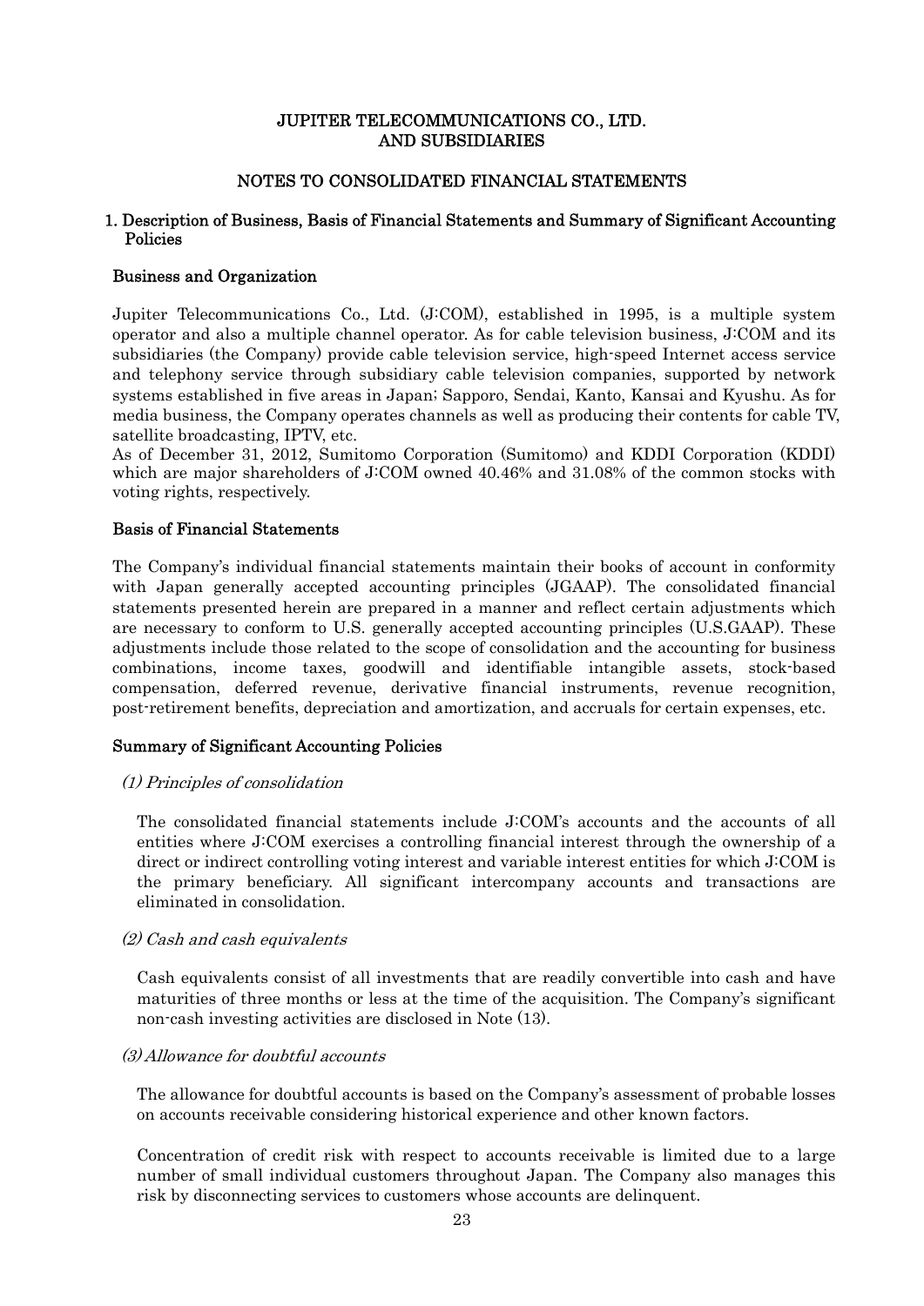# JUPITER TELECOMMUNICATIONS CO., LTD. AND SUBSIDIARIES

## NOTES TO CONSOLIDATED FINANCIAL STATEMENTS

### 1. Description of Business, Basis of Financial Statements and Summary of Significant Accounting Policies

#### Business and Organization

Jupiter Telecommunications Co., Ltd. (J:COM), established in 1995, is a multiple system operator and also a multiple channel operator. As for cable television business, J:COM and its subsidiaries (the Company) provide cable television service, high-speed Internet access service and telephony service through subsidiary cable television companies, supported by network systems established in five areas in Japan; Sapporo, Sendai, Kanto, Kansai and Kyushu. As for media business, the Company operates channels as well as producing their contents for cable TV, satellite broadcasting, IPTV, etc.

As of December 31, 2012, Sumitomo Corporation (Sumitomo) and KDDI Corporation (KDDI) which are major shareholders of J:COM owned 40.46% and 31.08% of the common stocks with voting rights, respectively.

#### Basis of Financial Statements

The Company's individual financial statements maintain their books of account in conformity with Japan generally accepted accounting principles (JGAAP). The consolidated financial statements presented herein are prepared in a manner and reflect certain adjustments which are necessary to conform to U.S. generally accepted accounting principles (U.S.GAAP). These adjustments include those related to the scope of consolidation and the accounting for business combinations, income taxes, goodwill and identifiable intangible assets, stock-based compensation, deferred revenue, derivative financial instruments, revenue recognition, post-retirement benefits, depreciation and amortization, and accruals for certain expenses, etc.

#### Summary of Significant Accounting Policies

*(1) Principles of consolidation*

The consolidated financial statements include J:COM's accounts and the accounts of all entities where J:COM exercises a controlling financial interest through the ownership of a direct or indirect controlling voting interest and variable interest entities for which J:COM is the primary beneficiary. All significant intercompany accounts and transactions are eliminated in consolidation.

*(2) Cash and cash equivalents*

Cash equivalents consist of all investments that are readily convertible into cash and have maturities of three months or less at the time of the acquisition. The Company's significant non-cash investing activities are disclosed in Note (13).

*(3) Allowance for doubtful accounts*

The allowance for doubtful accounts is based on the Company's assessment of probable losses on accounts receivable considering historical experience and other known factors.

Concentration of credit risk with respect to accounts receivable is limited due to a large number of small individual customers throughout Japan. The Company also manages this risk by disconnecting services to customers whose accounts are delinquent.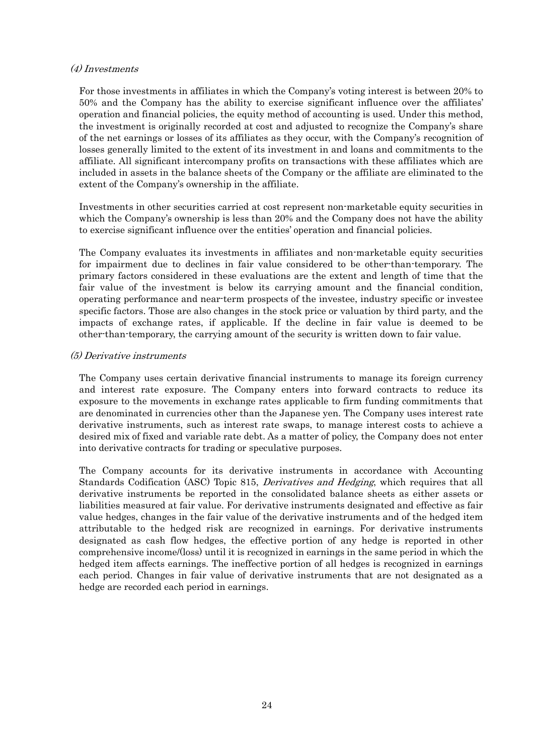*(4) Investments*

For those investments in affiliates in which the Company's voting interest is between 20% to 50% and the Company has the ability to exercise significant influence over the affiliates' operation and financial policies, the equity method of accounting is used. Under this method, the investment is originally recorded at cost and adjusted to recognize the Company's share of the net earnings or losses of its affiliates as they occur, with the Company's recognition of losses generally limited to the extent of its investment in and loans and commitments to the affiliate. All significant intercompany profits on transactions with these affiliates which are included in assets in the balance sheets of the Company or the affiliate are eliminated to the extent of the Company's ownership in the affiliate.

Investments in other securities carried at cost represent non-marketable equity securities in which the Company's ownership is less than 20% and the Company does not have the ability to exercise significant influence over the entities' operation and financial policies.

The Company evaluates its investments in affiliates and non-marketable equity securities for impairment due to declines in fair value considered to be other-than-temporary. The primary factors considered in these evaluations are the extent and length of time that the fair value of the investment is below its carrying amount and the financial condition, operating performance and near-term prospects of the investee, industry specific or investee specific factors. Those are also changes in the stock price or valuation by third party, and the impacts of exchange rates, if applicable. If the decline in fair value is deemed to be other-than-temporary, the carrying amount of the security is written down to fair value.

*(5) Derivative instruments*

The Company uses certain derivative financial instruments to manage its foreign currency and interest rate exposure. The Company enters into forward contracts to reduce its exposure to the movements in exchange rates applicable to firm funding commitments that are denominated in currencies other than the Japanese yen. The Company uses interest rate derivative instruments, such as interest rate swaps, to manage interest costs to achieve a desired mix of fixed and variable rate debt. As a matter of policy, the Company does not enter into derivative contracts for trading or speculative purposes.

The Company accounts for its derivative instruments in accordance with Accounting Standards Codification (ASC) Topic 815, *Derivatives and Hedging*, which requires that all derivative instruments be reported in the consolidated balance sheets as either assets or liabilities measured at fair value. For derivative instruments designated and effective as fair value hedges, changes in the fair value of the derivative instruments and of the hedged item attributable to the hedged risk are recognized in earnings. For derivative instruments designated as cash flow hedges, the effective portion of any hedge is reported in other comprehensive income/(loss) until it is recognized in earnings in the same period in which the hedged item affects earnings. The ineffective portion of all hedges is recognized in earnings each period. Changes in fair value of derivative instruments that are not designated as a hedge are recorded each period in earnings.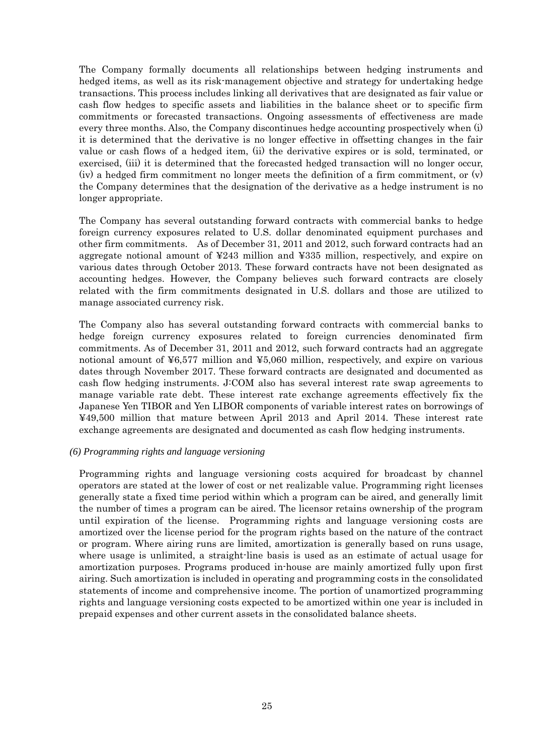The Company formally documents all relationships between hedging instruments and hedged items, as well as its risk-management objective and strategy for undertaking hedge transactions. This process includes linking all derivatives that are designated as fair value or cash flow hedges to specific assets and liabilities in the balance sheet or to specific firm commitments or forecasted transactions. Ongoing assessments of effectiveness are made every three months. Also, the Company discontinues hedge accounting prospectively when (i) it is determined that the derivative is no longer effective in offsetting changes in the fair value or cash flows of a hedged item, (ii) the derivative expires or is sold, terminated, or exercised, (iii) it is determined that the forecasted hedged transaction will no longer occur, (iv) a hedged firm commitment no longer meets the definition of a firm commitment, or (v) the Company determines that the designation of the derivative as a hedge instrument is no longer appropriate.

The Company has several outstanding forward contracts with commercial banks to hedge foreign currency exposures related to U.S. dollar denominated equipment purchases and other firm commitments. As of December 31, 2011 and 2012, such forward contracts had an aggregate notional amount of ¥243 million and ¥335 million, respectively, and expire on various dates through October 2013. These forward contracts have not been designated as accounting hedges. However, the Company believes such forward contracts are closely related with the firm commitments designated in U.S. dollars and those are utilized to manage associated currency risk.

The Company also has several outstanding forward contracts with commercial banks to hedge foreign currency exposures related to foreign currencies denominated firm commitments. As of December 31, 2011 and 2012, such forward contracts had an aggregate notional amount of ¥6,577 million and ¥5,060 million, respectively, and expire on various dates through November 2017. These forward contracts are designated and documented as cash flow hedging instruments. J:COM also has several interest rate swap agreements to manage variable rate debt. These interest rate exchange agreements effectively fix the Japanese Yen TIBOR and Yen LIBOR components of variable interest rates on borrowings of ¥49,500 million that mature between April 2013 and April 2014. These interest rate exchange agreements are designated and documented as cash flow hedging instruments.

*(6) Programming rights and language versioning*

Programming rights and language versioning costs acquired for broadcast by channel operators are stated at the lower of cost or net realizable value. Programming right licenses generally state a fixed time period within which a program can be aired, and generally limit the number of times a program can be aired. The licensor retains ownership of the program until expiration of the license. Programming rights and language versioning costs are amortized over the license period for the program rights based on the nature of the contract or program. Where airing runs are limited, amortization is generally based on runs usage, where usage is unlimited, a straight-line basis is used as an estimate of actual usage for amortization purposes. Programs produced in-house are mainly amortized fully upon first airing. Such amortization is included in operating and programming costs in the consolidated statements of income and comprehensive income. The portion of unamortized programming rights and language versioning costs expected to be amortized within one year is included in prepaid expenses and other current assets in the consolidated balance sheets.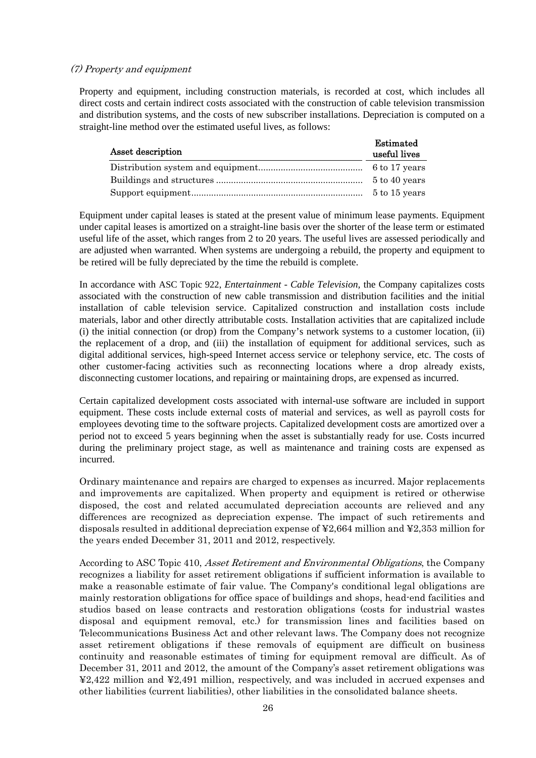*(7) Property and equipment*

Property and equipment, including construction materials, is recorded at cost, which includes all direct costs and certain indirect costs associated with the construction of cable television transmission and distribution systems, and the costs of new subscriber installations. Depreciation is computed on a straight-line method over the estimated useful lives, as follows:

| Asset description | Estimated useful lives |
|---|---|
| Distribution system and equipment | 6 to 17 years |
| Buildings and structures | 5 to 40 years |
| Support equipment | 5 to 15 years |

Equipment under capital leases is stated at the present value of minimum lease payments. Equipment under capital leases is amortized on a straight-line basis over the shorter of the lease term or estimated useful life of the asset, which ranges from 2 to 20 years. The useful lives are assessed periodically and are adjusted when warranted. When systems are undergoing a rebuild, the property and equipment to be retired will be fully depreciated by the time the rebuild is complete.

In accordance with ASC Topic 922, *Entertainment - Cable Television,* the Company capitalizes costs associated with the construction of new cable transmission and distribution facilities and the initial installation of cable television service. Capitalized construction and installation costs include materials, labor and other directly attributable costs. Installation activities that are capitalized include (i) the initial connection (or drop) from the Company's network systems to a customer location, (ii) the replacement of a drop, and (iii) the installation of equipment for additional services, such as digital additional services, high-speed Internet access service or telephony service, etc. The costs of other customer-facing activities such as reconnecting locations where a drop already exists, disconnecting customer locations, and repairing or maintaining drops, are expensed as incurred.

Certain capitalized development costs associated with internal-use software are included in support equipment. These costs include external costs of material and services, as well as payroll costs for employees devoting time to the software projects. Capitalized development costs are amortized over a period not to exceed 5 years beginning when the asset is substantially ready for use. Costs incurred during the preliminary project stage, as well as maintenance and training costs are expensed as incurred.

Ordinary maintenance and repairs are charged to expenses as incurred. Major replacements and improvements are capitalized. When property and equipment is retired or otherwise disposed, the cost and related accumulated depreciation accounts are relieved and any differences are recognized as depreciation expense. The impact of such retirements and disposals resulted in additional depreciation expense of ¥2,664 million and ¥2,353 million for the years ended December 31, 2011 and 2012, respectively.

According to ASC Topic 410, *Asset Retirement and Environmental Obligations*, the Company recognizes a liability for asset retirement obligations if sufficient information is available to make a reasonable estimate of fair value. The Company's conditional legal obligations are mainly restoration obligations for office space of buildings and shops, head-end facilities and studios based on lease contracts and restoration obligations (costs for industrial wastes disposal and equipment removal, etc.) for transmission lines and facilities based on Telecommunications Business Act and other relevant laws. The Company does not recognize asset retirement obligations if these removals of equipment are difficult on business continuity and reasonable estimates of timing for equipment removal are difficult. As of December 31, 2011 and 2012, the amount of the Company's asset retirement obligations was ¥2,422 million and ¥2,491 million, respectively, and was included in accrued expenses and other liabilities (current liabilities), other liabilities in the consolidated balance sheets.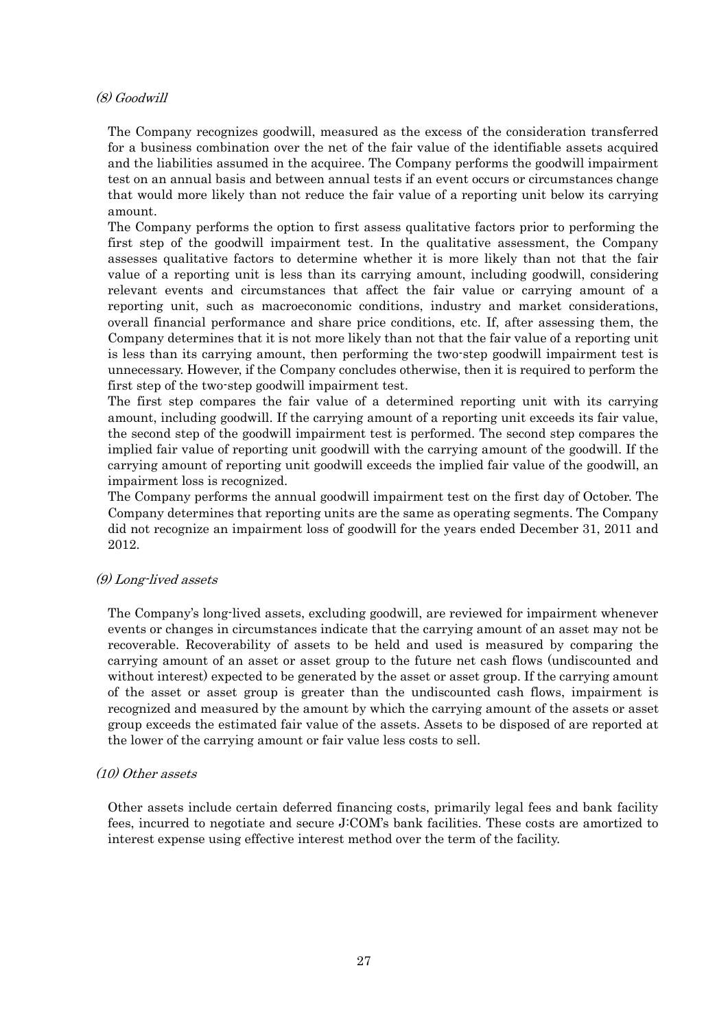*(8) Goodwill*

The Company recognizes goodwill, measured as the excess of the consideration transferred for a business combination over the net of the fair value of the identifiable assets acquired and the liabilities assumed in the acquiree. The Company performs the goodwill impairment test on an annual basis and between annual tests if an event occurs or circumstances change that would more likely than not reduce the fair value of a reporting unit below its carrying amount.

The Company performs the option to first assess qualitative factors prior to performing the first step of the goodwill impairment test. In the qualitative assessment, the Company assesses qualitative factors to determine whether it is more likely than not that the fair value of a reporting unit is less than its carrying amount, including goodwill, considering relevant events and circumstances that affect the fair value or carrying amount of a reporting unit, such as macroeconomic conditions, industry and market considerations, overall financial performance and share price conditions, etc. If, after assessing them, the Company determines that it is not more likely than not that the fair value of a reporting unit is less than its carrying amount, then performing the two-step goodwill impairment test is unnecessary. However, if the Company concludes otherwise, then it is required to perform the first step of the two-step goodwill impairment test.

The first step compares the fair value of a determined reporting unit with its carrying amount, including goodwill. If the carrying amount of a reporting unit exceeds its fair value, the second step of the goodwill impairment test is performed. The second step compares the implied fair value of reporting unit goodwill with the carrying amount of the goodwill. If the carrying amount of reporting unit goodwill exceeds the implied fair value of the goodwill, an impairment loss is recognized.

The Company performs the annual goodwill impairment test on the first day of October. The Company determines that reporting units are the same as operating segments. The Company did not recognize an impairment loss of goodwill for the years ended December 31, 2011 and 2012.

*(9) Long-lived assets*

The Company's long-lived assets, excluding goodwill, are reviewed for impairment whenever events or changes in circumstances indicate that the carrying amount of an asset may not be recoverable. Recoverability of assets to be held and used is measured by comparing the carrying amount of an asset or asset group to the future net cash flows (undiscounted and without interest) expected to be generated by the asset or asset group. If the carrying amount of the asset or asset group is greater than the undiscounted cash flows, impairment is recognized and measured by the amount by which the carrying amount of the assets or asset group exceeds the estimated fair value of the assets. Assets to be disposed of are reported at the lower of the carrying amount or fair value less costs to sell.

*(10) Other assets*

Other assets include certain deferred financing costs, primarily legal fees and bank facility fees, incurred to negotiate and secure J:COM's bank facilities. These costs are amortized to interest expense using effective interest method over the term of the facility.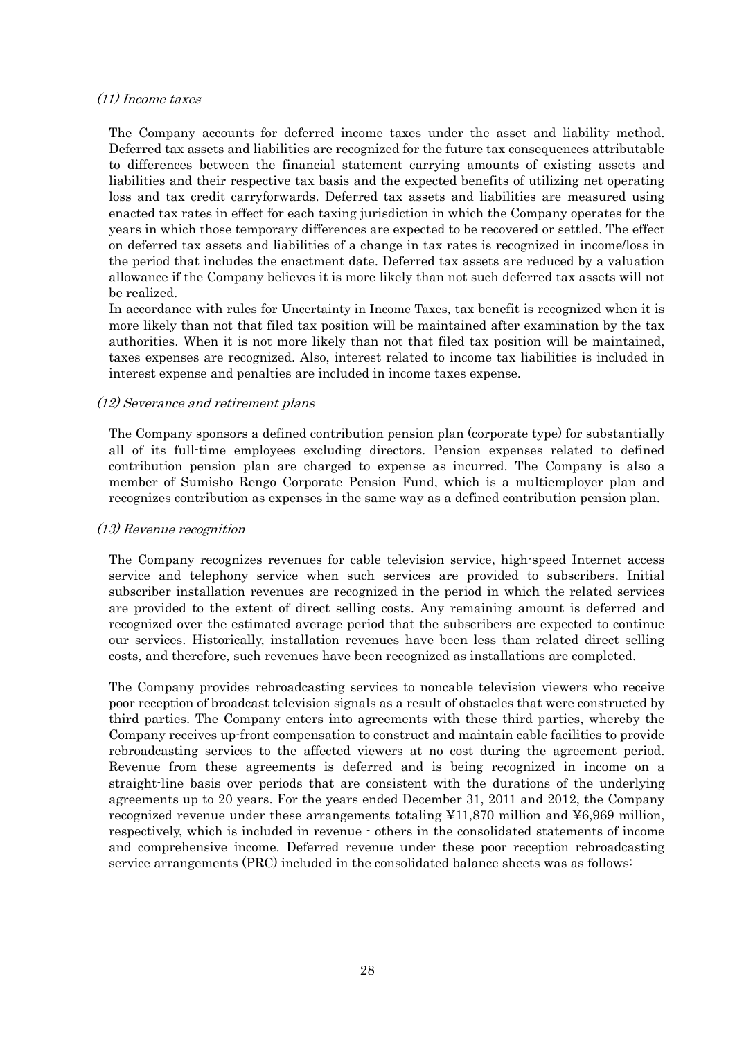*(11) Income taxes*

The Company accounts for deferred income taxes under the asset and liability method. Deferred tax assets and liabilities are recognized for the future tax consequences attributable to differences between the financial statement carrying amounts of existing assets and liabilities and their respective tax basis and the expected benefits of utilizing net operating loss and tax credit carryforwards. Deferred tax assets and liabilities are measured using enacted tax rates in effect for each taxing jurisdiction in which the Company operates for the years in which those temporary differences are expected to be recovered or settled. The effect on deferred tax assets and liabilities of a change in tax rates is recognized in income/loss in the period that includes the enactment date. Deferred tax assets are reduced by a valuation allowance if the Company believes it is more likely than not such deferred tax assets will not be realized.

In accordance with rules for Uncertainty in Income Taxes, tax benefit is recognized when it is more likely than not that filed tax position will be maintained after examination by the tax authorities. When it is not more likely than not that filed tax position will be maintained, taxes expenses are recognized. Also, interest related to income tax liabilities is included in interest expense and penalties are included in income taxes expense.

*(12) Severance and retirement plans*

The Company sponsors a defined contribution pension plan (corporate type) for substantially all of its full-time employees excluding directors. Pension expenses related to defined contribution pension plan are charged to expense as incurred. The Company is also a member of Sumisho Rengo Corporate Pension Fund, which is a multiemployer plan and recognizes contribution as expenses in the same way as a defined contribution pension plan.

*(13) Revenue recognition*

The Company recognizes revenues for cable television service, high-speed Internet access service and telephony service when such services are provided to subscribers. Initial subscriber installation revenues are recognized in the period in which the related services are provided to the extent of direct selling costs. Any remaining amount is deferred and recognized over the estimated average period that the subscribers are expected to continue our services. Historically, installation revenues have been less than related direct selling costs, and therefore, such revenues have been recognized as installations are completed.

The Company provides rebroadcasting services to noncable television viewers who receive poor reception of broadcast television signals as a result of obstacles that were constructed by third parties. The Company enters into agreements with these third parties, whereby the Company receives up-front compensation to construct and maintain cable facilities to provide rebroadcasting services to the affected viewers at no cost during the agreement period. Revenue from these agreements is deferred and is being recognized in income on a straight-line basis over periods that are consistent with the durations of the underlying agreements up to 20 years. For the years ended December 31, 2011 and 2012, the Company recognized revenue under these arrangements totaling ¥11,870 million and ¥6,969 million, respectively, which is included in revenue - others in the consolidated statements of income and comprehensive income. Deferred revenue under these poor reception rebroadcasting service arrangements (PRC) included in the consolidated balance sheets was as follows: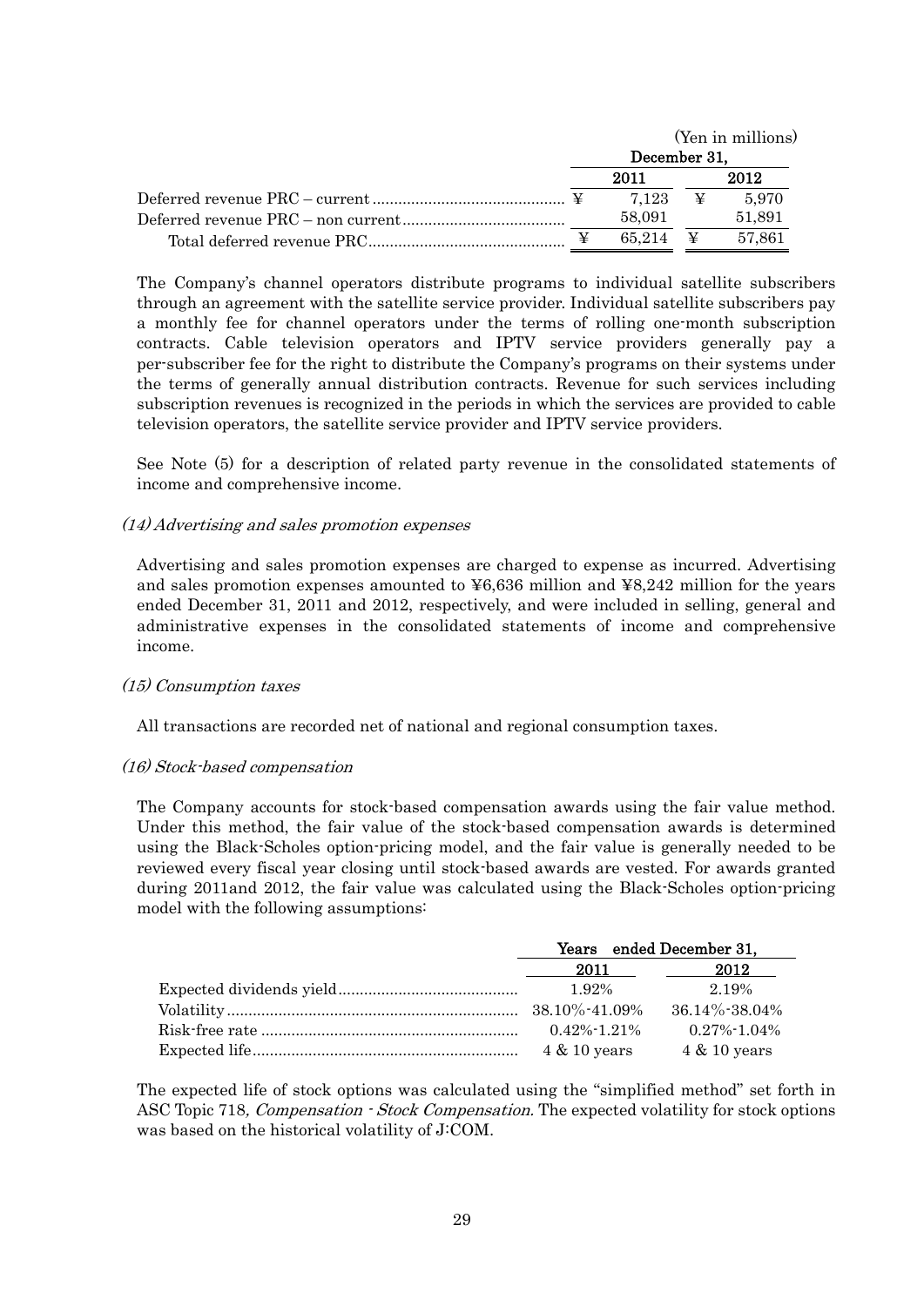| | (Yen in millions) | |
|---|---|---|
| | December 31, | |
| | 2011 | 2012 |
| Deferred revenue PRC – current | ¥ 7,123 | ¥ 5,970 |
| Deferred revenue PRC – non current | 58,091 | 51,891 |
| Total deferred revenue PRC | ¥ 65,214 | ¥ 57,861 |

The Company's channel operators distribute programs to individual satellite subscribers through an agreement with the satellite service provider. Individual satellite subscribers pay a monthly fee for channel operators under the terms of rolling one-month subscription contracts. Cable television operators and IPTV service providers generally pay a per-subscriber fee for the right to distribute the Company's programs on their systems under the terms of generally annual distribution contracts. Revenue for such services including subscription revenues is recognized in the periods in which the services are provided to cable television operators, the satellite service provider and IPTV service providers.

See Note (5) for a description of related party revenue in the consolidated statements of income and comprehensive income.

*(14) Advertising and sales promotion expenses*

Advertising and sales promotion expenses are charged to expense as incurred. Advertising and sales promotion expenses amounted to ¥6,636 million and ¥8,242 million for the years ended December 31, 2011 and 2012, respectively, and were included in selling, general and administrative expenses in the consolidated statements of income and comprehensive income.

*(15) Consumption taxes*

All transactions are recorded net of national and regional consumption taxes.

*(16) Stock-based compensation*

The Company accounts for stock-based compensation awards using the fair value method. Under this method, the fair value of the stock-based compensation awards is determined using the Black-Scholes option-pricing model, and the fair value is generally needed to be reviewed every fiscal year closing until stock-based awards are vested. For awards granted during 2011and 2012, the fair value was calculated using the Black-Scholes option-pricing model with the following assumptions:

| | Years ended December 31, | |
|---|---|---|
| | 2011 | 2012 |
| Expected dividends yield | 1.92% | 2.19% |
| Volatility | 38.10%-41.09% | 36.14%-38.04% |
| Risk-free rate | 0.42%-1.21% | 0.27%-1.04% |
| Expected life | 4 & 10 years | 4 & 10 years |

The expected life of stock options was calculated using the "simplified method" set forth in ASC Topic 718*, Compensation - Stock Compensation.* The expected volatility for stock options was based on the historical volatility of J:COM.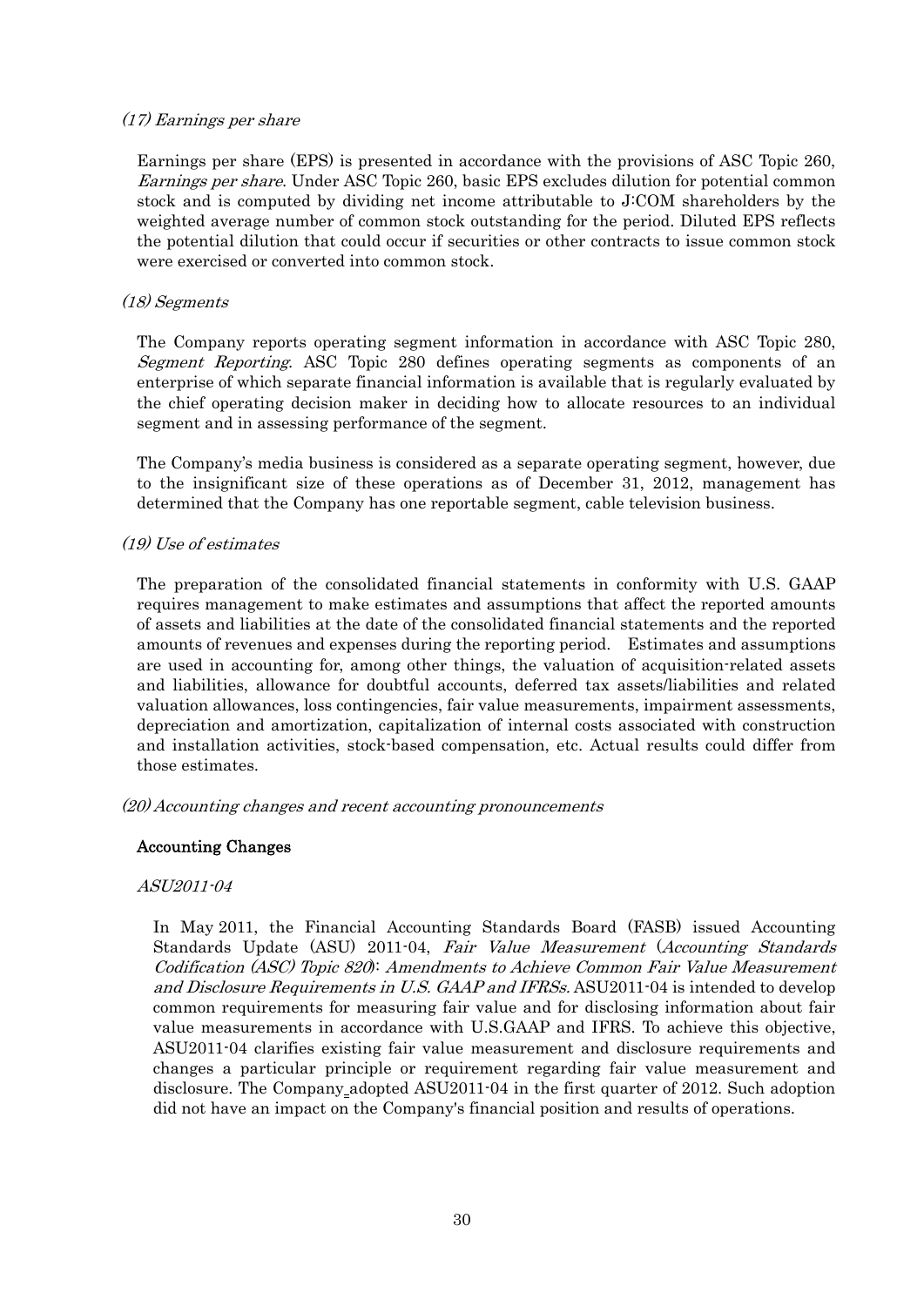*(17) Earnings per share*

Earnings per share (EPS) is presented in accordance with the provisions of ASC Topic 260, *Earnings per share*. Under ASC Topic 260, basic EPS excludes dilution for potential common stock and is computed by dividing net income attributable to J:COM shareholders by the weighted average number of common stock outstanding for the period. Diluted EPS reflects the potential dilution that could occur if securities or other contracts to issue common stock were exercised or converted into common stock.

*(18) Segments*

The Company reports operating segment information in accordance with ASC Topic 280, *Segment Reporting*. ASC Topic 280 defines operating segments as components of an enterprise of which separate financial information is available that is regularly evaluated by the chief operating decision maker in deciding how to allocate resources to an individual segment and in assessing performance of the segment.

The Company's media business is considered as a separate operating segment, however, due to the insignificant size of these operations as of December 31, 2012, management has determined that the Company has one reportable segment, cable television business.

*(19) Use of estimates*

The preparation of the consolidated financial statements in conformity with U.S. GAAP requires management to make estimates and assumptions that affect the reported amounts of assets and liabilities at the date of the consolidated financial statements and the reported amounts of revenues and expenses during the reporting period. Estimates and assumptions are used in accounting for, among other things, the valuation of acquisition-related assets and liabilities, allowance for doubtful accounts, deferred tax assets/liabilities and related valuation allowances, loss contingencies, fair value measurements, impairment assessments, depreciation and amortization, capitalization of internal costs associated with construction and installation activities, stock-based compensation, etc. Actual results could differ from those estimates.

*(20) Accounting changes and recent accounting pronouncements*

**Accounting Changes**

*ASU2011-04*

In May 2011, the Financial Accounting Standards Board (FASB) issued Accounting Standards Update (ASU) 2011-04, *Fair Value Measurement* (*Accounting Standards Codification (ASC) Topic 820*): *Amendments to Achieve Common Fair Value Measurement and Disclosure Requirements in U.S. GAAP and IFRSs.* ASU2011-04 is intended to develop common requirements for measuring fair value and for disclosing information about fair value measurements in accordance with U.S.GAAP and IFRS. To achieve this objective, ASU2011-04 clarifies existing fair value measurement and disclosure requirements and changes a particular principle or requirement regarding fair value measurement and disclosure. The Company adopted ASU2011-04 in the first quarter of 2012. Such adoption did not have an impact on the Company's financial position and results of operations.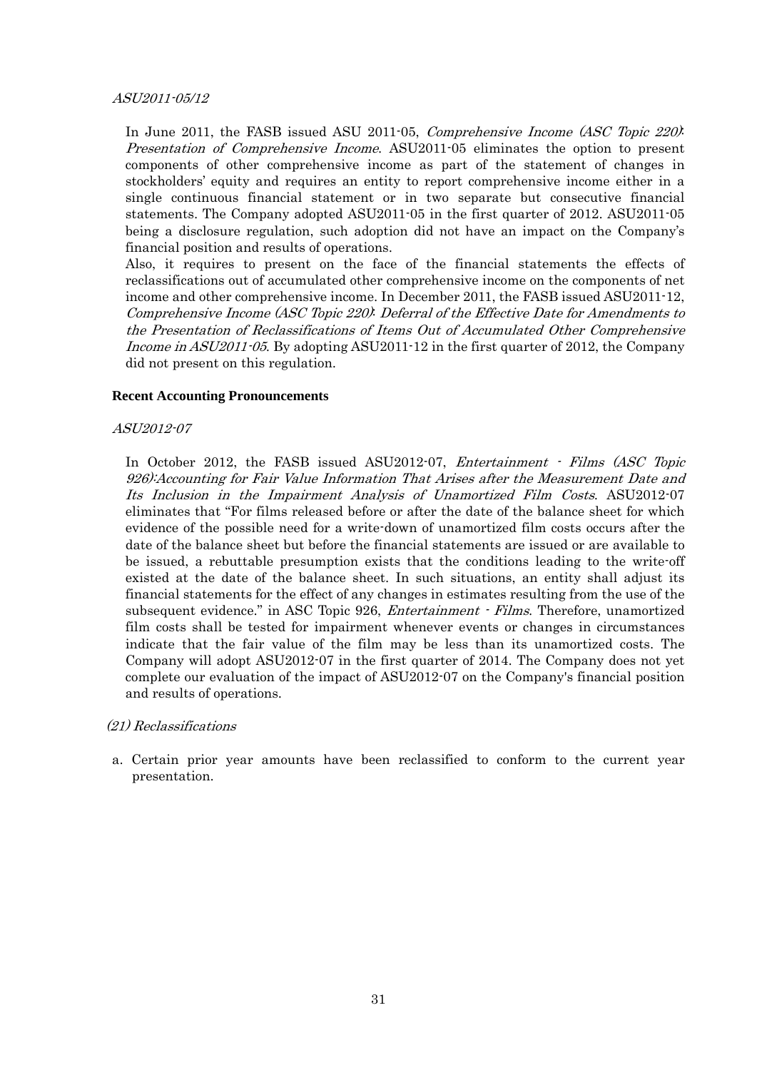*ASU2011-05/12*

In June 2011, the FASB issued ASU 2011-05, *Comprehensive Income (ASC Topic 220): Presentation of Comprehensive Income*. ASU2011-05 eliminates the option to present components of other comprehensive income as part of the statement of changes in stockholders' equity and requires an entity to report comprehensive income either in a single continuous financial statement or in two separate but consecutive financial statements. The Company adopted ASU2011-05 in the first quarter of 2012. ASU2011-05 being a disclosure regulation, such adoption did not have an impact on the Company's financial position and results of operations.

Also, it requires to present on the face of the financial statements the effects of reclassifications out of accumulated other comprehensive income on the components of net income and other comprehensive income. In December 2011, the FASB issued ASU2011-12, *Comprehensive Income (ASC Topic 220): Deferral of the Effective Date for Amendments to the Presentation of Reclassifications of Items Out of Accumulated Other Comprehensive Income in ASU2011-05*. By adopting ASU2011-12 in the first quarter of 2012, the Company did not present on this regulation.

**Recent Accounting Pronouncements**

*ASU2012-07*

In October 2012, the FASB issued ASU2012-07, *Entertainment - Films (ASC Topic 926):Accounting for Fair Value Information That Arises after the Measurement Date and Its Inclusion in the Impairment Analysis of Unamortized Film Costs*. ASU2012-07 eliminates that "For films released before or after the date of the balance sheet for which evidence of the possible need for a write-down of unamortized film costs occurs after the date of the balance sheet but before the financial statements are issued or are available to be issued, a rebuttable presumption exists that the conditions leading to the write-off existed at the date of the balance sheet. In such situations, an entity shall adjust its financial statements for the effect of any changes in estimates resulting from the use of the subsequent evidence." in ASC Topic 926, *Entertainment - Films*. Therefore, unamortized film costs shall be tested for impairment whenever events or changes in circumstances indicate that the fair value of the film may be less than its unamortized costs. The Company will adopt ASU2012-07 in the first quarter of 2014. The Company does not yet complete our evaluation of the impact of ASU2012-07 on the Company's financial position and results of operations.

*(21) Reclassifications*

a. Certain prior year amounts have been reclassified to conform to the current year presentation.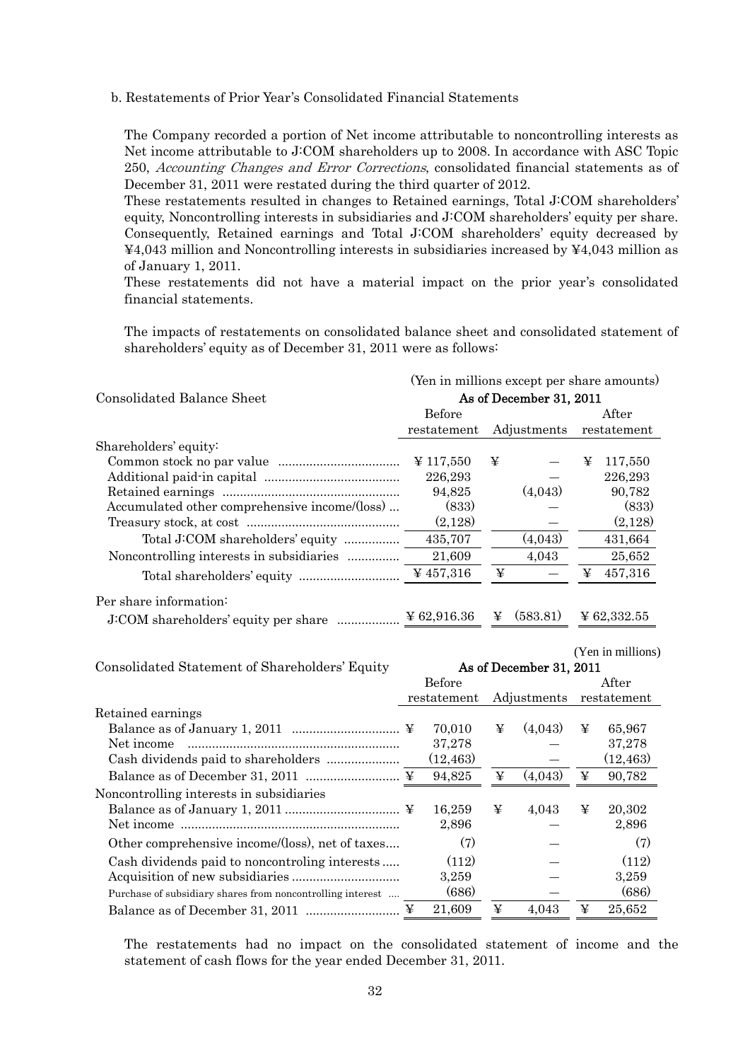b. Restatements of Prior Year's Consolidated Financial Statements

The Company recorded a portion of Net income attributable to noncontrolling interests as Net income attributable to J:COM shareholders up to 2008. In accordance with ASC Topic 250, *Accounting Changes and Error Corrections*, consolidated financial statements as of December 31, 2011 were restated during the third quarter of 2012.

These restatements resulted in changes to Retained earnings, Total J:COM shareholders' equity, Noncontrolling interests in subsidiaries and J:COM shareholders' equity per share. Consequently, Retained earnings and Total J:COM shareholders' equity decreased by ¥4,043 million and Noncontrolling interests in subsidiaries increased by ¥4,043 million as of January 1, 2011.

These restatements did not have a material impact on the prior year's consolidated financial statements.

The impacts of restatements on consolidated balance sheet and consolidated statement of shareholders' equity as of December 31, 2011 were as follows:

(Yen in millions except per share amounts)

| Consolidated Balance Sheet | As of December 31, 2011 | | |
|---|---|---|---|
| | Before restatement | Adjustments | After restatement |
| Shareholders' equity: | | | |
| Common stock no par value | ¥ 117,550 | ¥ — | ¥ 117,550 |
| Additional paid-in capital | 226,293 | — | 226,293 |
| Retained earnings | 94,825 | (4,043) | 90,782 |
| Accumulated other comprehensive income/(loss) | (833) | — | (833) |
| Treasury stock, at cost | (2,128) | — | (2,128) |
| Total J:COM shareholders' equity | 435,707 | (4,043) | 431,664 |
| Noncontrolling interests in subsidiaries | 21,609 | 4,043 | 25,652 |
| Total shareholders' equity | ¥ 457,316 | ¥ — | ¥ 457,316 |
| Per share information: | | | |
| J:COM shareholders' equity per share | ¥ 62,916.36 | ¥ (583.81) | ¥ 62,332.55 |

(Yen in millions)

| Consolidated Statement of Shareholders' Equity | As of December 31, 2011 | | |
|---|---|---|---|
| | Before restatement | Adjustments | After restatement |
| Retained earnings | | | |
| Balance as of January 1, 2011 | ¥ 70,010 | ¥ (4,043) | ¥ 65,967 |
| Net income | 37,278 | — | 37,278 |
| Cash dividends paid to shareholders | (12,463) | — | (12,463) |
| Balance as of December 31, 2011 | ¥ 94,825 | ¥ (4,043) | ¥ 90,782 |
| Noncontrolling interests in subsidiaries | | | |
| Balance as of January 1, 2011 | ¥ 16,259 | ¥ 4,043 | ¥ 20,302 |
| Net income | 2,896 | — | 2,896 |
| Other comprehensive income/(loss), net of taxes | (7) | — | (7) |
| Cash dividends paid to noncontroling interests | (112) | — | (112) |
| Acquisition of new subsidiaries | 3,259 | — | 3,259 |
| Purchase of subsidiary shares from noncontrolling interest | (686) | — | (686) |
| Balance as of December 31, 2011 | ¥ 21,609 | ¥ 4,043 | ¥ 25,652 |

The restatements had no impact on the consolidated statement of income and the statement of cash flows for the year ended December 31, 2011.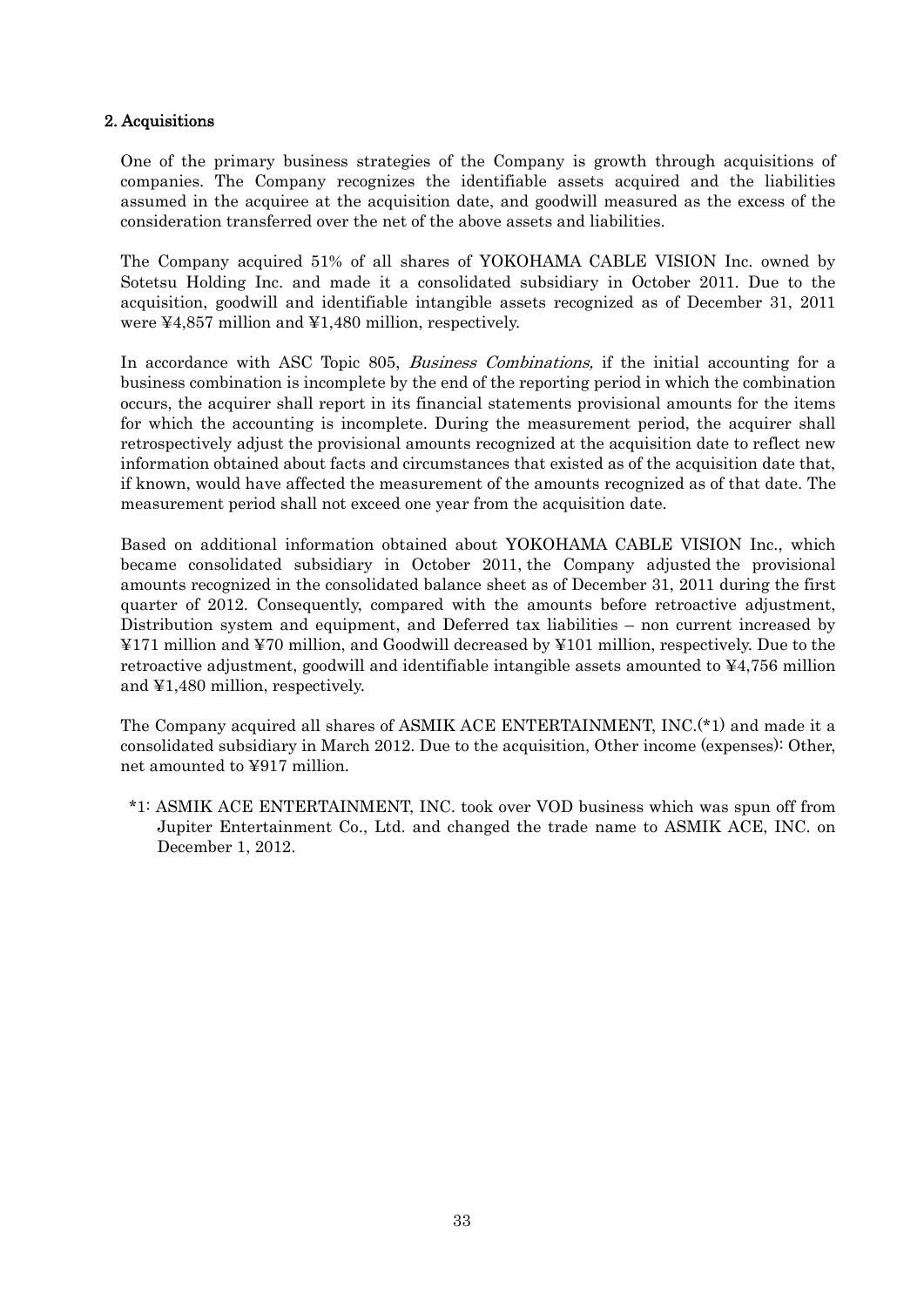## 2. Acquisitions

One of the primary business strategies of the Company is growth through acquisitions of companies. The Company recognizes the identifiable assets acquired and the liabilities assumed in the acquiree at the acquisition date, and goodwill measured as the excess of the consideration transferred over the net of the above assets and liabilities.

The Company acquired 51% of all shares of YOKOHAMA CABLE VISION Inc. owned by Sotetsu Holding Inc. and made it a consolidated subsidiary in October 2011. Due to the acquisition, goodwill and identifiable intangible assets recognized as of December 31, 2011 were ¥4,857 million and ¥1,480 million, respectively.

In accordance with ASC Topic 805, *Business Combinations,* if the initial accounting for a business combination is incomplete by the end of the reporting period in which the combination occurs, the acquirer shall report in its financial statements provisional amounts for the items for which the accounting is incomplete. During the measurement period, the acquirer shall retrospectively adjust the provisional amounts recognized at the acquisition date to reflect new information obtained about facts and circumstances that existed as of the acquisition date that, if known, would have affected the measurement of the amounts recognized as of that date. The measurement period shall not exceed one year from the acquisition date.

Based on additional information obtained about YOKOHAMA CABLE VISION Inc., which became consolidated subsidiary in October 2011, the Company adjusted the provisional amounts recognized in the consolidated balance sheet as of December 31, 2011 during the first quarter of 2012. Consequently, compared with the amounts before retroactive adjustment, Distribution system and equipment, and Deferred tax liabilities – non current increased by ¥171 million and ¥70 million, and Goodwill decreased by ¥101 million, respectively. Due to the retroactive adjustment, goodwill and identifiable intangible assets amounted to ¥4,756 million and ¥1,480 million, respectively.

The Company acquired all shares of ASMIK ACE ENTERTAINMENT, INC.(*1) and made it a consolidated subsidiary in March 2012. Due to the acquisition, Other income (expenses): Other, net amounted to ¥917 million.

*1: ASMIK ACE ENTERTAINMENT, INC. took over VOD business which was spun off from Jupiter Entertainment Co., Ltd. and changed the trade name to ASMIK ACE, INC. on December 1, 2012.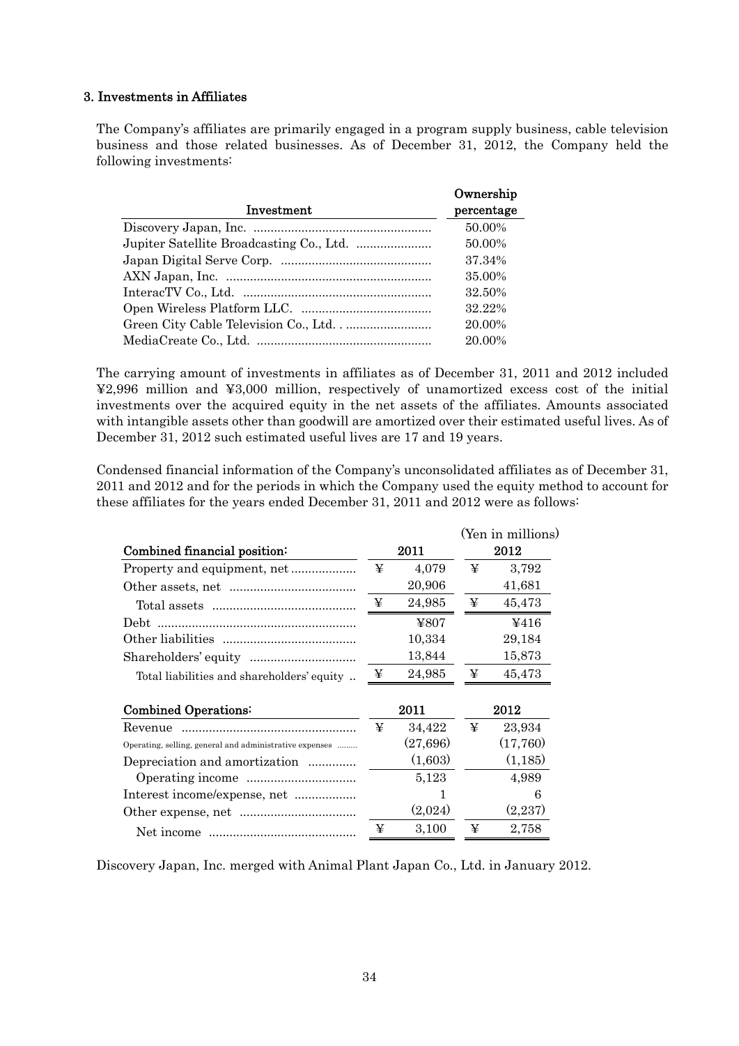### 3. Investments in Affiliates

The Company's affiliates are primarily engaged in a program supply business, cable television business and those related businesses. As of December 31, 2012, the Company held the following investments:

| Investment | Ownership percentage |
|---|---|
| Discovery Japan, Inc. | 50.00% |
| Jupiter Satellite Broadcasting Co., Ltd. | 50.00% |
| Japan Digital Serve Corp. | 37.34% |
| AXN Japan, Inc. | 35.00% |
| InteracTV Co., Ltd. | 32.50% |
| Open Wireless Platform LLC. | 32.22% |
| Green City Cable Television Co., Ltd. | 20.00% |
| MediaCreate Co., Ltd. | 20.00% |

The carrying amount of investments in affiliates as of December 31, 2011 and 2012 included ¥2,996 million and ¥3,000 million, respectively of unamortized excess cost of the initial investments over the acquired equity in the net assets of the affiliates. Amounts associated with intangible assets other than goodwill are amortized over their estimated useful lives. As of December 31, 2012 such estimated useful lives are 17 and 19 years.

Condensed financial information of the Company's unconsolidated affiliates as of December 31, 2011 and 2012 and for the periods in which the Company used the equity method to account for these affiliates for the years ended December 31, 2011 and 2012 were as follows:

(Yen in millions)

| Combined financial position: | 2011 | 2012 |
|---|---|---|
| Property and equipment, net | ¥ 4,079 | ¥ 3,792 |
| Other assets, net | 20,906 | 41,681 |
| Total assets | ¥ 24,985 | ¥ 45,473 |
| Debt | ¥807 | ¥416 |
| Other liabilities | 10,334 | 29,184 |
| Shareholders' equity | 13,844 | 15,873 |
| Total liabilities and shareholders' equity | ¥ 24,985 | ¥ 45,473 |

| Combined Operations: | 2011 | 2012 |
|---|---|---|
| Revenue | ¥ 34,422 | ¥ 23,934 |
| Operating, selling, general and administrative expenses | (27,696) | (17,760) |
| Depreciation and amortization | (1,603) | (1,185) |
| Operating income | 5,123 | 4,989 |
| Interest income/expense, net | 1 | 6 |
| Other expense, net | (2,024) | (2,237) |
| Net income | ¥ 3,100 | ¥ 2,758 |

Discovery Japan, Inc. merged with Animal Plant Japan Co., Ltd. in January 2012.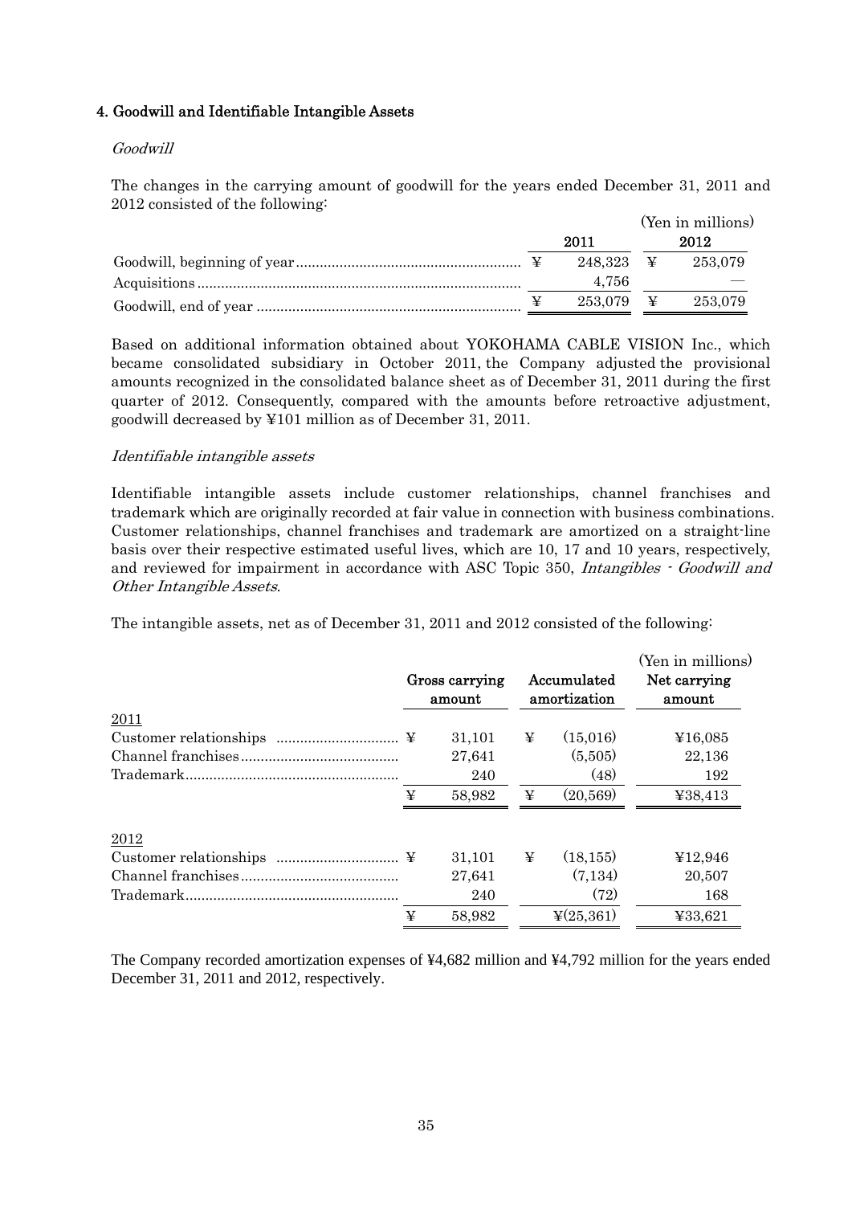## 4. Goodwill and Identifiable Intangible Assets

*Goodwill*

The changes in the carrying amount of goodwill for the years ended December 31, 2011 and 2012 consisted of the following:

(Yen in millions)

| | 2011 | 2012 |
|---|---|---|
| Goodwill, beginning of year | ¥ 248,323 | ¥ 253,079 |
| Acquisitions | 4,756 | — |
| Goodwill, end of year | ¥ 253,079 | ¥ 253,079 |

Based on additional information obtained about YOKOHAMA CABLE VISION Inc., which became consolidated subsidiary in October 2011, the Company adjusted the provisional amounts recognized in the consolidated balance sheet as of December 31, 2011 during the first quarter of 2012. Consequently, compared with the amounts before retroactive adjustment, goodwill decreased by ¥101 million as of December 31, 2011.

*Identifiable intangible assets*

Identifiable intangible assets include customer relationships, channel franchises and trademark which are originally recorded at fair value in connection with business combinations. Customer relationships, channel franchises and trademark are amortized on a straight-line basis over their respective estimated useful lives, which are 10, 17 and 10 years, respectively, and reviewed for impairment in accordance with ASC Topic 350, *Intangibles - Goodwill and Other Intangible Assets*.

The intangible assets, net as of December 31, 2011 and 2012 consisted of the following:

(Yen in millions)

| | Gross carrying amount | Accumulated amortization | Net carrying amount |
|---|---|---|---|
| 2011 | | | |
| Customer relationships | ¥ 31,101 | ¥ (15,016) | ¥16,085 |
| Channel franchises | 27,641 | (5,505) | 22,136 |
| Trademark | 240 | (48) | 192 |
| | ¥ 58,982 | ¥ (20,569) | ¥38,413 |
| 2012 | | | |
| Customer relationships | ¥ 31,101 | ¥ (18,155) | ¥12,946 |
| Channel franchises | 27,641 | (7,134) | 20,507 |
| Trademark | 240 | (72) | 168 |
| | ¥ 58,982 | ¥(25,361) | ¥33,621 |

The Company recorded amortization expenses of ¥4,682 million and ¥4,792 million for the years ended December 31, 2011 and 2012, respectively.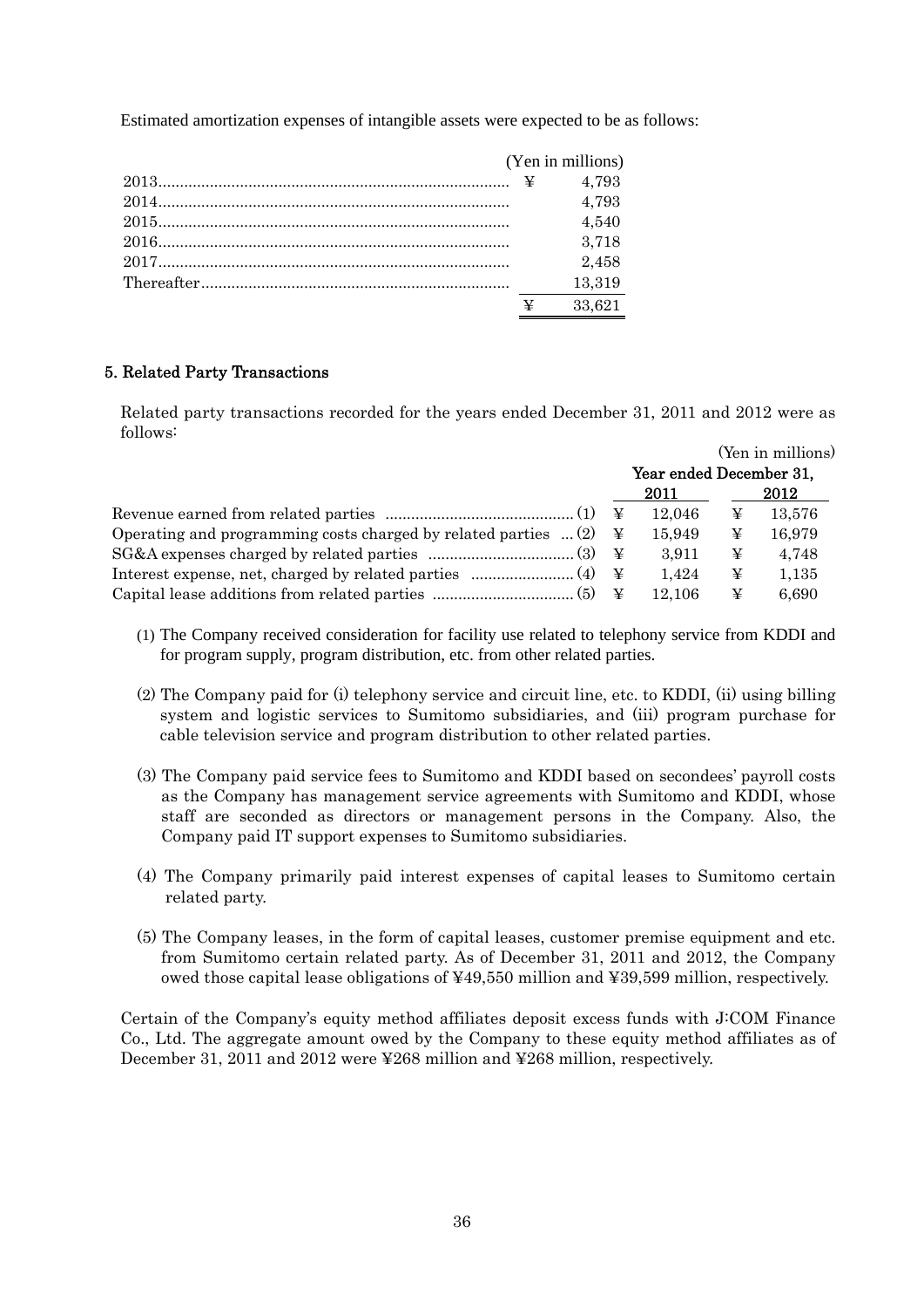Estimated amortization expenses of intangible assets were expected to be as follows:

| | (Yen in millions) |
|---|---|
| 2013 | ¥ 4,793 |
| 2014 | 4,793 |
| 2015 | 4,540 |
| 2016 | 3,718 |
| 2017 | 2,458 |
| Thereafter | 13,319 |
| | ¥ 33,621 |

## 5. Related Party Transactions

Related party transactions recorded for the years ended December 31, 2011 and 2012 were as follows:

| | (Yen in millions) | |
|---|---|---|
| | Year ended December 31, | |
| | 2011 | 2012 |
| Revenue earned from related parties (1) | ¥ 12,046 | ¥ 13,576 |
| Operating and programming costs charged by related parties (2) | ¥ 15,949 | ¥ 16,979 |
| SG&A expenses charged by related parties (3) | ¥ 3,911 | ¥ 4,748 |
| Interest expense, net, charged by related parties (4) | ¥ 1,424 | ¥ 1,135 |
| Capital lease additions from related parties (5) | ¥ 12,106 | ¥ 6,690 |

(1) The Company received consideration for facility use related to telephony service from KDDI and for program supply, program distribution, etc. from other related parties.

(2) The Company paid for (i) telephony service and circuit line, etc. to KDDI, (ii) using billing system and logistic services to Sumitomo subsidiaries, and (iii) program purchase for cable television service and program distribution to other related parties.

(3) The Company paid service fees to Sumitomo and KDDI based on secondees' payroll costs as the Company has management service agreements with Sumitomo and KDDI, whose staff are seconded as directors or management persons in the Company. Also, the Company paid IT support expenses to Sumitomo subsidiaries.

(4) The Company primarily paid interest expenses of capital leases to Sumitomo certain related party.

(5) The Company leases, in the form of capital leases, customer premise equipment and etc. from Sumitomo certain related party. As of December 31, 2011 and 2012, the Company owed those capital lease obligations of ¥49,550 million and ¥39,599 million, respectively.

Certain of the Company's equity method affiliates deposit excess funds with J:COM Finance Co., Ltd. The aggregate amount owed by the Company to these equity method affiliates as of December 31, 2011 and 2012 were ¥268 million and ¥268 million, respectively.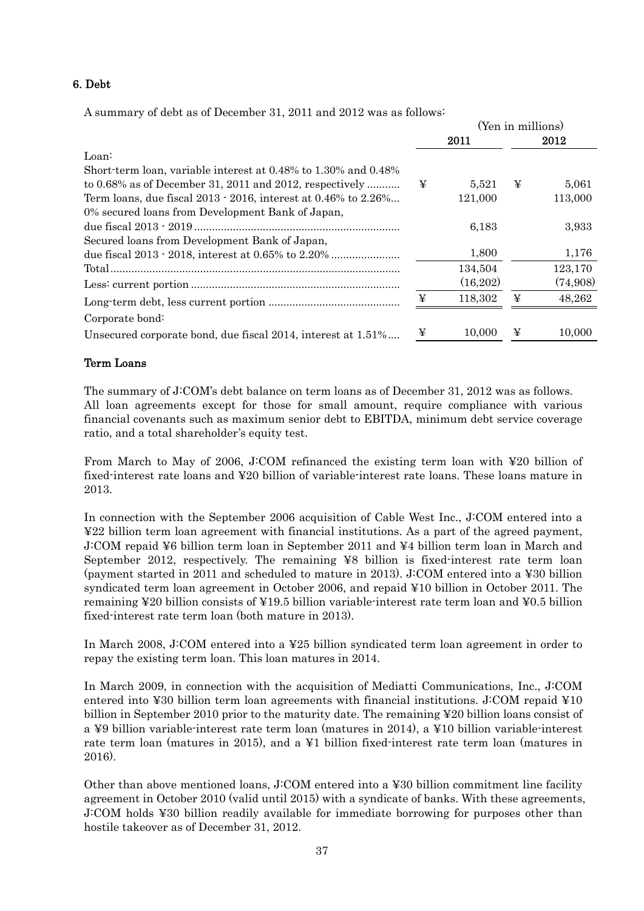## 6. Debt

A summary of debt as of December 31, 2011 and 2012 was as follows:

| | (Yen in millions) | |
|---|---|---|
| | 2011 | 2012 |
| Loan: | | |
| Short-term loan, variable interest at 0.48% to 1.30% and 0.48% to 0.68% as of December 31, 2011 and 2012, respectively | ¥ 5,521 | ¥ 5,061 |
| Term loans, due fiscal 2013 - 2016, interest at 0.46% to 2.26% | 121,000 | 113,000 |
| 0% secured loans from Development Bank of Japan, due fiscal 2013 - 2019 | 6,183 | 3,933 |
| Secured loans from Development Bank of Japan, due fiscal 2013 - 2018, interest at 0.65% to 2.20% | 1,800 | 1,176 |
| Total | 134,504 | 123,170 |
| Less: current portion | (16,202) | (74,908) |
| Long-term debt, less current portion | ¥ 118,302 | ¥ 48,262 |
| Corporate bond: | | |
| Unsecured corporate bond, due fiscal 2014, interest at 1.51% | ¥ 10,000 | ¥ 10,000 |

### Term Loans

The summary of J:COM's debt balance on term loans as of December 31, 2012 was as follows. All loan agreements except for those for small amount, require compliance with various financial covenants such as maximum senior debt to EBITDA, minimum debt service coverage ratio, and a total shareholder's equity test.

From March to May of 2006, J:COM refinanced the existing term loan with ¥20 billion of fixed-interest rate loans and ¥20 billion of variable-interest rate loans. These loans mature in 2013.

In connection with the September 2006 acquisition of Cable West Inc., J:COM entered into a ¥22 billion term loan agreement with financial institutions. As a part of the agreed payment, J:COM repaid ¥6 billion term loan in September 2011 and ¥4 billion term loan in March and September 2012, respectively. The remaining ¥8 billion is fixed-interest rate term loan (payment started in 2011 and scheduled to mature in 2013). J:COM entered into a ¥30 billion syndicated term loan agreement in October 2006, and repaid ¥10 billion in October 2011. The remaining ¥20 billion consists of ¥19.5 billion variable-interest rate term loan and ¥0.5 billion fixed-interest rate term loan (both mature in 2013).

In March 2008, J:COM entered into a ¥25 billion syndicated term loan agreement in order to repay the existing term loan. This loan matures in 2014.

In March 2009, in connection with the acquisition of Mediatti Communications, Inc., J:COM entered into ¥30 billion term loan agreements with financial institutions. J:COM repaid ¥10 billion in September 2010 prior to the maturity date. The remaining ¥20 billion loans consist of a ¥9 billion variable-interest rate term loan (matures in 2014), a ¥10 billion variable-interest rate term loan (matures in 2015), and a ¥1 billion fixed-interest rate term loan (matures in 2016).

Other than above mentioned loans, J:COM entered into a ¥30 billion commitment line facility agreement in October 2010 (valid until 2015) with a syndicate of banks. With these agreements, J:COM holds ¥30 billion readily available for immediate borrowing for purposes other than hostile takeover as of December 31, 2012.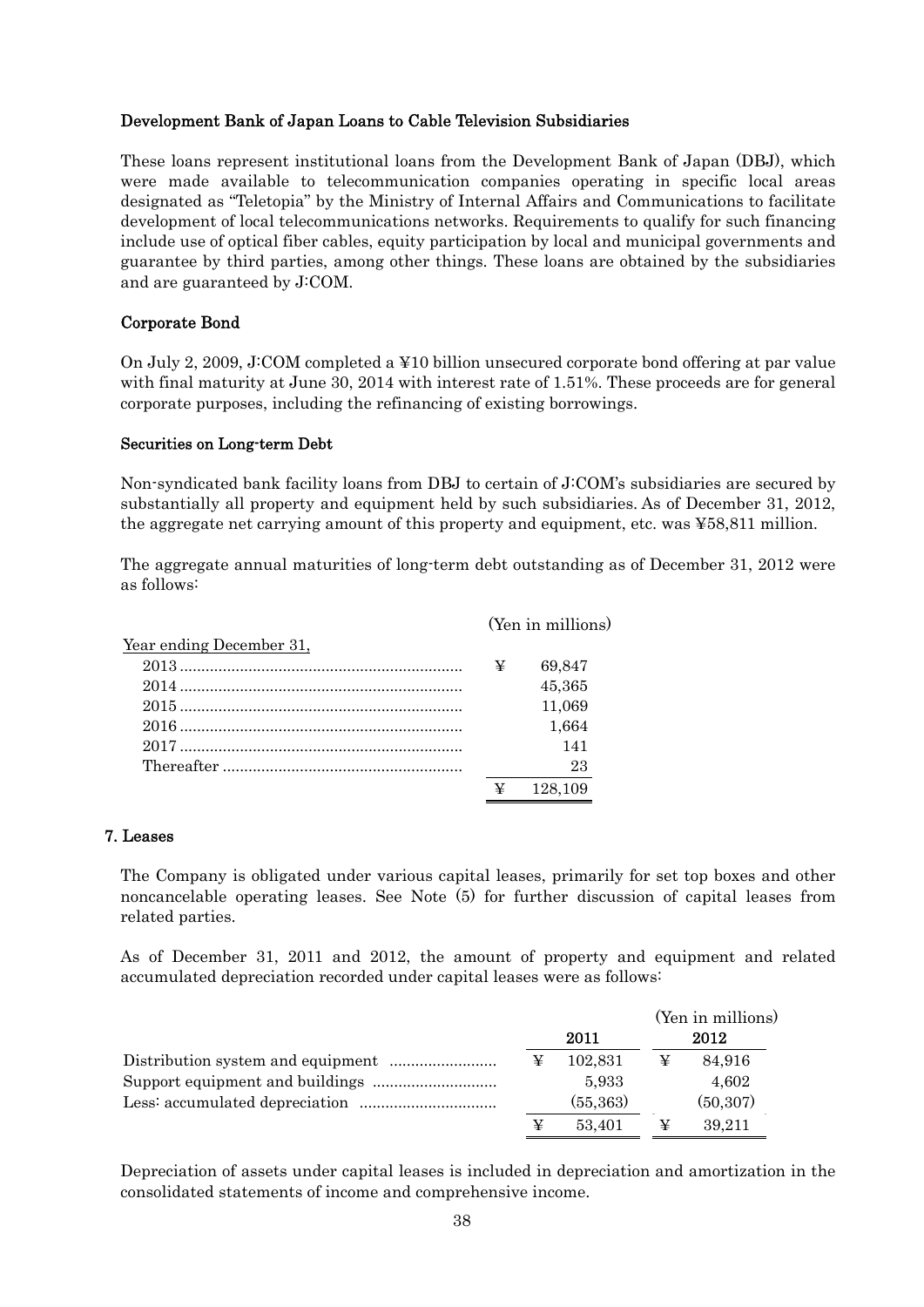#### Development Bank of Japan Loans to Cable Television Subsidiaries

These loans represent institutional loans from the Development Bank of Japan (DBJ), which were made available to telecommunication companies operating in specific local areas designated as "Teletopia" by the Ministry of Internal Affairs and Communications to facilitate development of local telecommunications networks. Requirements to qualify for such financing include use of optical fiber cables, equity participation by local and municipal governments and guarantee by third parties, among other things. These loans are obtained by the subsidiaries and are guaranteed by J:COM.

#### Corporate Bond

On July 2, 2009, J:COM completed a ¥10 billion unsecured corporate bond offering at par value with final maturity at June 30, 2014 with interest rate of 1.51%. These proceeds are for general corporate purposes, including the refinancing of existing borrowings.

#### Securities on Long-term Debt

Non-syndicated bank facility loans from DBJ to certain of J:COM's subsidiaries are secured by substantially all property and equipment held by such subsidiaries. As of December 31, 2012, the aggregate net carrying amount of this property and equipment, etc. was ¥58,811 million.

The aggregate annual maturities of long-term debt outstanding as of December 31, 2012 were as follows:

| | (Yen in millions) |
|---|---|
| Year ending December 31, | |
| 2013 | ¥ 69,847 |
| 2014 | 45,365 |
| 2015 | 11,069 |
| 2016 | 1,664 |
| 2017 | 141 |
| Thereafter | 23 |
| | ¥ 128,109 |

### 7. Leases

The Company is obligated under various capital leases, primarily for set top boxes and other noncancelable operating leases. See Note (5) for further discussion of capital leases from related parties.

As of December 31, 2011 and 2012, the amount of property and equipment and related accumulated depreciation recorded under capital leases were as follows:

| | (Yen in millions) | |
|---|---|---|
| | 2011 | 2012 |
| Distribution system and equipment | ¥ 102,831 | ¥ 84,916 |
| Support equipment and buildings | 5,933 | 4,602 |
| Less: accumulated depreciation | (55,363) | (50,307) |
| | ¥ 53,401 | ¥ 39,211 |

Depreciation of assets under capital leases is included in depreciation and amortization in the consolidated statements of income and comprehensive income.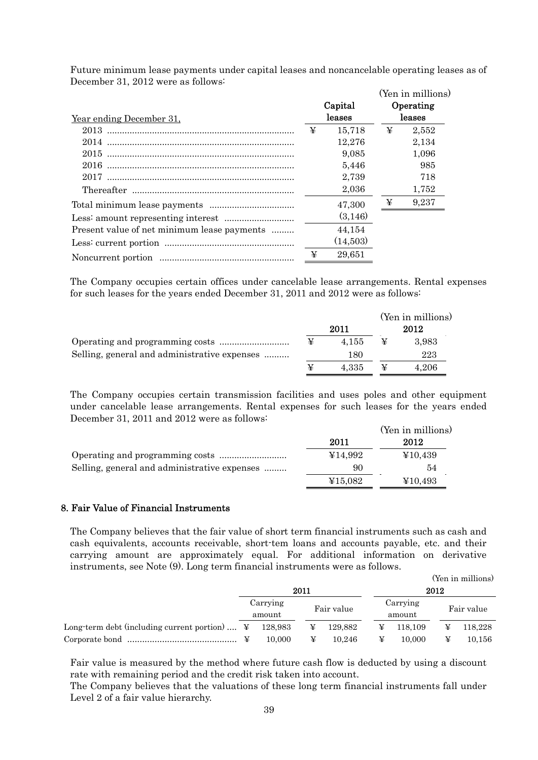Future minimum lease payments under capital leases and noncancelable operating leases as of December 31, 2012 were as follows:

(Yen in millions)

| Year ending December 31, | Capital leases | Operating leases |
|---|---|---|
| 2013 | ¥ 15,718 | ¥ 2,552 |
| 2014 | 12,276 | 2,134 |
| 2015 | 9,085 | 1,096 |
| 2016 | 5,446 | 985 |
| 2017 | 2,739 | 718 |
| Thereafter | 2,036 | 1,752 |
| Total minimum lease payments | 47,300 | ¥ 9,237 |
| Less: amount representing interest | (3,146) | |
| Present value of net minimum lease payments | 44,154 | |
| Less: current portion | (14,503) | |
| Noncurrent portion | ¥ 29,651 | |

The Company occupies certain offices under cancelable lease arrangements. Rental expenses for such leases for the years ended December 31, 2011 and 2012 were as follows:

(Yen in millions)

| | 2011 | 2012 |
|---|---|---|
| Operating and programming costs | ¥ 4,155 | ¥ 3,983 |
| Selling, general and administrative expenses | 180 | 223 |
| | ¥ 4,335 | ¥ 4,206 |

The Company occupies certain transmission facilities and uses poles and other equipment under cancelable lease arrangements. Rental expenses for such leases for the years ended December 31, 2011 and 2012 were as follows:

(Yen in millions)

| | 2011 | 2012 |
|---|---|---|
| Operating and programming costs | ¥14,992 | ¥10,439 |
| Selling, general and administrative expenses | 90 | 54 |
| | ¥15,082 | ¥10,493 |

## 8. Fair Value of Financial Instruments

The Company believes that the fair value of short term financial instruments such as cash and cash equivalents, accounts receivable, short-tem loans and accounts payable, etc. and their carrying amount are approximately equal. For additional information on derivative instruments, see Note (9). Long term financial instruments were as follows.

(Yen in millions)

| | 2011 | | 2012 | |
|---|---|---|---|---|
| | Carrying amount | Fair value | Carrying amount | Fair value |
| Long-term debt (including current portion) | ¥ 128,983 | ¥ 129,882 | ¥ 118,109 | ¥ 118,228 |
| Corporate bond | ¥ 10,000 | ¥ 10,246 | ¥ 10,000 | ¥ 10,156 |

Fair value is measured by the method where future cash flow is deducted by using a discount rate with remaining period and the credit risk taken into account.

The Company believes that the valuations of these long term financial instruments fall under Level 2 of a fair value hierarchy.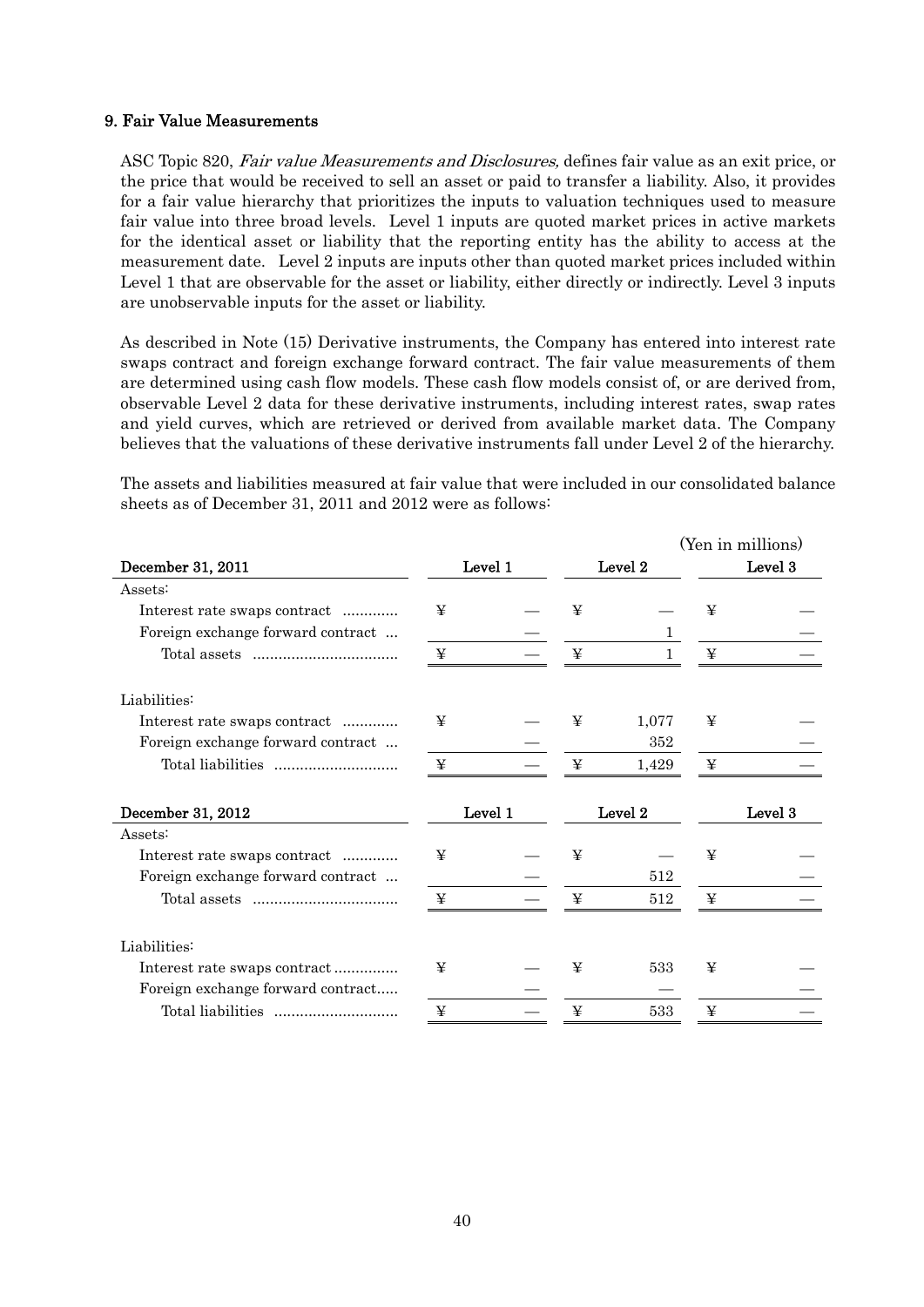### 9. Fair Value Measurements

ASC Topic 820, *Fair value Measurements and Disclosures,* defines fair value as an exit price, or the price that would be received to sell an asset or paid to transfer a liability. Also, it provides for a fair value hierarchy that prioritizes the inputs to valuation techniques used to measure fair value into three broad levels. Level 1 inputs are quoted market prices in active markets for the identical asset or liability that the reporting entity has the ability to access at the measurement date. Level 2 inputs are inputs other than quoted market prices included within Level 1 that are observable for the asset or liability, either directly or indirectly. Level 3 inputs are unobservable inputs for the asset or liability.

As described in Note (15) Derivative instruments, the Company has entered into interest rate swaps contract and foreign exchange forward contract. The fair value measurements of them are determined using cash flow models. These cash flow models consist of, or are derived from, observable Level 2 data for these derivative instruments, including interest rates, swap rates and yield curves, which are retrieved or derived from available market data. The Company believes that the valuations of these derivative instruments fall under Level 2 of the hierarchy.

The assets and liabilities measured at fair value that were included in our consolidated balance sheets as of December 31, 2011 and 2012 were as follows:

(Yen in millions)

| December 31, 2011 | Level 1 | Level 2 | Level 3 |
|---|---|---|---|
| Assets: | | | |
| Interest rate swaps contract | ¥ — | ¥ — | ¥ — |
| Foreign exchange forward contract | — | 1 | — |
| Total assets | ¥ — | ¥ 1 | ¥ — |
| Liabilities: | | | |
| Interest rate swaps contract | ¥ — | ¥ 1,077 | ¥ — |
| Foreign exchange forward contract | — | 352 | — |
| Total liabilities | ¥ — | ¥ 1,429 | ¥ — |

| December 31, 2012 | Level 1 | Level 2 | Level 3 |
|---|---|---|---|
| Assets: | | | |
| Interest rate swaps contract | ¥ — | ¥ — | ¥ — |
| Foreign exchange forward contract | — | 512 | — |
| Total assets | ¥ — | ¥ 512 | ¥ — |
| Liabilities: | | | |
| Interest rate swaps contract | ¥ — | ¥ 533 | ¥ — |
| Foreign exchange forward contract | — | — | — |
| Total liabilities | ¥ — | ¥ 533 | ¥ — |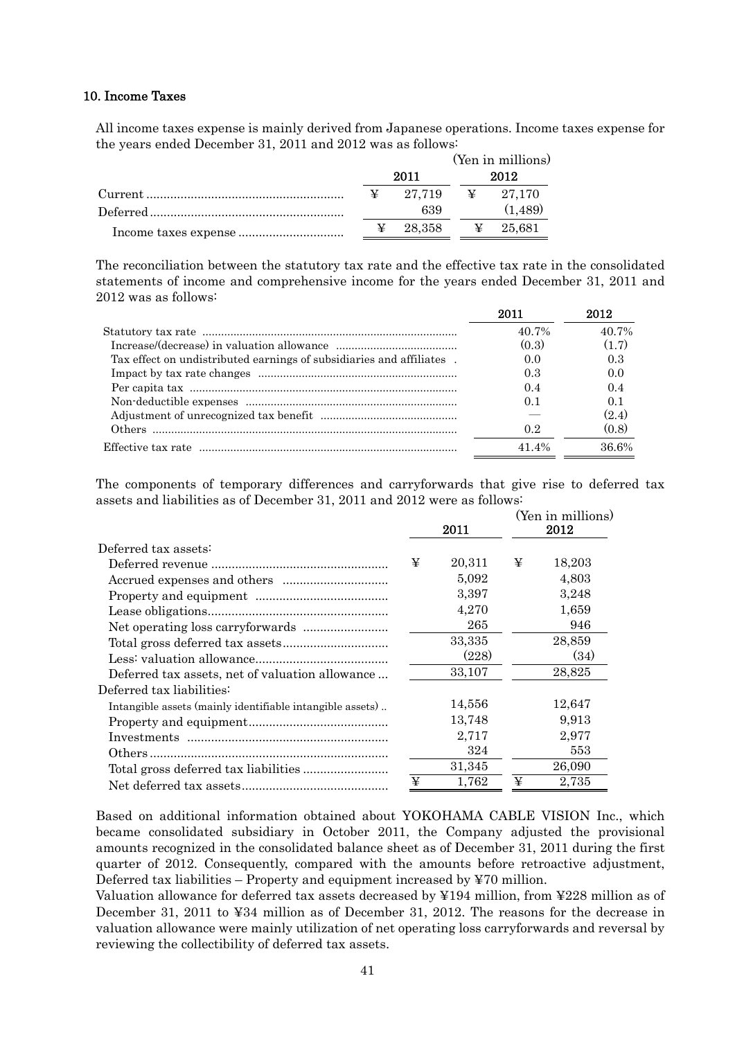## 10. Income Taxes

All income taxes expense is mainly derived from Japanese operations. Income taxes expense for the years ended December 31, 2011 and 2012 was as follows:

| | 2011 | 2012 |
|---|---|---|
| | (Yen in millions) | |
| Current | ¥ 27,719 | ¥ 27,170 |
| Deferred | 639 | (1,489) |
| Income taxes expense | ¥ 28,358 | ¥ 25,681 |

The reconciliation between the statutory tax rate and the effective tax rate in the consolidated statements of income and comprehensive income for the years ended December 31, 2011 and 2012 was as follows:

| | 2011 | 2012 |
|---|---|---|
| Statutory tax rate | 40.7% | 40.7% |
| Increase/(decrease) in valuation allowance | (0.3) | (1.7) |
| Tax effect on undistributed earnings of subsidiaries and affiliates | 0.0 | 0.3 |
| Impact by tax rate changes | 0.3 | 0.0 |
| Per capita tax | 0.4 | 0.4 |
| Non-deductible expenses | 0.1 | 0.1 |
| Adjustment of unrecognized tax benefit | — | (2.4) |
| Others | 0.2 | (0.8) |
| Effective tax rate | 41.4% | 36.6% |

The components of temporary differences and carryforwards that give rise to deferred tax assets and liabilities as of December 31, 2011 and 2012 were as follows:

| | 2011 | 2012 |
|---|---|---|
| | (Yen in millions) | |
| Deferred tax assets: | | |
| Deferred revenue | ¥ 20,311 | ¥ 18,203 |
| Accrued expenses and others | 5,092 | 4,803 |
| Property and equipment | 3,397 | 3,248 |
| Lease obligations | 4,270 | 1,659 |
| Net operating loss carryforwards | 265 | 946 |
| Total gross deferred tax assets | 33,335 | 28,859 |
| Less: valuation allowance | (228) | (34) |
| Deferred tax assets, net of valuation allowance | 33,107 | 28,825 |
| Deferred tax liabilities: | | |
| Intangible assets (mainly identifiable intangible assets) | 14,556 | 12,647 |
| Property and equipment | 13,748 | 9,913 |
| Investments | 2,717 | 2,977 |
| Others | 324 | 553 |
| Total gross deferred tax liabilities | 31,345 | 26,090 |
| Net deferred tax assets | ¥ 1,762 | ¥ 2,735 |

Based on additional information obtained about YOKOHAMA CABLE VISION Inc., which became consolidated subsidiary in October 2011, the Company adjusted the provisional amounts recognized in the consolidated balance sheet as of December 31, 2011 during the first quarter of 2012. Consequently, compared with the amounts before retroactive adjustment, Deferred tax liabilities – Property and equipment increased by ¥70 million.

Valuation allowance for deferred tax assets decreased by ¥194 million, from ¥228 million as of December 31, 2011 to ¥34 million as of December 31, 2012. The reasons for the decrease in valuation allowance were mainly utilization of net operating loss carryforwards and reversal by reviewing the collectibility of deferred tax assets.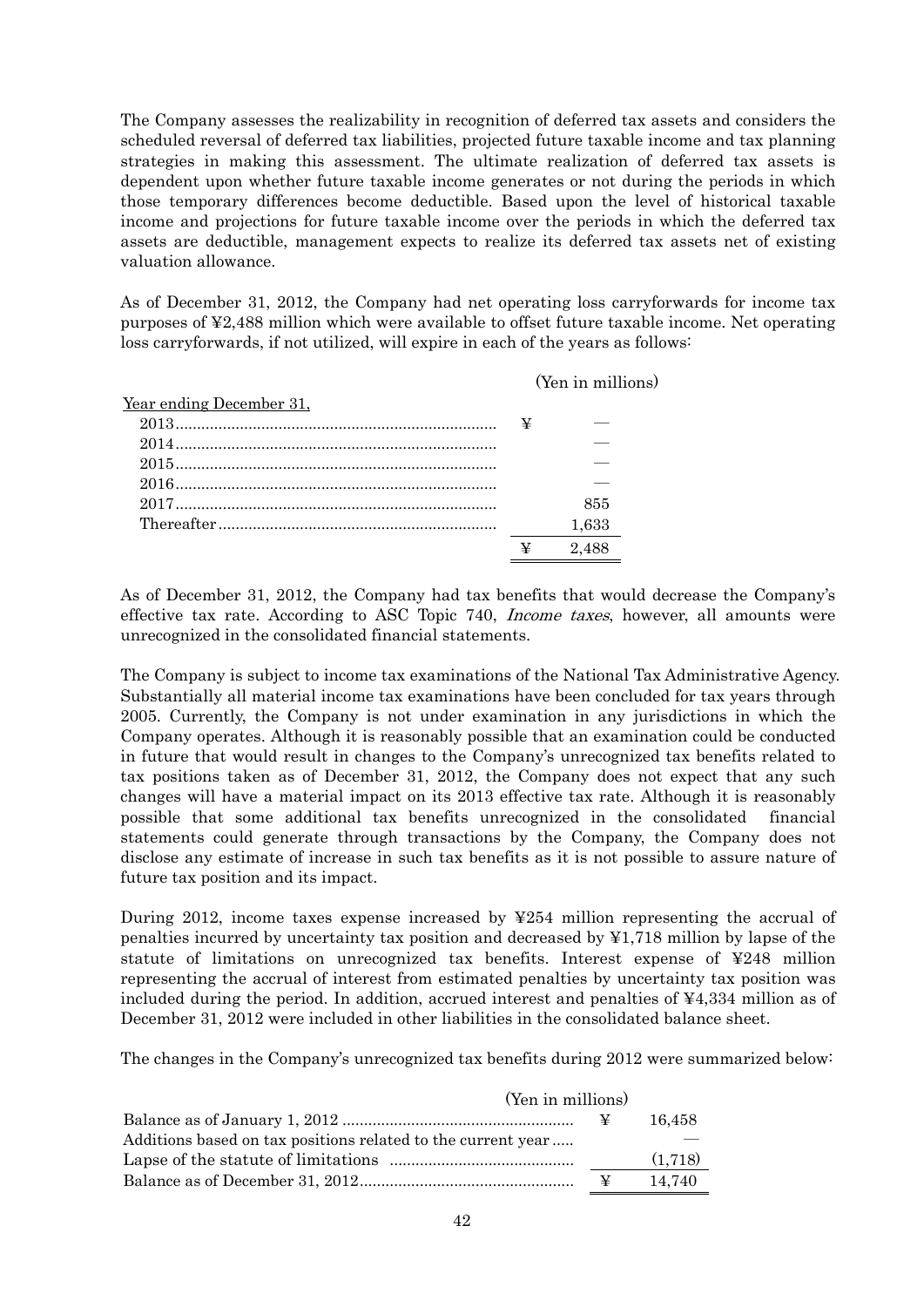The Company assesses the realizability in recognition of deferred tax assets and considers the scheduled reversal of deferred tax liabilities, projected future taxable income and tax planning strategies in making this assessment. The ultimate realization of deferred tax assets is dependent upon whether future taxable income generates or not during the periods in which those temporary differences become deductible. Based upon the level of historical taxable income and projections for future taxable income over the periods in which the deferred tax assets are deductible, management expects to realize its deferred tax assets net of existing valuation allowance.

As of December 31, 2012, the Company had net operating loss carryforwards for income tax purposes of ¥2,488 million which were available to offset future taxable income. Net operating loss carryforwards, if not utilized, will expire in each of the years as follows:

| | (Yen in millions) |
|---|---|
| Year ending December 31, | |
| 2013 | ¥ — |
| 2014 | — |
| 2015 | — |
| 2016 | — |
| 2017 | 855 |
| Thereafter | 1,633 |
| | ¥ 2,488 |

As of December 31, 2012, the Company had tax benefits that would decrease the Company's effective tax rate. According to ASC Topic 740, *Income taxes*, however, all amounts were unrecognized in the consolidated financial statements.

The Company is subject to income tax examinations of the National Tax Administrative Agency. Substantially all material income tax examinations have been concluded for tax years through 2005. Currently, the Company is not under examination in any jurisdictions in which the Company operates. Although it is reasonably possible that an examination could be conducted in future that would result in changes to the Company's unrecognized tax benefits related to tax positions taken as of December 31, 2012, the Company does not expect that any such changes will have a material impact on its 2013 effective tax rate. Although it is reasonably possible that some additional tax benefits unrecognized in the consolidated financial statements could generate through transactions by the Company, the Company does not disclose any estimate of increase in such tax benefits as it is not possible to assure nature of future tax position and its impact.

During 2012, income taxes expense increased by ¥254 million representing the accrual of penalties incurred by uncertainty tax position and decreased by ¥1,718 million by lapse of the statute of limitations on unrecognized tax benefits. Interest expense of ¥248 million representing the accrual of interest from estimated penalties by uncertainty tax position was included during the period. In addition, accrued interest and penalties of ¥4,334 million as of December 31, 2012 were included in other liabilities in the consolidated balance sheet.

The changes in the Company's unrecognized tax benefits during 2012 were summarized below:

| | (Yen in millions) |
|---|---|
| Balance as of January 1, 2012 | ¥ 16,458 |
| Additions based on tax positions related to the current year | — |
| Lapse of the statute of limitations | (1,718) |
| Balance as of December 31, 2012 | ¥ 14,740 |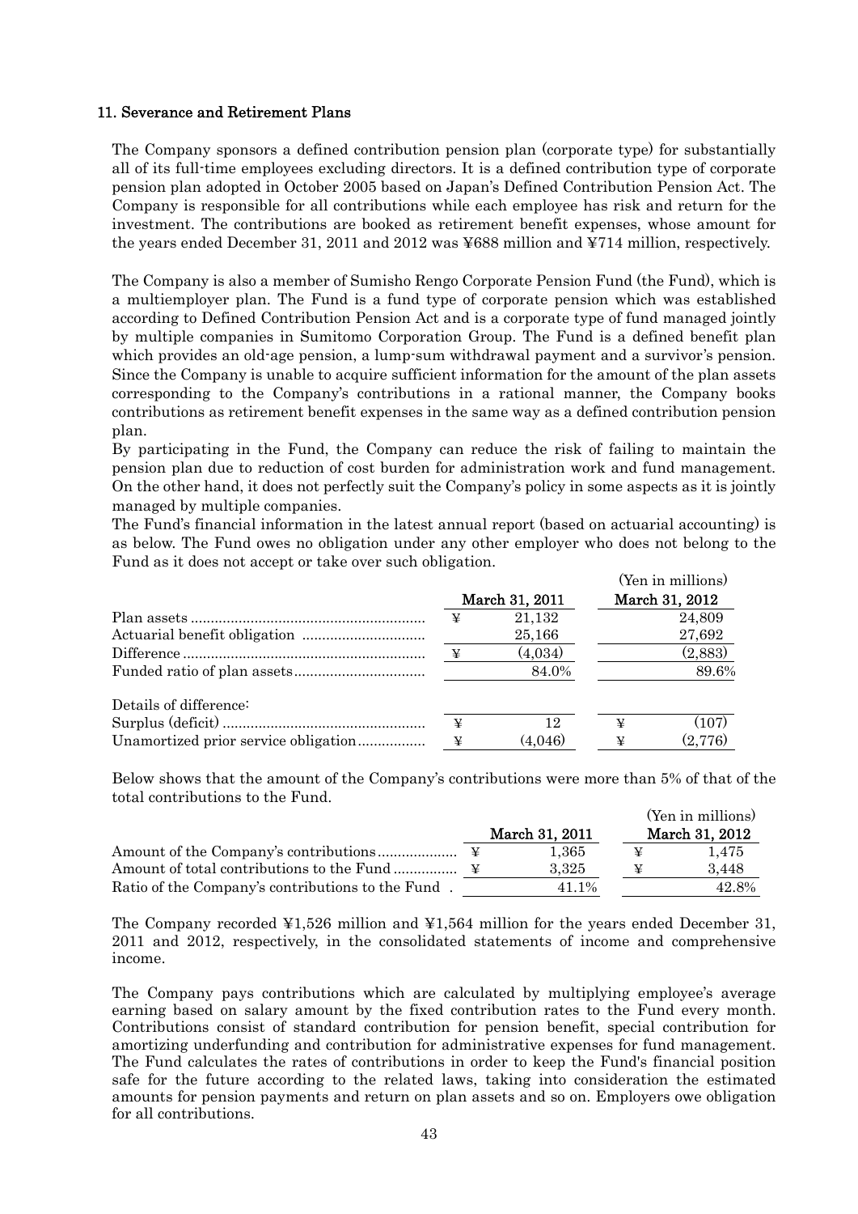### 11. Severance and Retirement Plans

The Company sponsors a defined contribution pension plan (corporate type) for substantially all of its full-time employees excluding directors. It is a defined contribution type of corporate pension plan adopted in October 2005 based on Japan's Defined Contribution Pension Act. The Company is responsible for all contributions while each employee has risk and return for the investment. The contributions are booked as retirement benefit expenses, whose amount for the years ended December 31, 2011 and 2012 was ¥688 million and ¥714 million, respectively.

The Company is also a member of Sumisho Rengo Corporate Pension Fund (the Fund), which is a multiemployer plan. The Fund is a fund type of corporate pension which was established according to Defined Contribution Pension Act and is a corporate type of fund managed jointly by multiple companies in Sumitomo Corporation Group. The Fund is a defined benefit plan which provides an old-age pension, a lump-sum withdrawal payment and a survivor's pension. Since the Company is unable to acquire sufficient information for the amount of the plan assets corresponding to the Company's contributions in a rational manner, the Company books contributions as retirement benefit expenses in the same way as a defined contribution pension plan.

By participating in the Fund, the Company can reduce the risk of failing to maintain the pension plan due to reduction of cost burden for administration work and fund management. On the other hand, it does not perfectly suit the Company's policy in some aspects as it is jointly managed by multiple companies.

The Fund's financial information in the latest annual report (based on actuarial accounting) is as below. The Fund owes no obligation under any other employer who does not belong to the Fund as it does not accept or take over such obligation.

(Yen in millions)

| | March 31, 2011 | March 31, 2012 |
|---|---|---|
| Plan assets | ¥ 21,132 | 24,809 |
| Actuarial benefit obligation | 25,166 | 27,692 |
| Difference | ¥ (4,034) | (2,883) |
| Funded ratio of plan assets | 84.0% | 89.6% |
| Details of difference: | | |
| Surplus (deficit) | ¥ 12 | ¥ (107) |
| Unamortized prior service obligation | ¥ (4,046) | ¥ (2,776) |

Below shows that the amount of the Company's contributions were more than 5% of that of the total contributions to the Fund.

(Yen in millions)

| | March 31, 2011 | March 31, 2012 |
|---|---|---|
| Amount of the Company's contributions | ¥ 1,365 | ¥ 1,475 |
| Amount of total contributions to the Fund | ¥ 3,325 | ¥ 3,448 |
| Ratio of the Company's contributions to the Fund | 41.1% | 42.8% |

The Company recorded ¥1,526 million and ¥1,564 million for the years ended December 31, 2011 and 2012, respectively, in the consolidated statements of income and comprehensive income.

The Company pays contributions which are calculated by multiplying employee's average earning based on salary amount by the fixed contribution rates to the Fund every month. Contributions consist of standard contribution for pension benefit, special contribution for amortizing underfunding and contribution for administrative expenses for fund management. The Fund calculates the rates of contributions in order to keep the Fund's financial position safe for the future according to the related laws, taking into consideration the estimated amounts for pension payments and return on plan assets and so on. Employers owe obligation for all contributions.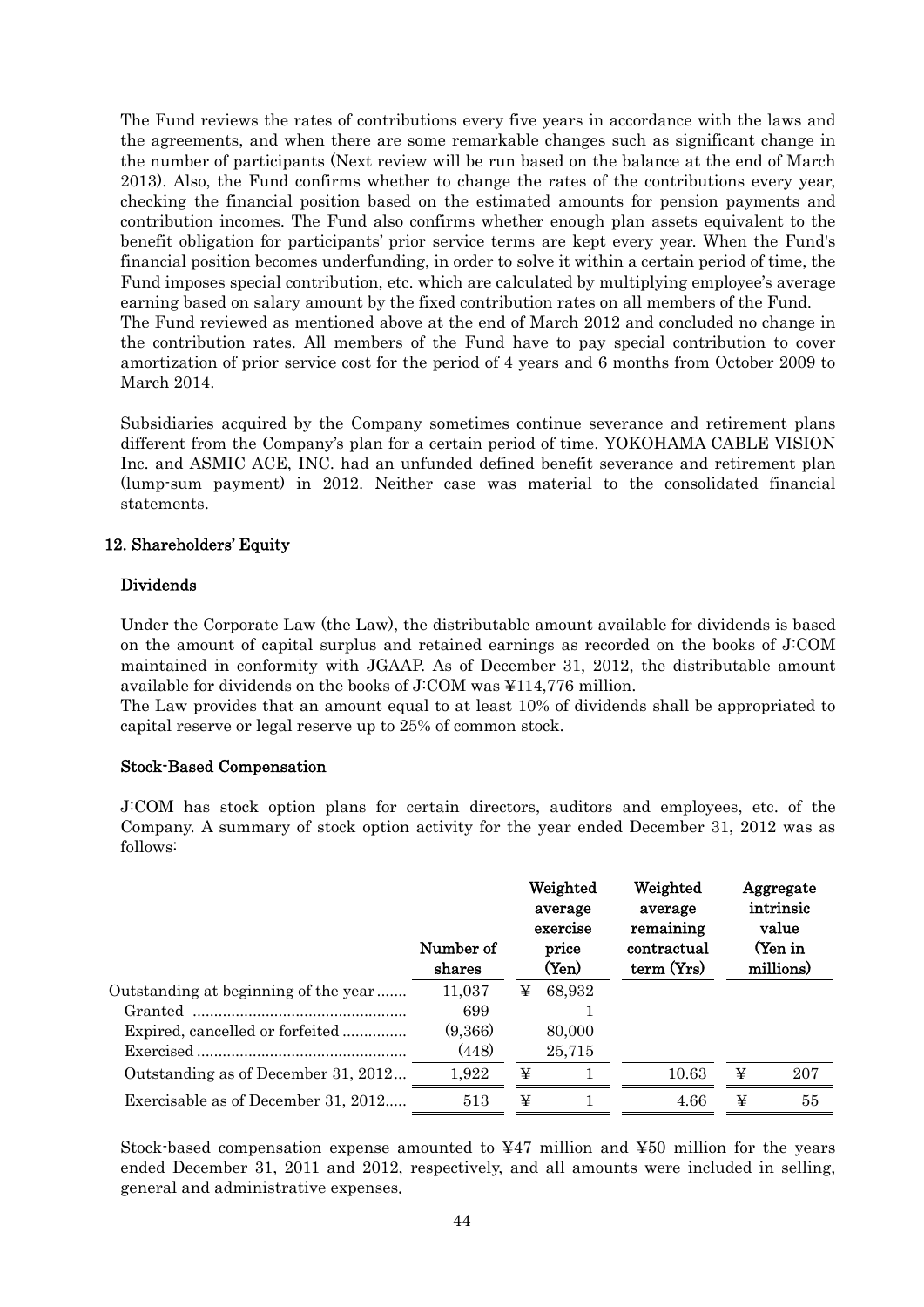The Fund reviews the rates of contributions every five years in accordance with the laws and the agreements, and when there are some remarkable changes such as significant change in the number of participants (Next review will be run based on the balance at the end of March 2013). Also, the Fund confirms whether to change the rates of the contributions every year, checking the financial position based on the estimated amounts for pension payments and contribution incomes. The Fund also confirms whether enough plan assets equivalent to the benefit obligation for participants' prior service terms are kept every year. When the Fund's financial position becomes underfunding, in order to solve it within a certain period of time, the Fund imposes special contribution, etc. which are calculated by multiplying employee's average earning based on salary amount by the fixed contribution rates on all members of the Fund.
The Fund reviewed as mentioned above at the end of March 2012 and concluded no change in the contribution rates. All members of the Fund have to pay special contribution to cover amortization of prior service cost for the period of 4 years and 6 months from October 2009 to March 2014.

Subsidiaries acquired by the Company sometimes continue severance and retirement plans different from the Company's plan for a certain period of time. YOKOHAMA CABLE VISION Inc. and ASMIC ACE, INC. had an unfunded defined benefit severance and retirement plan (lump-sum payment) in 2012. Neither case was material to the consolidated financial statements.

## 12. Shareholders' Equity

### Dividends

Under the Corporate Law (the Law), the distributable amount available for dividends is based on the amount of capital surplus and retained earnings as recorded on the books of J:COM maintained in conformity with JGAAP. As of December 31, 2012, the distributable amount available for dividends on the books of J:COM was ¥114,776 million.
The Law provides that an amount equal to at least 10% of dividends shall be appropriated to capital reserve or legal reserve up to 25% of common stock.

### Stock-Based Compensation

J:COM has stock option plans for certain directors, auditors and employees, etc. of the Company. A summary of stock option activity for the year ended December 31, 2012 was as follows:

| | Number of shares | Weighted average exercise price (Yen) | Weighted average remaining contractual term (Yrs) | Aggregate intrinsic value (Yen in millions) |
|---|---|---|---|---|
| Outstanding at beginning of the year | 11,037 | ¥ 68,932 | | |
| Granted | 699 | 1 | | |
| Expired, cancelled or forfeited | (9,366) | 80,000 | | |
| Exercised | (448) | 25,715 | | |
| Outstanding as of December 31, 2012 | 1,922 | ¥ 1 | 10.63 | ¥ 207 |
| Exercisable as of December 31, 2012 | 513 | ¥ 1 | 4.66 | ¥ 55 |

Stock-based compensation expense amounted to ¥47 million and ¥50 million for the years ended December 31, 2011 and 2012, respectively, and all amounts were included in selling, general and administrative expenses.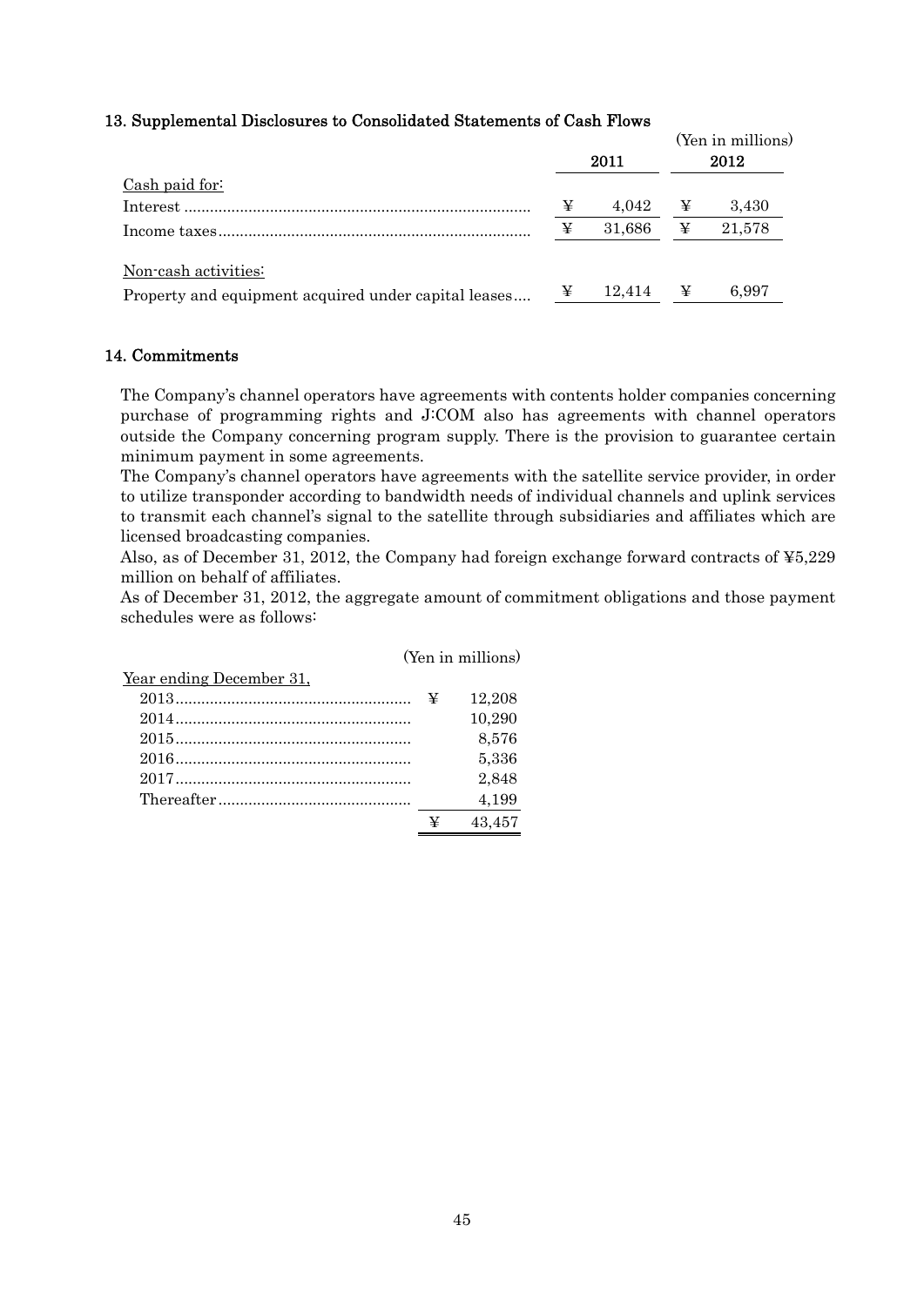## 13. Supplemental Disclosures to Consolidated Statements of Cash Flows

(Yen in millions)

| | 2011 | 2012 |
|---|---|---|
| Cash paid for: | | |
| Interest | ¥ 4,042 | ¥ 3,430 |
| Income taxes | ¥ 31,686 | ¥ 21,578 |
| Non-cash activities: | | |
| Property and equipment acquired under capital leases | ¥ 12,414 | ¥ 6,997 |

## 14. Commitments

The Company's channel operators have agreements with contents holder companies concerning purchase of programming rights and J:COM also has agreements with channel operators outside the Company concerning program supply. There is the provision to guarantee certain minimum payment in some agreements.
The Company's channel operators have agreements with the satellite service provider, in order to utilize transponder according to bandwidth needs of individual channels and uplink services to transmit each channel's signal to the satellite through subsidiaries and affiliates which are licensed broadcasting companies.
Also, as of December 31, 2012, the Company had foreign exchange forward contracts of ¥5,229 million on behalf of affiliates.
As of December 31, 2012, the aggregate amount of commitment obligations and those payment schedules were as follows:

(Yen in millions)

| Year ending December 31, | |
|---|---|
| 2013 | ¥ 12,208 |
| 2014 | 10,290 |
| 2015 | 8,576 |
| 2016 | 5,336 |
| 2017 | 2,848 |
| Thereafter | 4,199 |
| | ¥ 43,457 |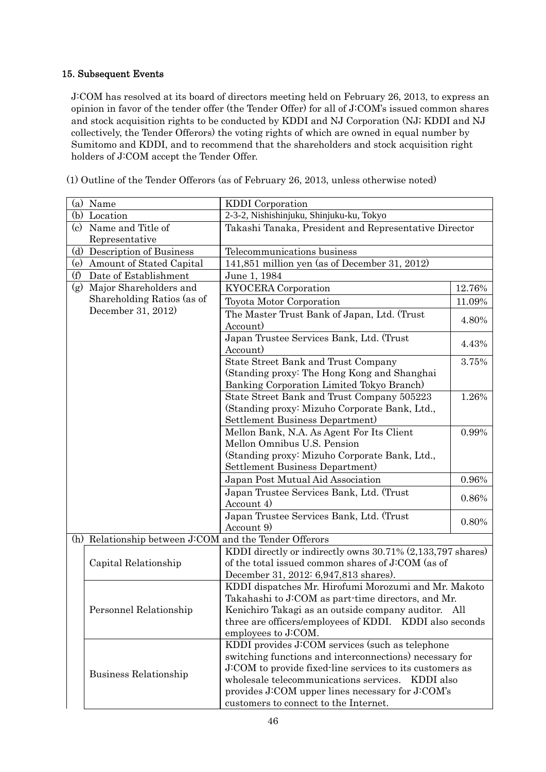### 15. Subsequent Events

J:COM has resolved at its board of directors meeting held on February 26, 2013, to express an opinion in favor of the tender offer (the Tender Offer) for all of J:COM's issued common shares and stock acquisition rights to be conducted by KDDI and NJ Corporation (NJ; KDDI and NJ collectively, the Tender Offerors) the voting rights of which are owned in equal number by Sumitomo and KDDI, and to recommend that the shareholders and stock acquisition right holders of J:COM accept the Tender Offer.

(1) Outline of the Tender Offerors (as of February 26, 2013, unless otherwise noted)

| | | | |
|---|---|---|---|
| (a) Name | | KDDI Corporation | |
| (b) Location | | 2-3-2, Nishishinjuku, Shinjuku-ku, Tokyo | |
| (c) Name and Title of Representative | | Takashi Tanaka, President and Representative Director | |
| (d) Description of Business | | Telecommunications business | |
| (e) Amount of Stated Capital | | 141,851 million yen (as of December 31, 2012) | |
| (f) Date of Establishment | | June 1, 1984 | |
| (g) Major Shareholders and Shareholding Ratios (as of December 31, 2012) | | KYOCERA Corporation | 12.76% |
| | | Toyota Motor Corporation | 11.09% |
| | | The Master Trust Bank of Japan, Ltd. (Trust Account) | 4.80% |
| | | Japan Trustee Services Bank, Ltd. (Trust Account) | 4.43% |
| | | State Street Bank and Trust Company (Standing proxy: The Hong Kong and Shanghai Banking Corporation Limited Tokyo Branch) | 3.75% |
| | | State Street Bank and Trust Company 505223 (Standing proxy: Mizuho Corporate Bank, Ltd., Settlement Business Department) | 1.26% |
| | | Mellon Bank, N.A. As Agent For Its Client Mellon Omnibus U.S. Pension (Standing proxy: Mizuho Corporate Bank, Ltd., Settlement Business Department) | 0.99% |
| | | Japan Post Mutual Aid Association | 0.96% |
| | | Japan Trustee Services Bank, Ltd. (Trust Account 4) | 0.86% |
| | | Japan Trustee Services Bank, Ltd. (Trust Account 9) | 0.80% |
| (h) Relationship between J:COM and the Tender Offerors | | | |
| | Capital Relationship | KDDI directly or indirectly owns 30.71% (2,133,797 shares) of the total issued common shares of J:COM (as of December 31, 2012: 6,947,813 shares). | |
| | Personnel Relationship | KDDI dispatches Mr. Hirofumi Morozumi and Mr. Makoto Takahashi to J:COM as part-time directors, and Mr. Kenichiro Takagi as an outside company auditor. All three are officers/employees of KDDI. KDDI also seconds employees to J:COM. | |
| | Business Relationship | KDDI provides J:COM services (such as telephone switching functions and interconnections) necessary for J:COM to provide fixed-line services to its customers as wholesale telecommunications services. KDDI also provides J:COM upper lines necessary for J:COM's customers to connect to the Internet. | |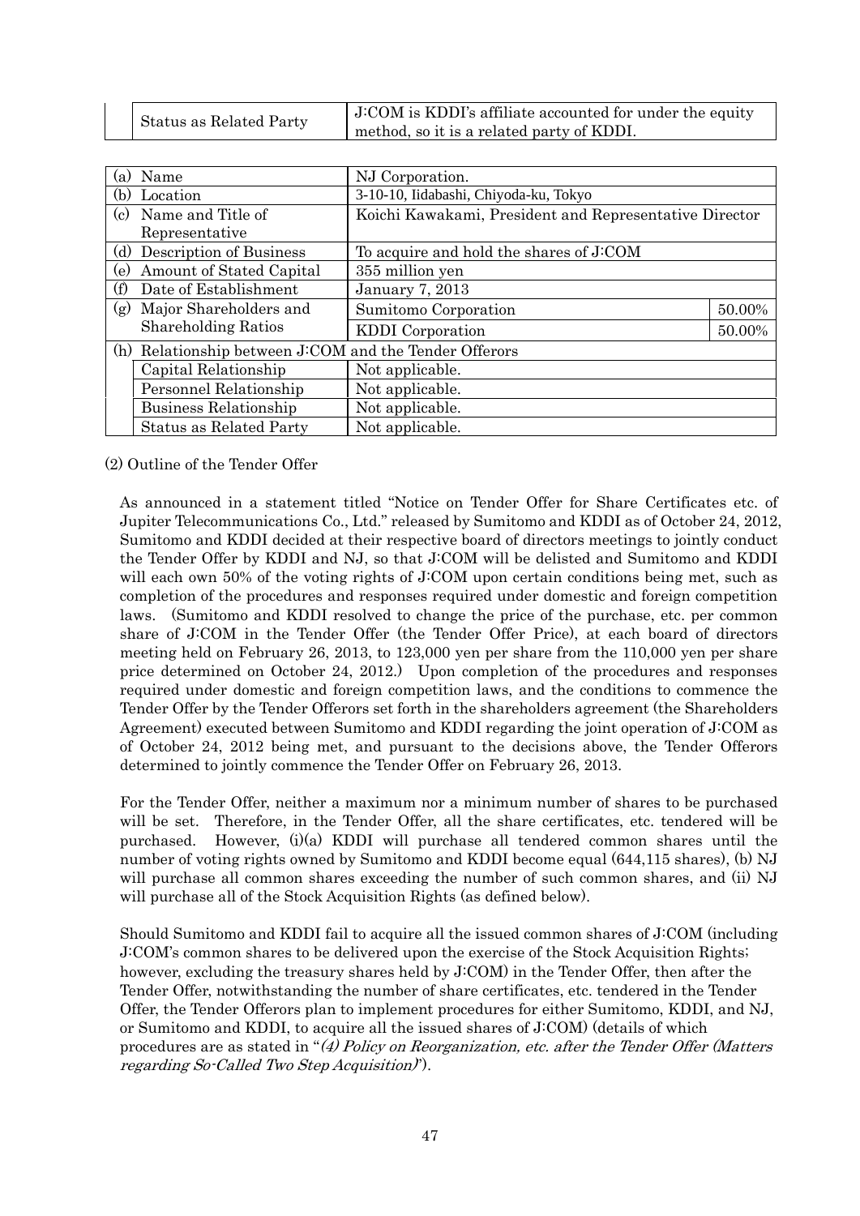| | | |
|---|---|---|
| | Status as Related Party | J:COM is KDDI's affiliate accounted for under the equity method, so it is a related party of KDDI. |

| | | |
|---|---|---|
| (a) Name | NJ Corporation. | |
| (b) Location | 3-10-10, Iidabashi, Chiyoda-ku, Tokyo | |
| (c) Name and Title of Representative | Koichi Kawakami, President and Representative Director | |
| (d) Description of Business | To acquire and hold the shares of J:COM | |
| (e) Amount of Stated Capital | 355 million yen | |
| (f) Date of Establishment | January 7, 2013 | |
| (g) Major Shareholders and Shareholding Ratios | Sumitomo Corporation | 50.00% |
| | KDDI Corporation | 50.00% |
| (h) Relationship between J:COM and the Tender Offerors | | |
| Capital Relationship | Not applicable. | |
| Personnel Relationship | Not applicable. | |
| Business Relationship | Not applicable. | |
| Status as Related Party | Not applicable. | |

(2) Outline of the Tender Offer

As announced in a statement titled "Notice on Tender Offer for Share Certificates etc. of Jupiter Telecommunications Co., Ltd." released by Sumitomo and KDDI as of October 24, 2012, Sumitomo and KDDI decided at their respective board of directors meetings to jointly conduct the Tender Offer by KDDI and NJ, so that J:COM will be delisted and Sumitomo and KDDI will each own 50% of the voting rights of J:COM upon certain conditions being met, such as completion of the procedures and responses required under domestic and foreign competition laws. (Sumitomo and KDDI resolved to change the price of the purchase, etc. per common share of J:COM in the Tender Offer (the Tender Offer Price), at each board of directors meeting held on February 26, 2013, to 123,000 yen per share from the 110,000 yen per share price determined on October 24, 2012.) Upon completion of the procedures and responses required under domestic and foreign competition laws, and the conditions to commence the Tender Offer by the Tender Offerors set forth in the shareholders agreement (the Shareholders Agreement) executed between Sumitomo and KDDI regarding the joint operation of J:COM as of October 24, 2012 being met, and pursuant to the decisions above, the Tender Offerors determined to jointly commence the Tender Offer on February 26, 2013.

For the Tender Offer, neither a maximum nor a minimum number of shares to be purchased will be set. Therefore, in the Tender Offer, all the share certificates, etc. tendered will be purchased. However, (i)(a) KDDI will purchase all tendered common shares until the number of voting rights owned by Sumitomo and KDDI become equal (644,115 shares), (b) NJ will purchase all common shares exceeding the number of such common shares, and (ii) NJ will purchase all of the Stock Acquisition Rights (as defined below).

Should Sumitomo and KDDI fail to acquire all the issued common shares of J:COM (including J:COM's common shares to be delivered upon the exercise of the Stock Acquisition Rights; however, excluding the treasury shares held by J:COM) in the Tender Offer, then after the Tender Offer, notwithstanding the number of share certificates, etc. tendered in the Tender Offer, the Tender Offerors plan to implement procedures for either Sumitomo, KDDI, and NJ, or Sumitomo and KDDI, to acquire all the issued shares of J:COM) (details of which procedures are as stated in "*(4) Policy on Reorganization, etc. after the Tender Offer (Matters regarding So-Called Two Step Acquisition)*").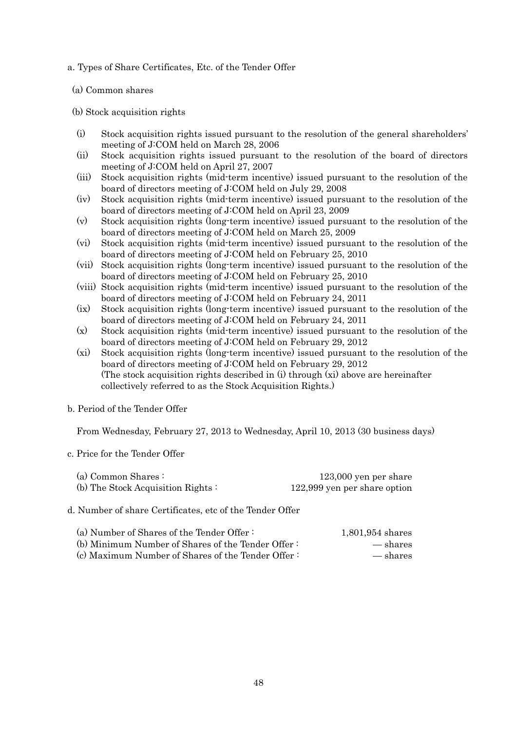a. Types of Share Certificates, Etc. of the Tender Offer

(a) Common shares

(b) Stock acquisition rights

- (i) Stock acquisition rights issued pursuant to the resolution of the general shareholders' meeting of J:COM held on March 28, 2006
- (ii) Stock acquisition rights issued pursuant to the resolution of the board of directors meeting of J:COM held on April 27, 2007
- (iii) Stock acquisition rights (mid-term incentive) issued pursuant to the resolution of the board of directors meeting of J:COM held on July 29, 2008
- (iv) Stock acquisition rights (mid-term incentive) issued pursuant to the resolution of the board of directors meeting of J:COM held on April 23, 2009
- (v) Stock acquisition rights (long-term incentive) issued pursuant to the resolution of the board of directors meeting of J:COM held on March 25, 2009
- (vi) Stock acquisition rights (mid-term incentive) issued pursuant to the resolution of the board of directors meeting of J:COM held on February 25, 2010
- (vii) Stock acquisition rights (long-term incentive) issued pursuant to the resolution of the board of directors meeting of J:COM held on February 25, 2010
- (viii) Stock acquisition rights (mid-term incentive) issued pursuant to the resolution of the board of directors meeting of J:COM held on February 24, 2011
- (ix) Stock acquisition rights (long-term incentive) issued pursuant to the resolution of the board of directors meeting of J:COM held on February 24, 2011
- (x) Stock acquisition rights (mid-term incentive) issued pursuant to the resolution of the board of directors meeting of J:COM held on February 29, 2012
- (xi) Stock acquisition rights (long-term incentive) issued pursuant to the resolution of the board of directors meeting of J:COM held on February 29, 2012

(The stock acquisition rights described in (i) through (xi) above are hereinafter collectively referred to as the Stock Acquisition Rights.)

b. Period of the Tender Offer

From Wednesday, February 27, 2013 to Wednesday, April 10, 2013 (30 business days)

c. Price for the Tender Offer

| | |
|---|---|
| (a) Common Shares : | 123,000 yen per share |
| (b) The Stock Acquisition Rights : | 122,999 yen per share option |

d. Number of share Certificates, etc of the Tender Offer

| | |
|---|---|
| (a) Number of Shares of the Tender Offer : | 1,801,954 shares |
| (b) Minimum Number of Shares of the Tender Offer : | — shares |
| (c) Maximum Number of Shares of the Tender Offer : | — shares |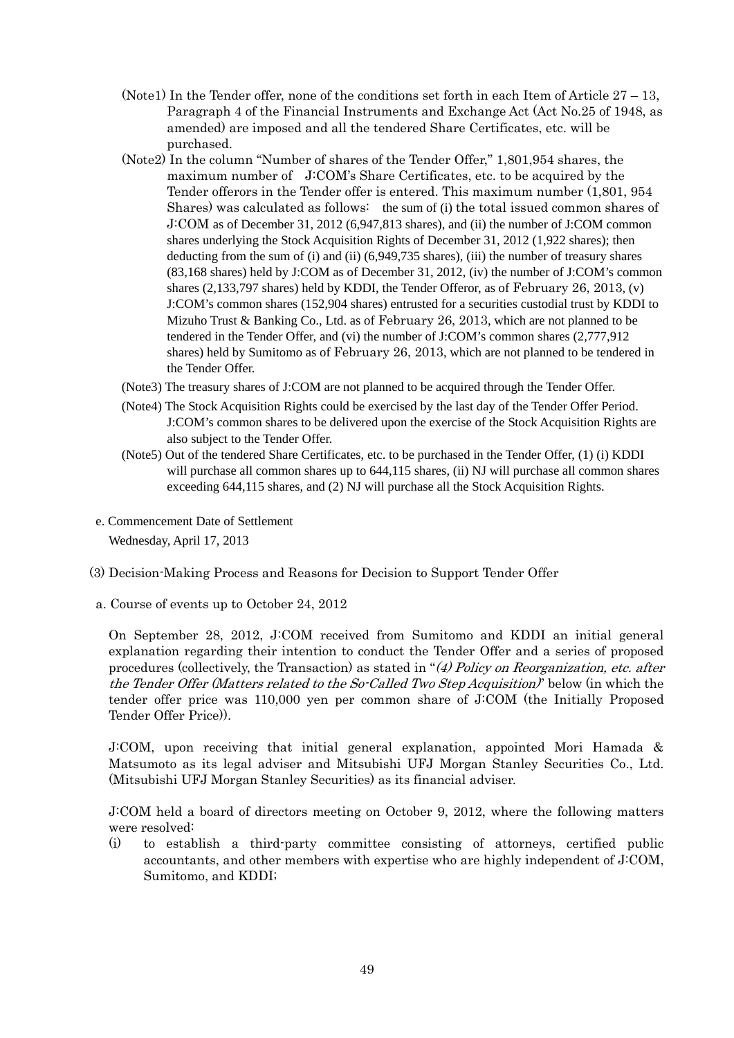(Note1) In the Tender offer, none of the conditions set forth in each Item of Article 27 – 13, Paragraph 4 of the Financial Instruments and Exchange Act (Act No.25 of 1948, as amended) are imposed and all the tendered Share Certificates, etc. will be purchased.

(Note2) In the column "Number of shares of the Tender Offer," 1,801,954 shares, the maximum number of J:COM's Share Certificates, etc. to be acquired by the Tender offerors in the Tender offer is entered. This maximum number (1,801, 954 Shares) was calculated as follows: the sum of (i) the total issued common shares of J:COM as of December 31, 2012 (6,947,813 shares), and (ii) the number of J:COM common shares underlying the Stock Acquisition Rights of December 31, 2012 (1,922 shares); then deducting from the sum of (i) and (ii) (6,949,735 shares), (iii) the number of treasury shares (83,168 shares) held by J:COM as of December 31, 2012, (iv) the number of J:COM's common shares (2,133,797 shares) held by KDDI, the Tender Offeror, as of February 26, 2013, (v) J:COM's common shares (152,904 shares) entrusted for a securities custodial trust by KDDI to Mizuho Trust & Banking Co., Ltd. as of February 26, 2013, which are not planned to be tendered in the Tender Offer, and (vi) the number of J:COM's common shares (2,777,912 shares) held by Sumitomo as of February 26, 2013, which are not planned to be tendered in the Tender Offer.

(Note3) The treasury shares of J:COM are not planned to be acquired through the Tender Offer.

(Note4) The Stock Acquisition Rights could be exercised by the last day of the Tender Offer Period. J:COM's common shares to be delivered upon the exercise of the Stock Acquisition Rights are also subject to the Tender Offer.

(Note5) Out of the tendered Share Certificates, etc. to be purchased in the Tender Offer, (1) (i) KDDI will purchase all common shares up to 644,115 shares, (ii) NJ will purchase all common shares exceeding 644,115 shares, and (2) NJ will purchase all the Stock Acquisition Rights.

e. Commencement Date of Settlement

Wednesday, April 17, 2013

(3) Decision-Making Process and Reasons for Decision to Support Tender Offer

a. Course of events up to October 24, 2012

On September 28, 2012, J:COM received from Sumitomo and KDDI an initial general explanation regarding their intention to conduct the Tender Offer and a series of proposed procedures (collectively, the Transaction) as stated in "*(4) Policy on Reorganization, etc. after the Tender Offer (Matters related to the So-Called Two Step Acquisition)*" below (in which the tender offer price was 110,000 yen per common share of J:COM (the Initially Proposed Tender Offer Price)).

J:COM, upon receiving that initial general explanation, appointed Mori Hamada & Matsumoto as its legal adviser and Mitsubishi UFJ Morgan Stanley Securities Co., Ltd. (Mitsubishi UFJ Morgan Stanley Securities) as its financial adviser.

J:COM held a board of directors meeting on October 9, 2012, where the following matters were resolved:

(i) to establish a third-party committee consisting of attorneys, certified public accountants, and other members with expertise who are highly independent of J:COM, Sumitomo, and KDDI;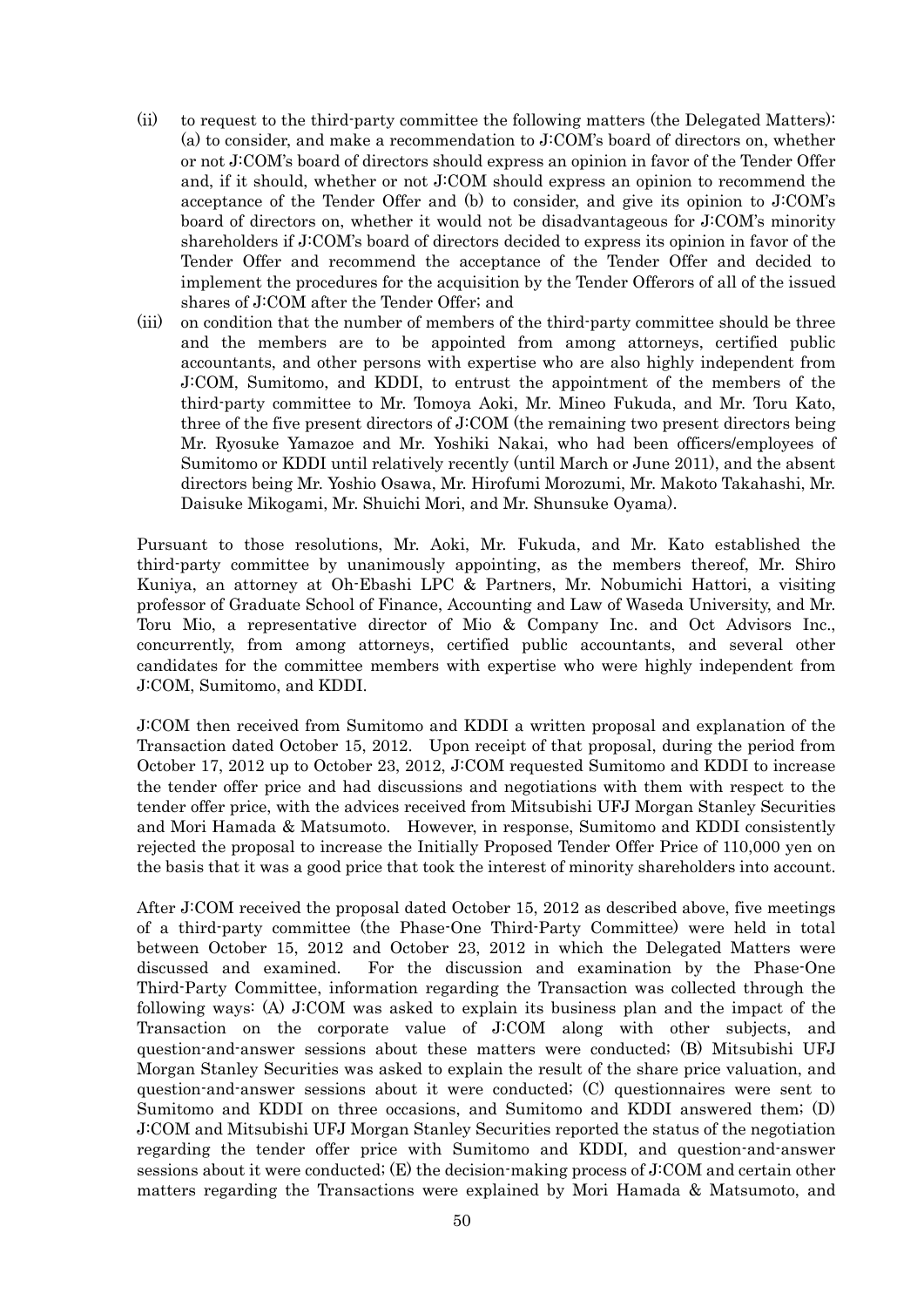(ii) to request to the third-party committee the following matters (the Delegated Matters): (a) to consider, and make a recommendation to J:COM's board of directors on, whether or not J:COM's board of directors should express an opinion in favor of the Tender Offer and, if it should, whether or not J:COM should express an opinion to recommend the acceptance of the Tender Offer and (b) to consider, and give its opinion to J:COM's board of directors on, whether it would not be disadvantageous for J:COM's minority shareholders if J:COM's board of directors decided to express its opinion in favor of the Tender Offer and recommend the acceptance of the Tender Offer and decided to implement the procedures for the acquisition by the Tender Offerors of all of the issued shares of J:COM after the Tender Offer; and

(iii) on condition that the number of members of the third-party committee should be three and the members are to be appointed from among attorneys, certified public accountants, and other persons with expertise who are also highly independent from J:COM, Sumitomo, and KDDI, to entrust the appointment of the members of the third-party committee to Mr. Tomoya Aoki, Mr. Mineo Fukuda, and Mr. Toru Kato, three of the five present directors of J:COM (the remaining two present directors being Mr. Ryosuke Yamazoe and Mr. Yoshiki Nakai, who had been officers/employees of Sumitomo or KDDI until relatively recently (until March or June 2011), and the absent directors being Mr. Yoshio Osawa, Mr. Hirofumi Morozumi, Mr. Makoto Takahashi, Mr. Daisuke Mikogami, Mr. Shuichi Mori, and Mr. Shunsuke Oyama).

Pursuant to those resolutions, Mr. Aoki, Mr. Fukuda, and Mr. Kato established the third-party committee by unanimously appointing, as the members thereof, Mr. Shiro Kuniya, an attorney at Oh-Ebashi LPC & Partners, Mr. Nobumichi Hattori, a visiting professor of Graduate School of Finance, Accounting and Law of Waseda University, and Mr. Toru Mio, a representative director of Mio & Company Inc. and Oct Advisors Inc., concurrently, from among attorneys, certified public accountants, and several other candidates for the committee members with expertise who were highly independent from J:COM, Sumitomo, and KDDI.

J:COM then received from Sumitomo and KDDI a written proposal and explanation of the Transaction dated October 15, 2012. Upon receipt of that proposal, during the period from October 17, 2012 up to October 23, 2012, J:COM requested Sumitomo and KDDI to increase the tender offer price and had discussions and negotiations with them with respect to the tender offer price, with the advices received from Mitsubishi UFJ Morgan Stanley Securities and Mori Hamada & Matsumoto. However, in response, Sumitomo and KDDI consistently rejected the proposal to increase the Initially Proposed Tender Offer Price of 110,000 yen on the basis that it was a good price that took the interest of minority shareholders into account.

After J:COM received the proposal dated October 15, 2012 as described above, five meetings of a third-party committee (the Phase-One Third-Party Committee) were held in total between October 15, 2012 and October 23, 2012 in which the Delegated Matters were discussed and examined. For the discussion and examination by the Phase-One Third-Party Committee, information regarding the Transaction was collected through the following ways: (A) J:COM was asked to explain its business plan and the impact of the Transaction on the corporate value of J:COM along with other subjects, and question-and-answer sessions about these matters were conducted; (B) Mitsubishi UFJ Morgan Stanley Securities was asked to explain the result of the share price valuation, and question-and-answer sessions about it were conducted; (C) questionnaires were sent to Sumitomo and KDDI on three occasions, and Sumitomo and KDDI answered them; (D) J:COM and Mitsubishi UFJ Morgan Stanley Securities reported the status of the negotiation regarding the tender offer price with Sumitomo and KDDI, and question-and-answer sessions about it were conducted; (E) the decision-making process of J:COM and certain other matters regarding the Transactions were explained by Mori Hamada & Matsumoto, and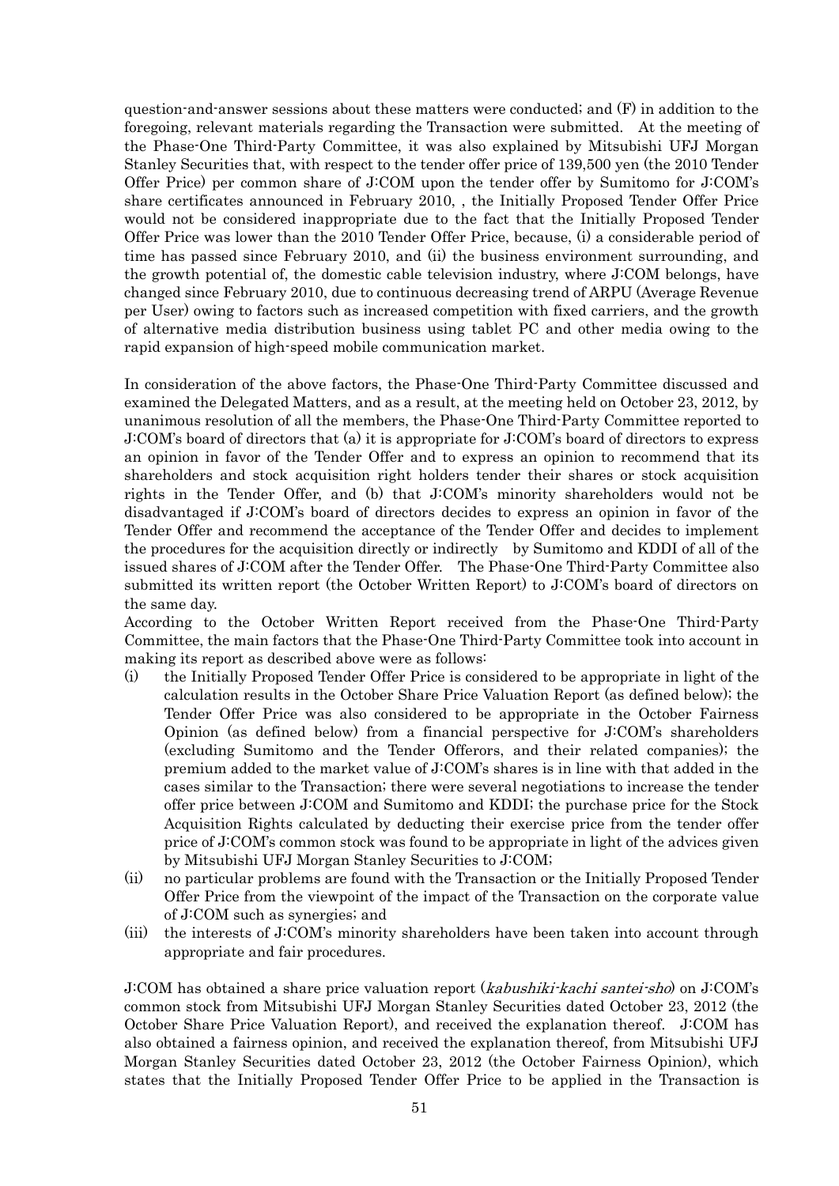question-and-answer sessions about these matters were conducted; and (F) in addition to the foregoing, relevant materials regarding the Transaction were submitted. At the meeting of the Phase-One Third-Party Committee, it was also explained by Mitsubishi UFJ Morgan Stanley Securities that, with respect to the tender offer price of 139,500 yen (the 2010 Tender Offer Price) per common share of J:COM upon the tender offer by Sumitomo for J:COM's share certificates announced in February 2010, , the Initially Proposed Tender Offer Price would not be considered inappropriate due to the fact that the Initially Proposed Tender Offer Price was lower than the 2010 Tender Offer Price, because, (i) a considerable period of time has passed since February 2010, and (ii) the business environment surrounding, and the growth potential of, the domestic cable television industry, where J:COM belongs, have changed since February 2010, due to continuous decreasing trend of ARPU (Average Revenue per User) owing to factors such as increased competition with fixed carriers, and the growth of alternative media distribution business using tablet PC and other media owing to the rapid expansion of high-speed mobile communication market.

In consideration of the above factors, the Phase-One Third-Party Committee discussed and examined the Delegated Matters, and as a result, at the meeting held on October 23, 2012, by unanimous resolution of all the members, the Phase-One Third-Party Committee reported to J:COM's board of directors that (a) it is appropriate for J:COM's board of directors to express an opinion in favor of the Tender Offer and to express an opinion to recommend that its shareholders and stock acquisition right holders tender their shares or stock acquisition rights in the Tender Offer, and (b) that J:COM's minority shareholders would not be disadvantaged if J:COM's board of directors decides to express an opinion in favor of the Tender Offer and recommend the acceptance of the Tender Offer and decides to implement the procedures for the acquisition directly or indirectly by Sumitomo and KDDI of all of the issued shares of J:COM after the Tender Offer. The Phase-One Third-Party Committee also submitted its written report (the October Written Report) to J:COM's board of directors on the same day.

According to the October Written Report received from the Phase-One Third-Party Committee, the main factors that the Phase-One Third-Party Committee took into account in making its report as described above were as follows:

(i) the Initially Proposed Tender Offer Price is considered to be appropriate in light of the calculation results in the October Share Price Valuation Report (as defined below); the Tender Offer Price was also considered to be appropriate in the October Fairness Opinion (as defined below) from a financial perspective for J:COM's shareholders (excluding Sumitomo and the Tender Offerors, and their related companies); the premium added to the market value of J:COM's shares is in line with that added in the cases similar to the Transaction; there were several negotiations to increase the tender offer price between J:COM and Sumitomo and KDDI; the purchase price for the Stock Acquisition Rights calculated by deducting their exercise price from the tender offer price of J:COM's common stock was found to be appropriate in light of the advices given by Mitsubishi UFJ Morgan Stanley Securities to J:COM;

(ii) no particular problems are found with the Transaction or the Initially Proposed Tender Offer Price from the viewpoint of the impact of the Transaction on the corporate value of J:COM such as synergies; and

(iii) the interests of J:COM's minority shareholders have been taken into account through appropriate and fair procedures.

J:COM has obtained a share price valuation report (*kabushiki-kachi santei-sho*) on J:COM's common stock from Mitsubishi UFJ Morgan Stanley Securities dated October 23, 2012 (the October Share Price Valuation Report), and received the explanation thereof. J:COM has also obtained a fairness opinion, and received the explanation thereof, from Mitsubishi UFJ Morgan Stanley Securities dated October 23, 2012 (the October Fairness Opinion), which states that the Initially Proposed Tender Offer Price to be applied in the Transaction is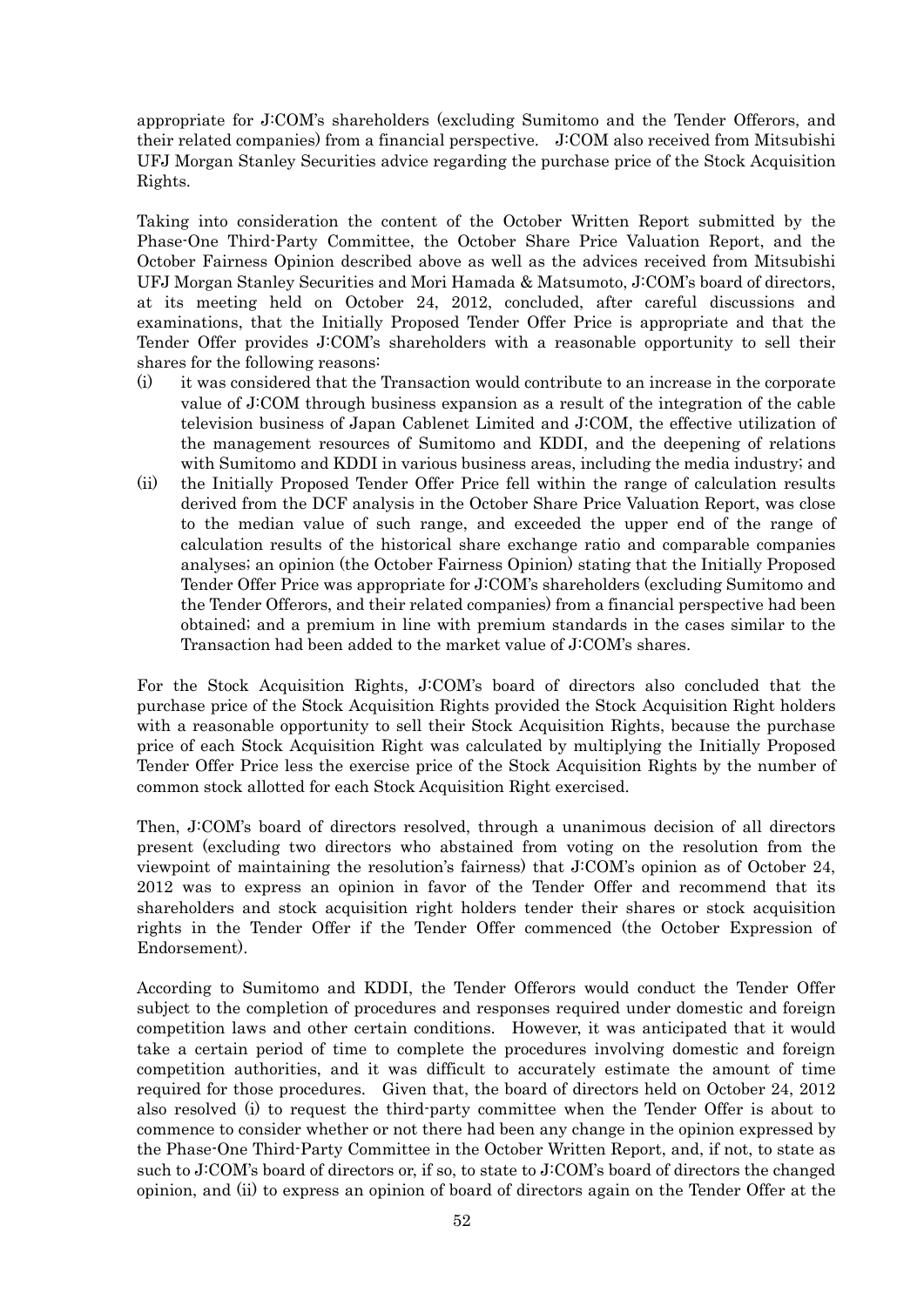appropriate for J:COM's shareholders (excluding Sumitomo and the Tender Offerors, and their related companies) from a financial perspective. J:COM also received from Mitsubishi UFJ Morgan Stanley Securities advice regarding the purchase price of the Stock Acquisition Rights.

Taking into consideration the content of the October Written Report submitted by the Phase-One Third-Party Committee, the October Share Price Valuation Report, and the October Fairness Opinion described above as well as the advices received from Mitsubishi UFJ Morgan Stanley Securities and Mori Hamada & Matsumoto, J:COM's board of directors, at its meeting held on October 24, 2012, concluded, after careful discussions and examinations, that the Initially Proposed Tender Offer Price is appropriate and that the Tender Offer provides J:COM's shareholders with a reasonable opportunity to sell their shares for the following reasons:

(i) it was considered that the Transaction would contribute to an increase in the corporate value of J:COM through business expansion as a result of the integration of the cable television business of Japan Cablenet Limited and J:COM, the effective utilization of the management resources of Sumitomo and KDDI, and the deepening of relations with Sumitomo and KDDI in various business areas, including the media industry; and

(ii) the Initially Proposed Tender Offer Price fell within the range of calculation results derived from the DCF analysis in the October Share Price Valuation Report, was close to the median value of such range, and exceeded the upper end of the range of calculation results of the historical share exchange ratio and comparable companies analyses; an opinion (the October Fairness Opinion) stating that the Initially Proposed Tender Offer Price was appropriate for J:COM's shareholders (excluding Sumitomo and the Tender Offerors, and their related companies) from a financial perspective had been obtained; and a premium in line with premium standards in the cases similar to the Transaction had been added to the market value of J:COM's shares.

For the Stock Acquisition Rights, J:COM's board of directors also concluded that the purchase price of the Stock Acquisition Rights provided the Stock Acquisition Right holders with a reasonable opportunity to sell their Stock Acquisition Rights, because the purchase price of each Stock Acquisition Right was calculated by multiplying the Initially Proposed Tender Offer Price less the exercise price of the Stock Acquisition Rights by the number of common stock allotted for each Stock Acquisition Right exercised.

Then, J:COM's board of directors resolved, through a unanimous decision of all directors present (excluding two directors who abstained from voting on the resolution from the viewpoint of maintaining the resolution's fairness) that J:COM's opinion as of October 24, 2012 was to express an opinion in favor of the Tender Offer and recommend that its shareholders and stock acquisition right holders tender their shares or stock acquisition rights in the Tender Offer if the Tender Offer commenced (the October Expression of Endorsement).

According to Sumitomo and KDDI, the Tender Offerors would conduct the Tender Offer subject to the completion of procedures and responses required under domestic and foreign competition laws and other certain conditions. However, it was anticipated that it would take a certain period of time to complete the procedures involving domestic and foreign competition authorities, and it was difficult to accurately estimate the amount of time required for those procedures. Given that, the board of directors held on October 24, 2012 also resolved (i) to request the third-party committee when the Tender Offer is about to commence to consider whether or not there had been any change in the opinion expressed by the Phase-One Third-Party Committee in the October Written Report, and, if not, to state as such to J:COM's board of directors or, if so, to state to J:COM's board of directors the changed opinion, and (ii) to express an opinion of board of directors again on the Tender Offer at the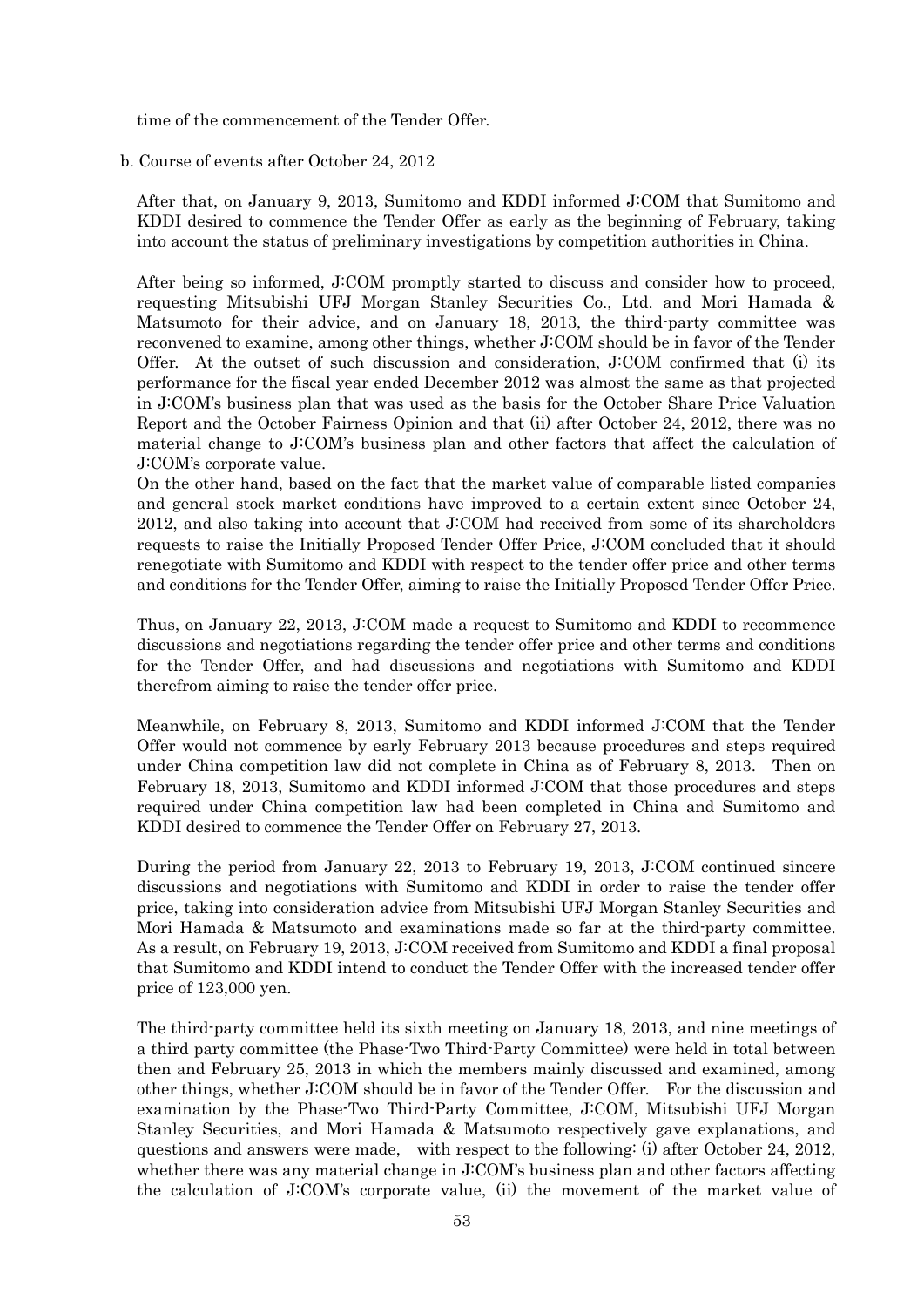time of the commencement of the Tender Offer.

b. Course of events after October 24, 2012

After that, on January 9, 2013, Sumitomo and KDDI informed J:COM that Sumitomo and KDDI desired to commence the Tender Offer as early as the beginning of February, taking into account the status of preliminary investigations by competition authorities in China.

After being so informed, J:COM promptly started to discuss and consider how to proceed, requesting Mitsubishi UFJ Morgan Stanley Securities Co., Ltd. and Mori Hamada & Matsumoto for their advice, and on January 18, 2013, the third-party committee was reconvened to examine, among other things, whether J:COM should be in favor of the Tender Offer. At the outset of such discussion and consideration, J:COM confirmed that (i) its performance for the fiscal year ended December 2012 was almost the same as that projected in J:COM's business plan that was used as the basis for the October Share Price Valuation Report and the October Fairness Opinion and that (ii) after October 24, 2012, there was no material change to J:COM's business plan and other factors that affect the calculation of J:COM's corporate value.
On the other hand, based on the fact that the market value of comparable listed companies and general stock market conditions have improved to a certain extent since October 24, 2012, and also taking into account that J:COM had received from some of its shareholders requests to raise the Initially Proposed Tender Offer Price, J:COM concluded that it should renegotiate with Sumitomo and KDDI with respect to the tender offer price and other terms and conditions for the Tender Offer, aiming to raise the Initially Proposed Tender Offer Price.

Thus, on January 22, 2013, J:COM made a request to Sumitomo and KDDI to recommence discussions and negotiations regarding the tender offer price and other terms and conditions for the Tender Offer, and had discussions and negotiations with Sumitomo and KDDI therefrom aiming to raise the tender offer price.

Meanwhile, on February 8, 2013, Sumitomo and KDDI informed J:COM that the Tender Offer would not commence by early February 2013 because procedures and steps required under China competition law did not complete in China as of February 8, 2013. Then on February 18, 2013, Sumitomo and KDDI informed J:COM that those procedures and steps required under China competition law had been completed in China and Sumitomo and KDDI desired to commence the Tender Offer on February 27, 2013.

During the period from January 22, 2013 to February 19, 2013, J:COM continued sincere discussions and negotiations with Sumitomo and KDDI in order to raise the tender offer price, taking into consideration advice from Mitsubishi UFJ Morgan Stanley Securities and Mori Hamada & Matsumoto and examinations made so far at the third-party committee. As a result, on February 19, 2013, J:COM received from Sumitomo and KDDI a final proposal that Sumitomo and KDDI intend to conduct the Tender Offer with the increased tender offer price of 123,000 yen.

The third-party committee held its sixth meeting on January 18, 2013, and nine meetings of a third party committee (the Phase-Two Third-Party Committee) were held in total between then and February 25, 2013 in which the members mainly discussed and examined, among other things, whether J:COM should be in favor of the Tender Offer. For the discussion and examination by the Phase-Two Third-Party Committee, J:COM, Mitsubishi UFJ Morgan Stanley Securities, and Mori Hamada & Matsumoto respectively gave explanations, and questions and answers were made, with respect to the following: (i) after October 24, 2012, whether there was any material change in J:COM's business plan and other factors affecting the calculation of J:COM's corporate value, (ii) the movement of the market value of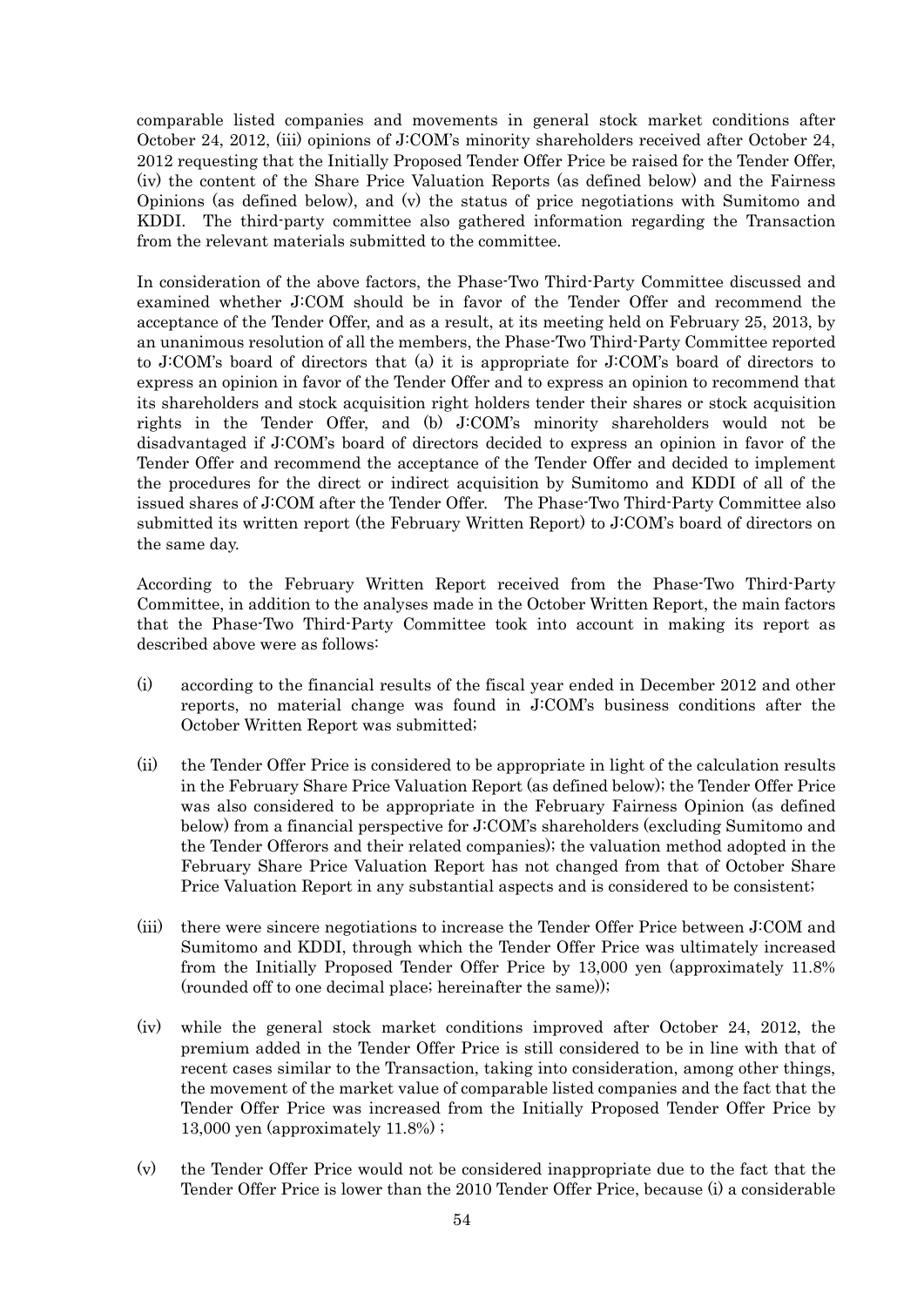comparable listed companies and movements in general stock market conditions after October 24, 2012, (iii) opinions of J:COM's minority shareholders received after October 24, 2012 requesting that the Initially Proposed Tender Offer Price be raised for the Tender Offer, (iv) the content of the Share Price Valuation Reports (as defined below) and the Fairness Opinions (as defined below), and (v) the status of price negotiations with Sumitomo and KDDI. The third-party committee also gathered information regarding the Transaction from the relevant materials submitted to the committee.

In consideration of the above factors, the Phase-Two Third-Party Committee discussed and examined whether J:COM should be in favor of the Tender Offer and recommend the acceptance of the Tender Offer, and as a result, at its meeting held on February 25, 2013, by an unanimous resolution of all the members, the Phase-Two Third-Party Committee reported to J:COM's board of directors that (a) it is appropriate for J:COM's board of directors to express an opinion in favor of the Tender Offer and to express an opinion to recommend that its shareholders and stock acquisition right holders tender their shares or stock acquisition rights in the Tender Offer, and (b) J:COM's minority shareholders would not be disadvantaged if J:COM's board of directors decided to express an opinion in favor of the Tender Offer and recommend the acceptance of the Tender Offer and decided to implement the procedures for the direct or indirect acquisition by Sumitomo and KDDI of all of the issued shares of J:COM after the Tender Offer. The Phase-Two Third-Party Committee also submitted its written report (the February Written Report) to J:COM's board of directors on the same day.

According to the February Written Report received from the Phase-Two Third-Party Committee, in addition to the analyses made in the October Written Report, the main factors that the Phase-Two Third-Party Committee took into account in making its report as described above were as follows:

(i) according to the financial results of the fiscal year ended in December 2012 and other reports, no material change was found in J:COM's business conditions after the October Written Report was submitted;

(ii) the Tender Offer Price is considered to be appropriate in light of the calculation results in the February Share Price Valuation Report (as defined below); the Tender Offer Price was also considered to be appropriate in the February Fairness Opinion (as defined below) from a financial perspective for J:COM's shareholders (excluding Sumitomo and the Tender Offerors and their related companies); the valuation method adopted in the February Share Price Valuation Report has not changed from that of October Share Price Valuation Report in any substantial aspects and is considered to be consistent;

(iii) there were sincere negotiations to increase the Tender Offer Price between J:COM and Sumitomo and KDDI, through which the Tender Offer Price was ultimately increased from the Initially Proposed Tender Offer Price by 13,000 yen (approximately 11.8% (rounded off to one decimal place; hereinafter the same));

(iv) while the general stock market conditions improved after October 24, 2012, the premium added in the Tender Offer Price is still considered to be in line with that of recent cases similar to the Transaction, taking into consideration, among other things, the movement of the market value of comparable listed companies and the fact that the Tender Offer Price was increased from the Initially Proposed Tender Offer Price by 13,000 yen (approximately 11.8%) ;

(v) the Tender Offer Price would not be considered inappropriate due to the fact that the Tender Offer Price is lower than the 2010 Tender Offer Price, because (i) a considerable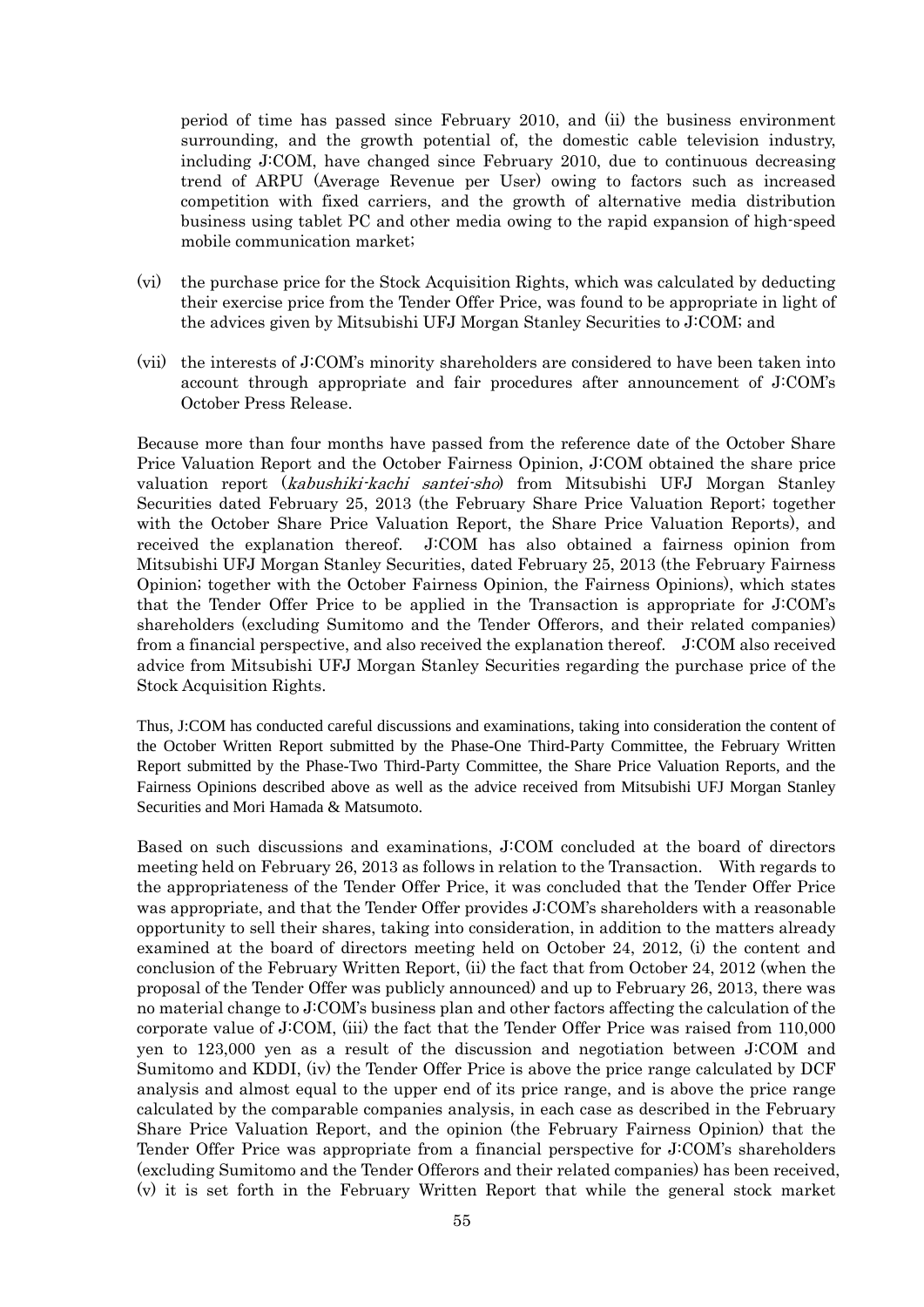period of time has passed since February 2010, and (ii) the business environment surrounding, and the growth potential of, the domestic cable television industry, including J:COM, have changed since February 2010, due to continuous decreasing trend of ARPU (Average Revenue per User) owing to factors such as increased competition with fixed carriers, and the growth of alternative media distribution business using tablet PC and other media owing to the rapid expansion of high-speed mobile communication market;

(vi) the purchase price for the Stock Acquisition Rights, which was calculated by deducting their exercise price from the Tender Offer Price, was found to be appropriate in light of the advices given by Mitsubishi UFJ Morgan Stanley Securities to J:COM; and

(vii) the interests of J:COM's minority shareholders are considered to have been taken into account through appropriate and fair procedures after announcement of J:COM's October Press Release.

Because more than four months have passed from the reference date of the October Share Price Valuation Report and the October Fairness Opinion, J:COM obtained the share price valuation report (*kabushiki-kachi santei-sho*) from Mitsubishi UFJ Morgan Stanley Securities dated February 25, 2013 (the February Share Price Valuation Report; together with the October Share Price Valuation Report, the Share Price Valuation Reports), and received the explanation thereof. J:COM has also obtained a fairness opinion from Mitsubishi UFJ Morgan Stanley Securities, dated February 25, 2013 (the February Fairness Opinion; together with the October Fairness Opinion, the Fairness Opinions), which states that the Tender Offer Price to be applied in the Transaction is appropriate for J:COM's shareholders (excluding Sumitomo and the Tender Offerors, and their related companies) from a financial perspective, and also received the explanation thereof. J:COM also received advice from Mitsubishi UFJ Morgan Stanley Securities regarding the purchase price of the Stock Acquisition Rights.

Thus, J:COM has conducted careful discussions and examinations, taking into consideration the content of the October Written Report submitted by the Phase-One Third-Party Committee, the February Written Report submitted by the Phase-Two Third-Party Committee, the Share Price Valuation Reports, and the Fairness Opinions described above as well as the advice received from Mitsubishi UFJ Morgan Stanley Securities and Mori Hamada & Matsumoto.

Based on such discussions and examinations, J:COM concluded at the board of directors meeting held on February 26, 2013 as follows in relation to the Transaction. With regards to the appropriateness of the Tender Offer Price, it was concluded that the Tender Offer Price was appropriate, and that the Tender Offer provides J:COM's shareholders with a reasonable opportunity to sell their shares, taking into consideration, in addition to the matters already examined at the board of directors meeting held on October 24, 2012, (i) the content and conclusion of the February Written Report, (ii) the fact that from October 24, 2012 (when the proposal of the Tender Offer was publicly announced) and up to February 26, 2013, there was no material change to J:COM's business plan and other factors affecting the calculation of the corporate value of J:COM, (iii) the fact that the Tender Offer Price was raised from 110,000 yen to 123,000 yen as a result of the discussion and negotiation between J:COM and Sumitomo and KDDI, (iv) the Tender Offer Price is above the price range calculated by DCF analysis and almost equal to the upper end of its price range, and is above the price range calculated by the comparable companies analysis, in each case as described in the February Share Price Valuation Report, and the opinion (the February Fairness Opinion) that the Tender Offer Price was appropriate from a financial perspective for J:COM's shareholders (excluding Sumitomo and the Tender Offerors and their related companies) has been received, (v) it is set forth in the February Written Report that while the general stock market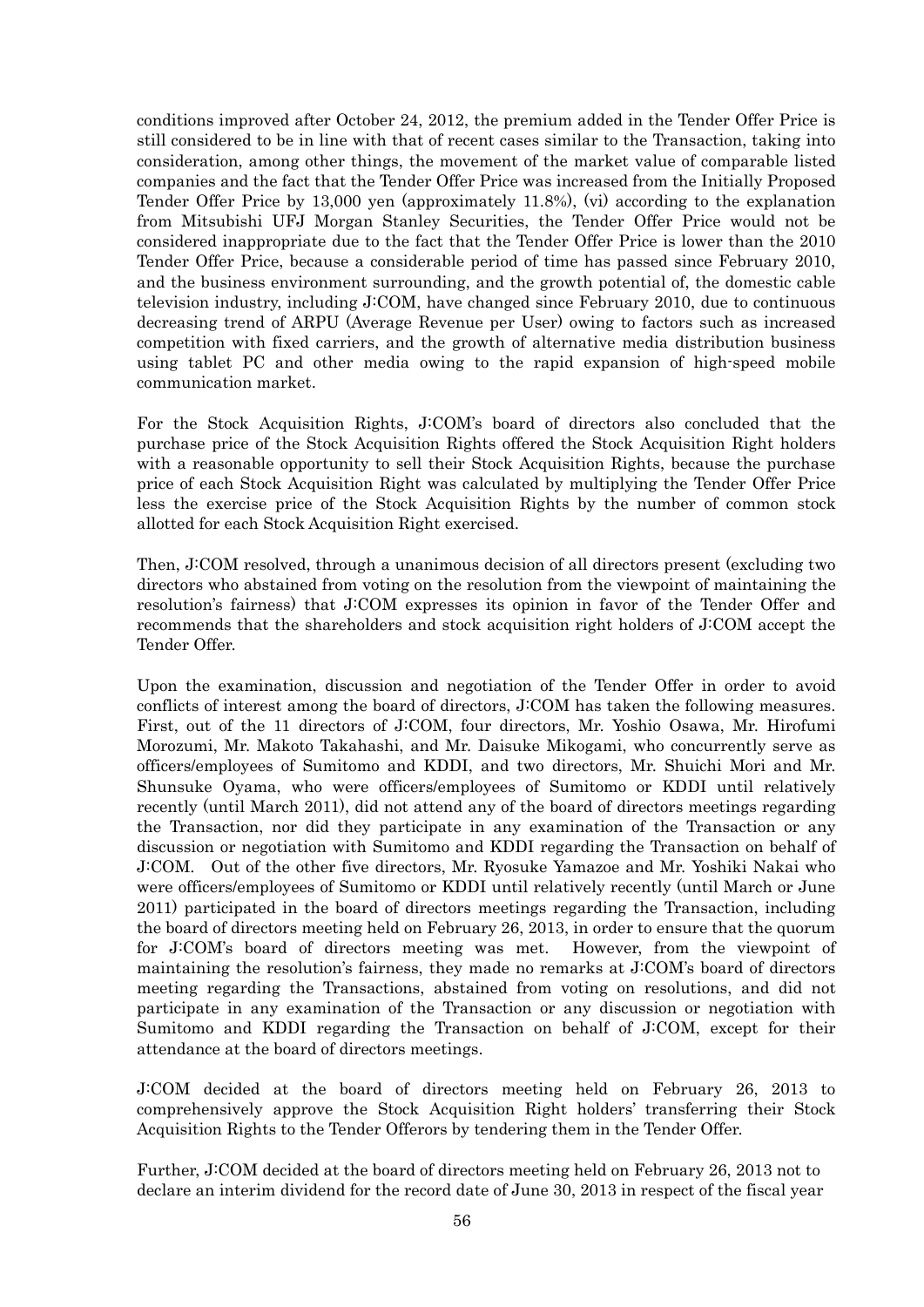conditions improved after October 24, 2012, the premium added in the Tender Offer Price is still considered to be in line with that of recent cases similar to the Transaction, taking into consideration, among other things, the movement of the market value of comparable listed companies and the fact that the Tender Offer Price was increased from the Initially Proposed Tender Offer Price by 13,000 yen (approximately 11.8%), (vi) according to the explanation from Mitsubishi UFJ Morgan Stanley Securities, the Tender Offer Price would not be considered inappropriate due to the fact that the Tender Offer Price is lower than the 2010 Tender Offer Price, because a considerable period of time has passed since February 2010, and the business environment surrounding, and the growth potential of, the domestic cable television industry, including J:COM, have changed since February 2010, due to continuous decreasing trend of ARPU (Average Revenue per User) owing to factors such as increased competition with fixed carriers, and the growth of alternative media distribution business using tablet PC and other media owing to the rapid expansion of high-speed mobile communication market.

For the Stock Acquisition Rights, J:COM's board of directors also concluded that the purchase price of the Stock Acquisition Rights offered the Stock Acquisition Right holders with a reasonable opportunity to sell their Stock Acquisition Rights, because the purchase price of each Stock Acquisition Right was calculated by multiplying the Tender Offer Price less the exercise price of the Stock Acquisition Rights by the number of common stock allotted for each Stock Acquisition Right exercised.

Then, J:COM resolved, through a unanimous decision of all directors present (excluding two directors who abstained from voting on the resolution from the viewpoint of maintaining the resolution's fairness) that J:COM expresses its opinion in favor of the Tender Offer and recommends that the shareholders and stock acquisition right holders of J:COM accept the Tender Offer.

Upon the examination, discussion and negotiation of the Tender Offer in order to avoid conflicts of interest among the board of directors, J:COM has taken the following measures. First, out of the 11 directors of J:COM, four directors, Mr. Yoshio Osawa, Mr. Hirofumi Morozumi, Mr. Makoto Takahashi, and Mr. Daisuke Mikogami, who concurrently serve as officers/employees of Sumitomo and KDDI, and two directors, Mr. Shuichi Mori and Mr. Shunsuke Oyama, who were officers/employees of Sumitomo or KDDI until relatively recently (until March 2011), did not attend any of the board of directors meetings regarding the Transaction, nor did they participate in any examination of the Transaction or any discussion or negotiation with Sumitomo and KDDI regarding the Transaction on behalf of J:COM. Out of the other five directors, Mr. Ryosuke Yamazoe and Mr. Yoshiki Nakai who were officers/employees of Sumitomo or KDDI until relatively recently (until March or June 2011) participated in the board of directors meetings regarding the Transaction, including the board of directors meeting held on February 26, 2013, in order to ensure that the quorum for J:COM's board of directors meeting was met. However, from the viewpoint of maintaining the resolution's fairness, they made no remarks at J:COM's board of directors meeting regarding the Transactions, abstained from voting on resolutions, and did not participate in any examination of the Transaction or any discussion or negotiation with Sumitomo and KDDI regarding the Transaction on behalf of J:COM, except for their attendance at the board of directors meetings.

J:COM decided at the board of directors meeting held on February 26, 2013 to comprehensively approve the Stock Acquisition Right holders' transferring their Stock Acquisition Rights to the Tender Offerors by tendering them in the Tender Offer.

Further, J:COM decided at the board of directors meeting held on February 26, 2013 not to declare an interim dividend for the record date of June 30, 2013 in respect of the fiscal year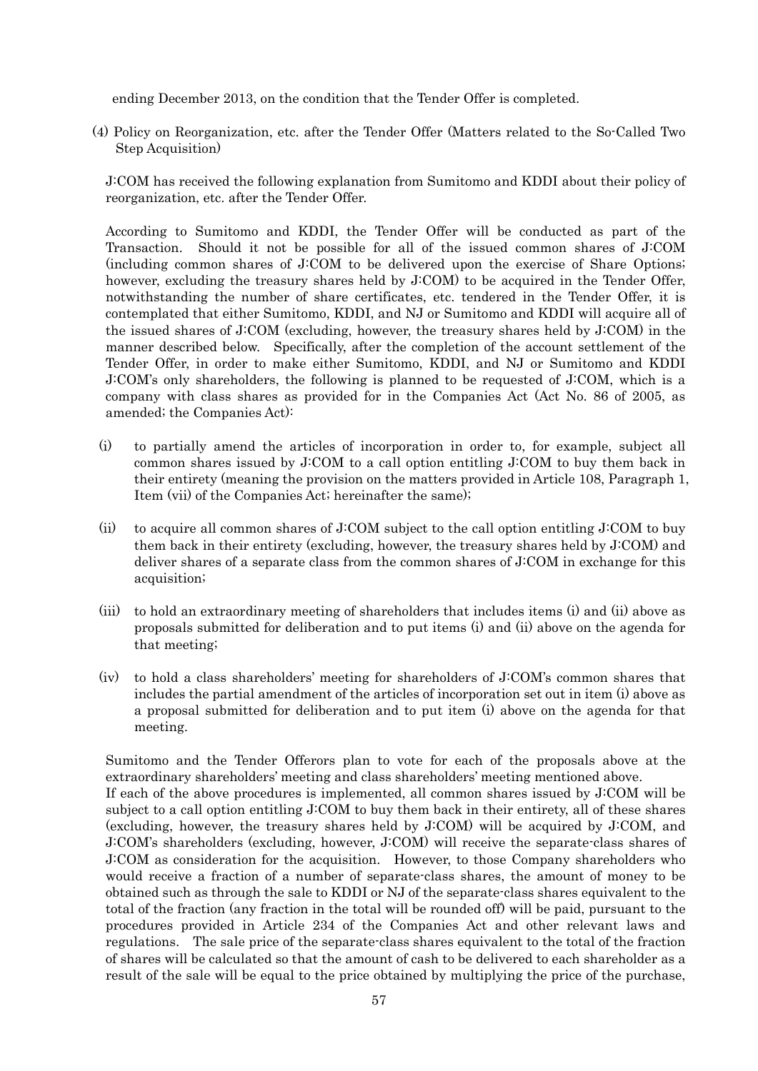ending December 2013, on the condition that the Tender Offer is completed.

(4) Policy on Reorganization, etc. after the Tender Offer (Matters related to the So-Called Two Step Acquisition)

J:COM has received the following explanation from Sumitomo and KDDI about their policy of reorganization, etc. after the Tender Offer.

According to Sumitomo and KDDI, the Tender Offer will be conducted as part of the Transaction. Should it not be possible for all of the issued common shares of J:COM (including common shares of J:COM to be delivered upon the exercise of Share Options; however, excluding the treasury shares held by J:COM) to be acquired in the Tender Offer, notwithstanding the number of share certificates, etc. tendered in the Tender Offer, it is contemplated that either Sumitomo, KDDI, and NJ or Sumitomo and KDDI will acquire all of the issued shares of J:COM (excluding, however, the treasury shares held by J:COM) in the manner described below. Specifically, after the completion of the account settlement of the Tender Offer, in order to make either Sumitomo, KDDI, and NJ or Sumitomo and KDDI J:COM's only shareholders, the following is planned to be requested of J:COM, which is a company with class shares as provided for in the Companies Act (Act No. 86 of 2005, as amended; the Companies Act):

(i) to partially amend the articles of incorporation in order to, for example, subject all common shares issued by J:COM to a call option entitling J:COM to buy them back in their entirety (meaning the provision on the matters provided in Article 108, Paragraph 1, Item (vii) of the Companies Act; hereinafter the same);

(ii) to acquire all common shares of J:COM subject to the call option entitling J:COM to buy them back in their entirety (excluding, however, the treasury shares held by J:COM) and deliver shares of a separate class from the common shares of J:COM in exchange for this acquisition;

(iii) to hold an extraordinary meeting of shareholders that includes items (i) and (ii) above as proposals submitted for deliberation and to put items (i) and (ii) above on the agenda for that meeting;

(iv) to hold a class shareholders' meeting for shareholders of J:COM's common shares that includes the partial amendment of the articles of incorporation set out in item (i) above as a proposal submitted for deliberation and to put item (i) above on the agenda for that meeting.

Sumitomo and the Tender Offerors plan to vote for each of the proposals above at the extraordinary shareholders' meeting and class shareholders' meeting mentioned above.
If each of the above procedures is implemented, all common shares issued by J:COM will be subject to a call option entitling J:COM to buy them back in their entirety, all of these shares (excluding, however, the treasury shares held by J:COM) will be acquired by J:COM, and J:COM's shareholders (excluding, however, J:COM) will receive the separate-class shares of J:COM as consideration for the acquisition. However, to those Company shareholders who would receive a fraction of a number of separate-class shares, the amount of money to be obtained such as through the sale to KDDI or NJ of the separate-class shares equivalent to the total of the fraction (any fraction in the total will be rounded off) will be paid, pursuant to the procedures provided in Article 234 of the Companies Act and other relevant laws and regulations. The sale price of the separate-class shares equivalent to the total of the fraction of shares will be calculated so that the amount of cash to be delivered to each shareholder as a result of the sale will be equal to the price obtained by multiplying the price of the purchase,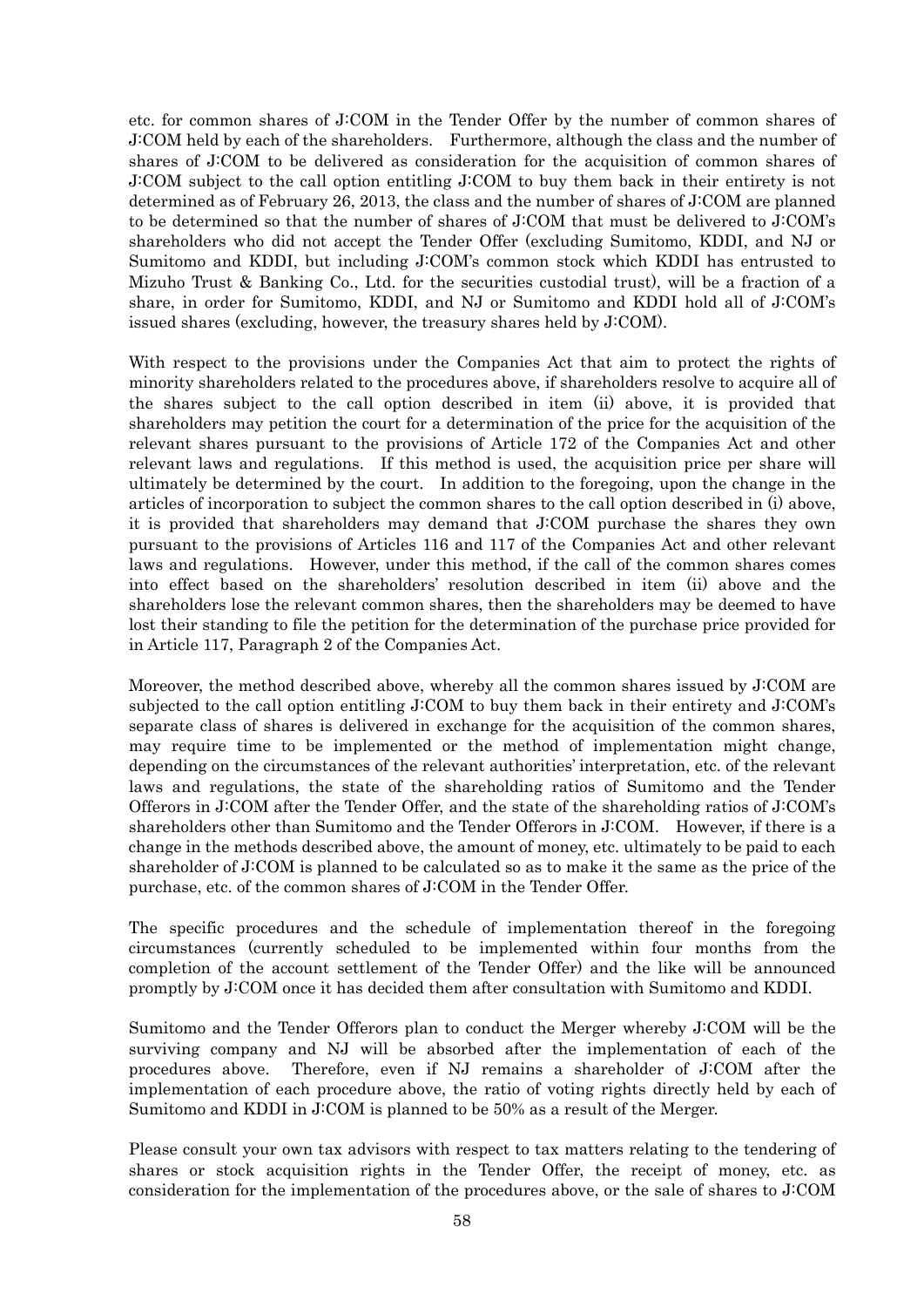etc. for common shares of J:COM in the Tender Offer by the number of common shares of J:COM held by each of the shareholders. Furthermore, although the class and the number of shares of J:COM to be delivered as consideration for the acquisition of common shares of J:COM subject to the call option entitling J:COM to buy them back in their entirety is not determined as of February 26, 2013, the class and the number of shares of J:COM are planned to be determined so that the number of shares of J:COM that must be delivered to J:COM's shareholders who did not accept the Tender Offer (excluding Sumitomo, KDDI, and NJ or Sumitomo and KDDI, but including J:COM's common stock which KDDI has entrusted to Mizuho Trust & Banking Co., Ltd. for the securities custodial trust), will be a fraction of a share, in order for Sumitomo, KDDI, and NJ or Sumitomo and KDDI hold all of J:COM's issued shares (excluding, however, the treasury shares held by J:COM).

With respect to the provisions under the Companies Act that aim to protect the rights of minority shareholders related to the procedures above, if shareholders resolve to acquire all of the shares subject to the call option described in item (ii) above, it is provided that shareholders may petition the court for a determination of the price for the acquisition of the relevant shares pursuant to the provisions of Article 172 of the Companies Act and other relevant laws and regulations. If this method is used, the acquisition price per share will ultimately be determined by the court. In addition to the foregoing, upon the change in the articles of incorporation to subject the common shares to the call option described in (i) above, it is provided that shareholders may demand that J:COM purchase the shares they own pursuant to the provisions of Articles 116 and 117 of the Companies Act and other relevant laws and regulations. However, under this method, if the call of the common shares comes into effect based on the shareholders' resolution described in item (ii) above and the shareholders lose the relevant common shares, then the shareholders may be deemed to have lost their standing to file the petition for the determination of the purchase price provided for in Article 117, Paragraph 2 of the Companies Act.

Moreover, the method described above, whereby all the common shares issued by J:COM are subjected to the call option entitling J:COM to buy them back in their entirety and J:COM's separate class of shares is delivered in exchange for the acquisition of the common shares, may require time to be implemented or the method of implementation might change, depending on the circumstances of the relevant authorities' interpretation, etc. of the relevant laws and regulations, the state of the shareholding ratios of Sumitomo and the Tender Offerors in J:COM after the Tender Offer, and the state of the shareholding ratios of J:COM's shareholders other than Sumitomo and the Tender Offerors in J:COM. However, if there is a change in the methods described above, the amount of money, etc. ultimately to be paid to each shareholder of J:COM is planned to be calculated so as to make it the same as the price of the purchase, etc. of the common shares of J:COM in the Tender Offer.

The specific procedures and the schedule of implementation thereof in the foregoing circumstances (currently scheduled to be implemented within four months from the completion of the account settlement of the Tender Offer) and the like will be announced promptly by J:COM once it has decided them after consultation with Sumitomo and KDDI.

Sumitomo and the Tender Offerors plan to conduct the Merger whereby J:COM will be the surviving company and NJ will be absorbed after the implementation of each of the procedures above. Therefore, even if NJ remains a shareholder of J:COM after the implementation of each procedure above, the ratio of voting rights directly held by each of Sumitomo and KDDI in J:COM is planned to be 50% as a result of the Merger.

Please consult your own tax advisors with respect to tax matters relating to the tendering of shares or stock acquisition rights in the Tender Offer, the receipt of money, etc. as consideration for the implementation of the procedures above, or the sale of shares to J:COM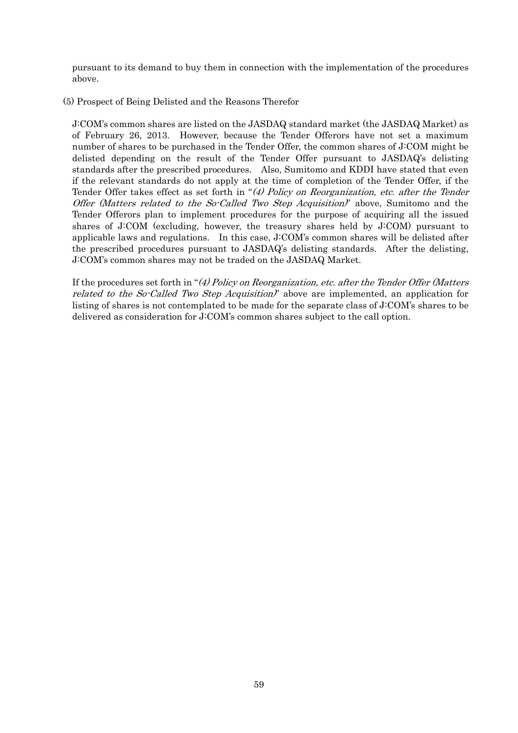pursuant to its demand to buy them in connection with the implementation of the procedures above.

(5) Prospect of Being Delisted and the Reasons Therefor

J:COM's common shares are listed on the JASDAQ standard market (the JASDAQ Market) as of February 26, 2013. However, because the Tender Offerors have not set a maximum number of shares to be purchased in the Tender Offer, the common shares of J:COM might be delisted depending on the result of the Tender Offer pursuant to JASDAQ's delisting standards after the prescribed procedures. Also, Sumitomo and KDDI have stated that even if the relevant standards do not apply at the time of completion of the Tender Offer, if the Tender Offer takes effect as set forth in "*(4) Policy on Reorganization, etc. after the Tender Offer (Matters related to the So-Called Two Step Acquisition)*" above, Sumitomo and the Tender Offerors plan to implement procedures for the purpose of acquiring all the issued shares of J:COM (excluding, however, the treasury shares held by J:COM) pursuant to applicable laws and regulations. In this case, J:COM's common shares will be delisted after the prescribed procedures pursuant to JASDAQ's delisting standards. After the delisting, J:COM's common shares may not be traded on the JASDAQ Market.

If the procedures set forth in "*(4) Policy on Reorganization, etc. after the Tender Offer (Matters related to the So-Called Two Step Acquisition)*" above are implemented, an application for listing of shares is not contemplated to be made for the separate class of J:COM's shares to be delivered as consideration for J:COM's common shares subject to the call option.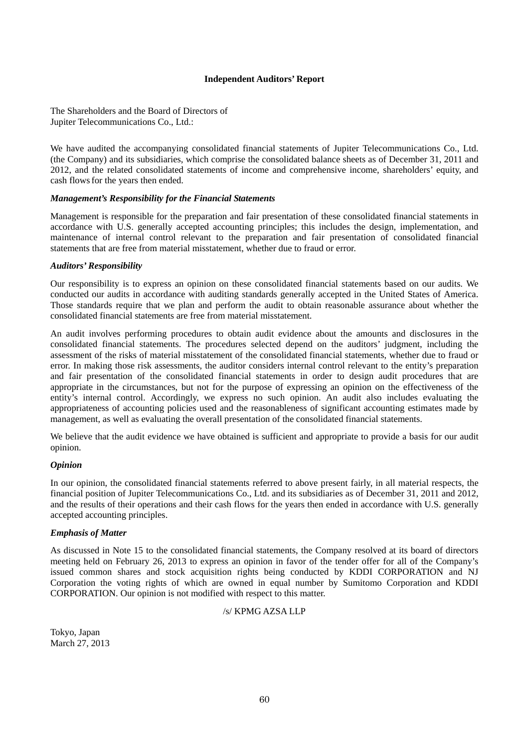## Independent Auditors' Report

The Shareholders and the Board of Directors of
Jupiter Telecommunications Co., Ltd.:

We have audited the accompanying consolidated financial statements of Jupiter Telecommunications Co., Ltd. (the Company) and its subsidiaries, which comprise the consolidated balance sheets as of December 31, 2011 and 2012, and the related consolidated statements of income and comprehensive income, shareholders' equity, and cash flows for the years then ended.

### *Management's Responsibility for the Financial Statements*

Management is responsible for the preparation and fair presentation of these consolidated financial statements in accordance with U.S. generally accepted accounting principles; this includes the design, implementation, and maintenance of internal control relevant to the preparation and fair presentation of consolidated financial statements that are free from material misstatement, whether due to fraud or error.

### *Auditors' Responsibility*

Our responsibility is to express an opinion on these consolidated financial statements based on our audits. We conducted our audits in accordance with auditing standards generally accepted in the United States of America. Those standards require that we plan and perform the audit to obtain reasonable assurance about whether the consolidated financial statements are free from material misstatement.

An audit involves performing procedures to obtain audit evidence about the amounts and disclosures in the consolidated financial statements. The procedures selected depend on the auditors' judgment, including the assessment of the risks of material misstatement of the consolidated financial statements, whether due to fraud or error. In making those risk assessments, the auditor considers internal control relevant to the entity's preparation and fair presentation of the consolidated financial statements in order to design audit procedures that are appropriate in the circumstances, but not for the purpose of expressing an opinion on the effectiveness of the entity's internal control. Accordingly, we express no such opinion. An audit also includes evaluating the appropriateness of accounting policies used and the reasonableness of significant accounting estimates made by management, as well as evaluating the overall presentation of the consolidated financial statements.

We believe that the audit evidence we have obtained is sufficient and appropriate to provide a basis for our audit opinion.

### *Opinion*

In our opinion, the consolidated financial statements referred to above present fairly, in all material respects, the financial position of Jupiter Telecommunications Co., Ltd. and its subsidiaries as of December 31, 2011 and 2012, and the results of their operations and their cash flows for the years then ended in accordance with U.S. generally accepted accounting principles.

### *Emphasis of Matter*

As discussed in Note 15 to the consolidated financial statements, the Company resolved at its board of directors meeting held on February 26, 2013 to express an opinion in favor of the tender offer for all of the Company's issued common shares and stock acquisition rights being conducted by KDDI CORPORATION and NJ Corporation the voting rights of which are owned in equal number by Sumitomo Corporation and KDDI CORPORATION. Our opinion is not modified with respect to this matter.

/s/ KPMG AZSA LLP

Tokyo, Japan
March 27, 2013